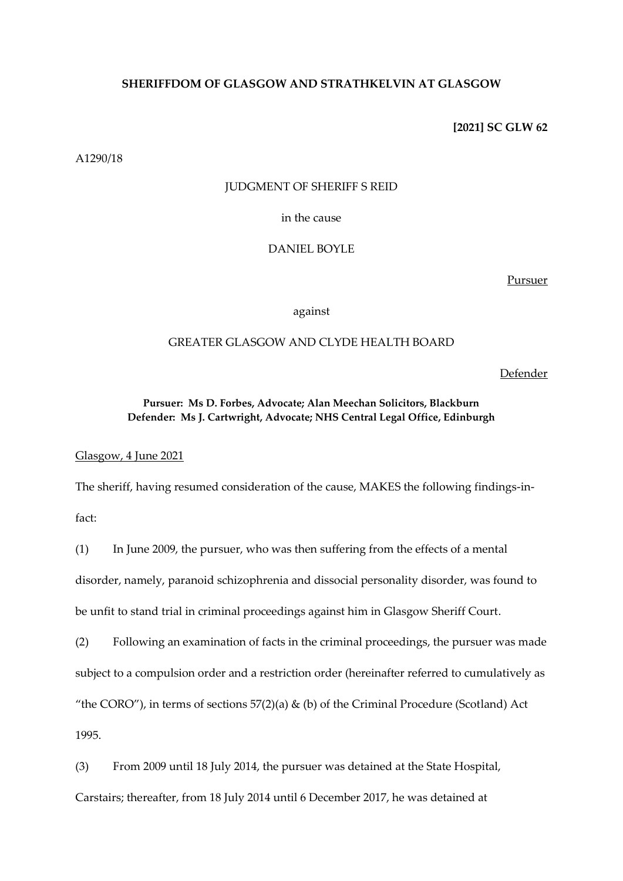**SHERIFFDOM OF GLASGOW AND STRATHKELVIN AT GLASGOW**

**[2021] SC GLW 62**

A1290/18

JUDGMENT OF SHERIFF S REID

in the cause

DANIEL BOYLE

Pursuer

against

GREATER GLASGOW AND CLYDE HEALTH BOARD

Defender

**Pursuer: Ms D. Forbes, Advocate; Alan Meechan Solicitors, Blackburn**
**Defender: Ms J. Cartwright, Advocate; NHS Central Legal Office, Edinburgh**

Glasgow, 4 June 2021

The sheriff, having resumed consideration of the cause, MAKES the following findings-in-fact:

(1) In June 2009, the pursuer, who was then suffering from the effects of a mental disorder, namely, paranoid schizophrenia and dissocial personality disorder, was found to be unfit to stand trial in criminal proceedings against him in Glasgow Sheriff Court.

(2) Following an examination of facts in the criminal proceedings, the pursuer was made subject to a compulsion order and a restriction order (hereinafter referred to cumulatively as "the CORO"), in terms of sections 57(2)(a) & (b) of the Criminal Procedure (Scotland) Act 1995.

(3) From 2009 until 18 July 2014, the pursuer was detained at the State Hospital, Carstairs; thereafter, from 18 July 2014 until 6 December 2017, he was detained at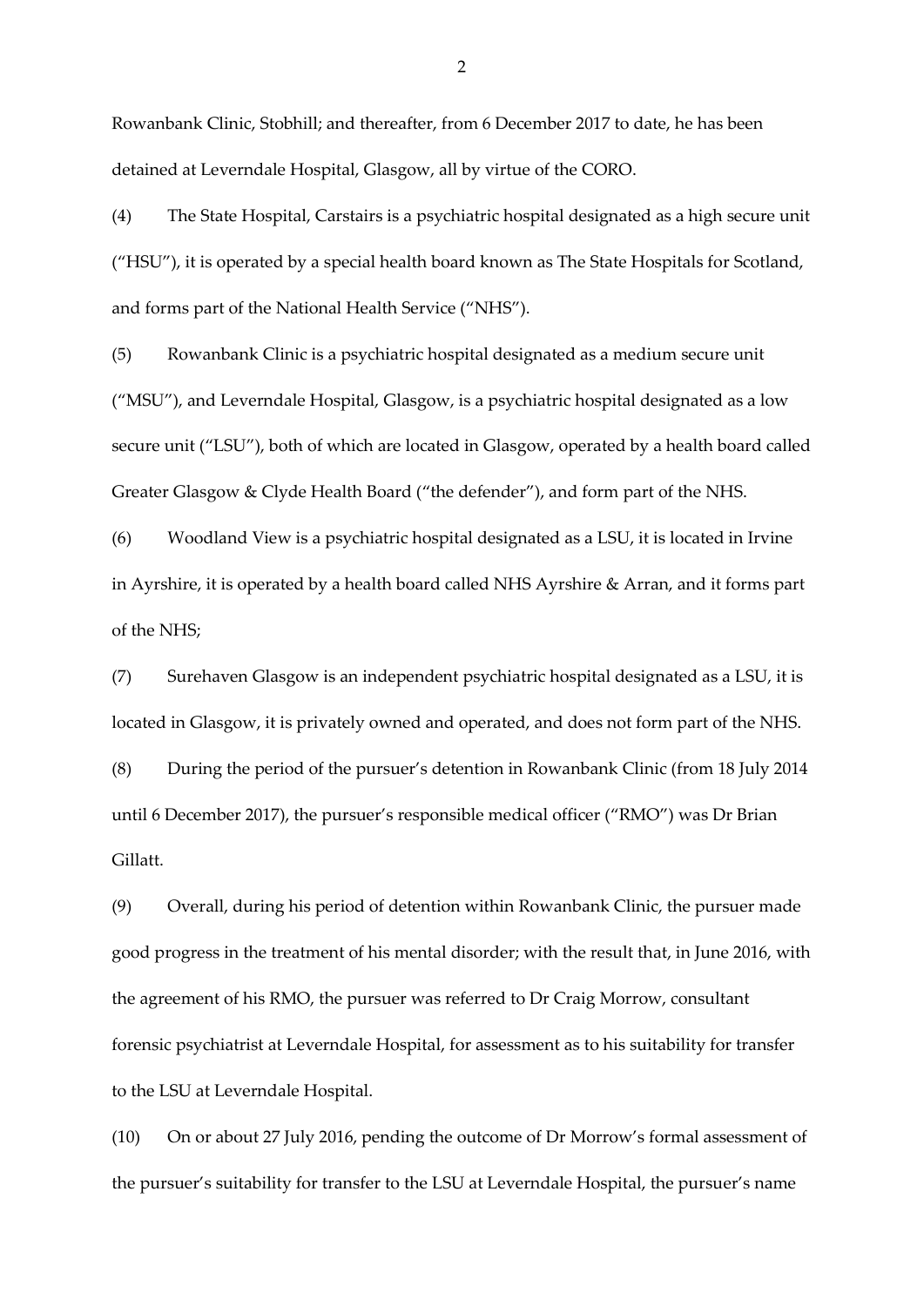Rowanbank Clinic, Stobhill; and thereafter, from 6 December 2017 to date, he has been detained at Leverndale Hospital, Glasgow, all by virtue of the CORO.

(4) The State Hospital, Carstairs is a psychiatric hospital designated as a high secure unit ("HSU"), it is operated by a special health board known as The State Hospitals for Scotland, and forms part of the National Health Service ("NHS").

(5) Rowanbank Clinic is a psychiatric hospital designated as a medium secure unit ("MSU"), and Leverndale Hospital, Glasgow, is a psychiatric hospital designated as a low secure unit ("LSU"), both of which are located in Glasgow, operated by a health board called Greater Glasgow & Clyde Health Board ("the defender"), and form part of the NHS.

(6) Woodland View is a psychiatric hospital designated as a LSU, it is located in Irvine in Ayrshire, it is operated by a health board called NHS Ayrshire & Arran, and it forms part of the NHS;

(7) Surehaven Glasgow is an independent psychiatric hospital designated as a LSU, it is located in Glasgow, it is privately owned and operated, and does not form part of the NHS.

(8) During the period of the pursuer's detention in Rowanbank Clinic (from 18 July 2014 until 6 December 2017), the pursuer's responsible medical officer ("RMO") was Dr Brian Gillatt.

(9) Overall, during his period of detention within Rowanbank Clinic, the pursuer made good progress in the treatment of his mental disorder; with the result that, in June 2016, with the agreement of his RMO, the pursuer was referred to Dr Craig Morrow, consultant forensic psychiatrist at Leverndale Hospital, for assessment as to his suitability for transfer to the LSU at Leverndale Hospital.

(10) On or about 27 July 2016, pending the outcome of Dr Morrow's formal assessment of the pursuer's suitability for transfer to the LSU at Leverndale Hospital, the pursuer's name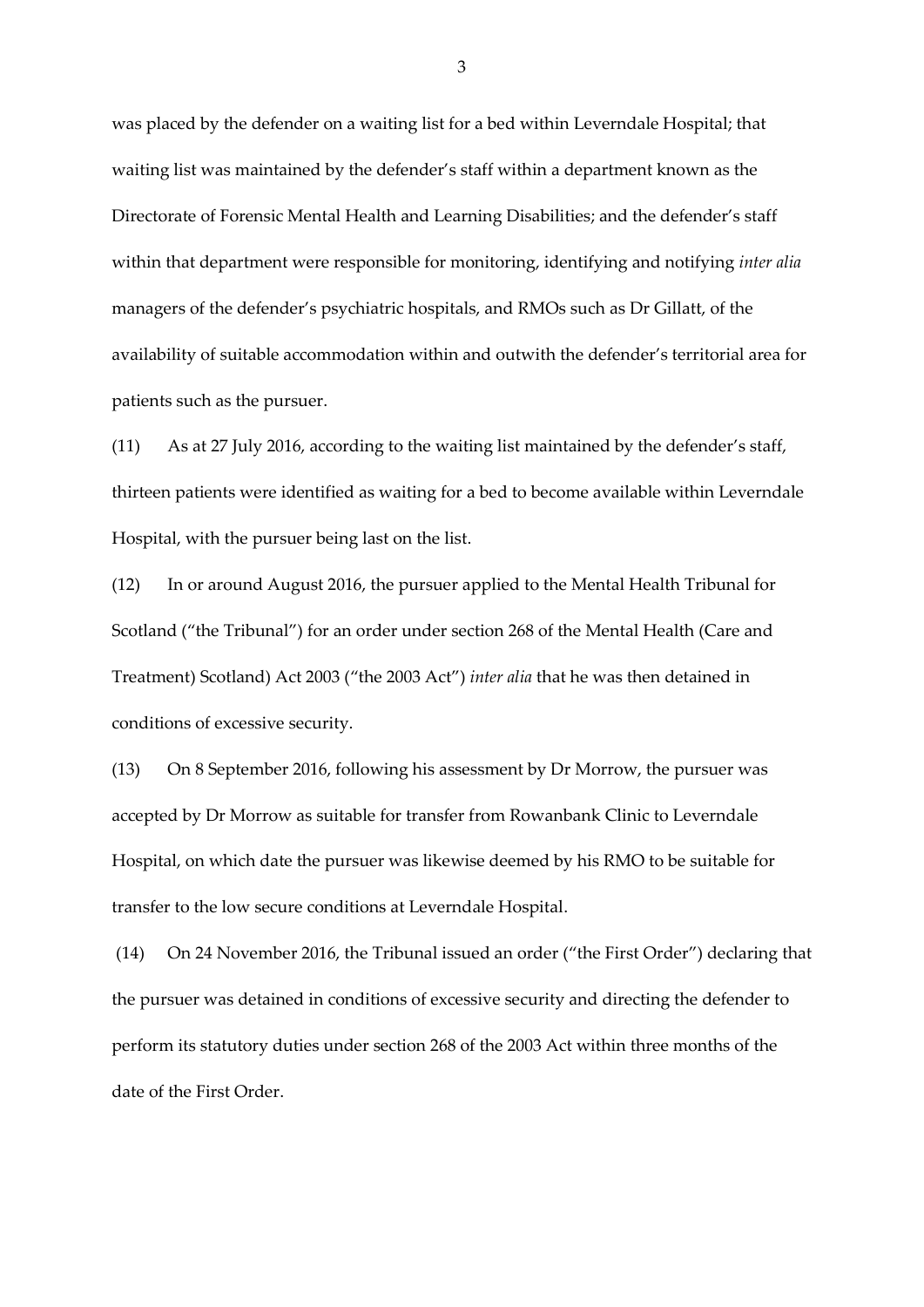was placed by the defender on a waiting list for a bed within Leverndale Hospital; that waiting list was maintained by the defender's staff within a department known as the Directorate of Forensic Mental Health and Learning Disabilities; and the defender's staff within that department were responsible for monitoring, identifying and notifying *inter alia* managers of the defender's psychiatric hospitals, and RMOs such as Dr Gillatt, of the availability of suitable accommodation within and outwith the defender's territorial area for patients such as the pursuer.

(11) As at 27 July 2016, according to the waiting list maintained by the defender's staff, thirteen patients were identified as waiting for a bed to become available within Leverndale Hospital, with the pursuer being last on the list.

(12) In or around August 2016, the pursuer applied to the Mental Health Tribunal for Scotland ("the Tribunal") for an order under section 268 of the Mental Health (Care and Treatment) Scotland) Act 2003 ("the 2003 Act") *inter alia* that he was then detained in conditions of excessive security.

(13) On 8 September 2016, following his assessment by Dr Morrow, the pursuer was accepted by Dr Morrow as suitable for transfer from Rowanbank Clinic to Leverndale Hospital, on which date the pursuer was likewise deemed by his RMO to be suitable for transfer to the low secure conditions at Leverndale Hospital.

(14) On 24 November 2016, the Tribunal issued an order ("the First Order") declaring that the pursuer was detained in conditions of excessive security and directing the defender to perform its statutory duties under section 268 of the 2003 Act within three months of the date of the First Order.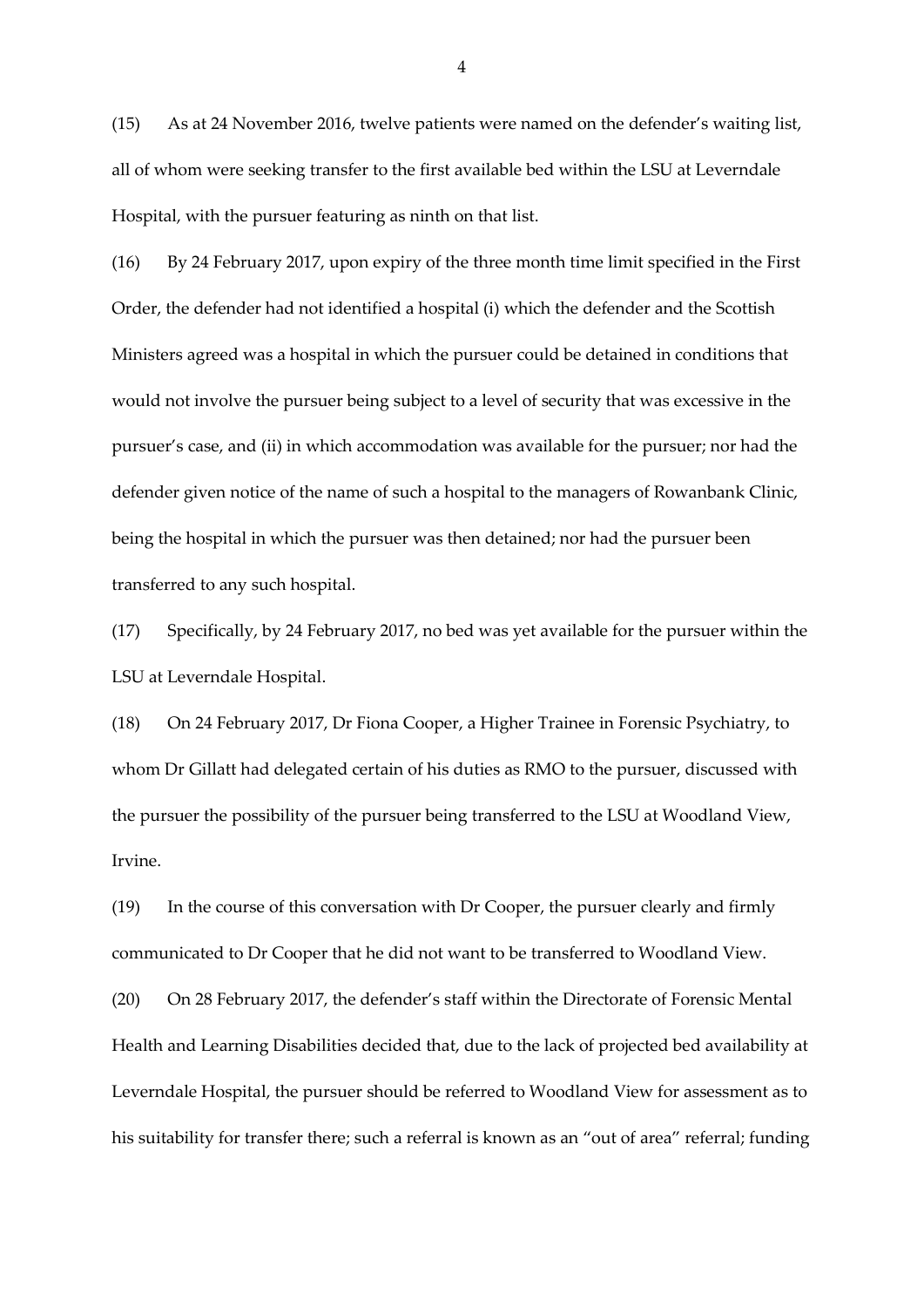(15) As at 24 November 2016, twelve patients were named on the defender's waiting list, all of whom were seeking transfer to the first available bed within the LSU at Leverndale Hospital, with the pursuer featuring as ninth on that list.

(16) By 24 February 2017, upon expiry of the three month time limit specified in the First Order, the defender had not identified a hospital (i) which the defender and the Scottish Ministers agreed was a hospital in which the pursuer could be detained in conditions that would not involve the pursuer being subject to a level of security that was excessive in the pursuer's case, and (ii) in which accommodation was available for the pursuer; nor had the defender given notice of the name of such a hospital to the managers of Rowanbank Clinic, being the hospital in which the pursuer was then detained; nor had the pursuer been transferred to any such hospital.

(17) Specifically, by 24 February 2017, no bed was yet available for the pursuer within the LSU at Leverndale Hospital.

(18) On 24 February 2017, Dr Fiona Cooper, a Higher Trainee in Forensic Psychiatry, to whom Dr Gillatt had delegated certain of his duties as RMO to the pursuer, discussed with the pursuer the possibility of the pursuer being transferred to the LSU at Woodland View, Irvine.

(19) In the course of this conversation with Dr Cooper, the pursuer clearly and firmly communicated to Dr Cooper that he did not want to be transferred to Woodland View.

(20) On 28 February 2017, the defender's staff within the Directorate of Forensic Mental Health and Learning Disabilities decided that, due to the lack of projected bed availability at Leverndale Hospital, the pursuer should be referred to Woodland View for assessment as to his suitability for transfer there; such a referral is known as an "out of area" referral; funding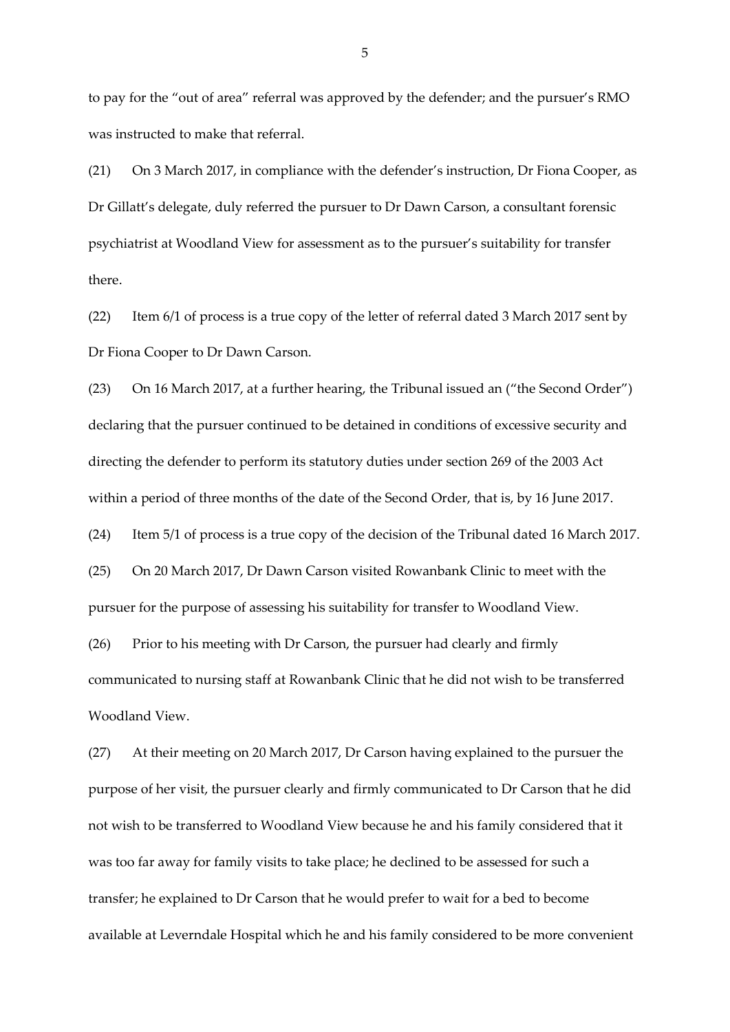to pay for the "out of area" referral was approved by the defender; and the pursuer's RMO was instructed to make that referral.

(21) On 3 March 2017, in compliance with the defender's instruction, Dr Fiona Cooper, as Dr Gillatt's delegate, duly referred the pursuer to Dr Dawn Carson, a consultant forensic psychiatrist at Woodland View for assessment as to the pursuer's suitability for transfer there.

(22) Item 6/1 of process is a true copy of the letter of referral dated 3 March 2017 sent by Dr Fiona Cooper to Dr Dawn Carson.

(23) On 16 March 2017, at a further hearing, the Tribunal issued an ("the Second Order") declaring that the pursuer continued to be detained in conditions of excessive security and directing the defender to perform its statutory duties under section 269 of the 2003 Act within a period of three months of the date of the Second Order, that is, by 16 June 2017.

(24) Item 5/1 of process is a true copy of the decision of the Tribunal dated 16 March 2017.

(25) On 20 March 2017, Dr Dawn Carson visited Rowanbank Clinic to meet with the pursuer for the purpose of assessing his suitability for transfer to Woodland View.

(26) Prior to his meeting with Dr Carson, the pursuer had clearly and firmly communicated to nursing staff at Rowanbank Clinic that he did not wish to be transferred Woodland View.

(27) At their meeting on 20 March 2017, Dr Carson having explained to the pursuer the purpose of her visit, the pursuer clearly and firmly communicated to Dr Carson that he did not wish to be transferred to Woodland View because he and his family considered that it was too far away for family visits to take place; he declined to be assessed for such a transfer; he explained to Dr Carson that he would prefer to wait for a bed to become available at Leverndale Hospital which he and his family considered to be more convenient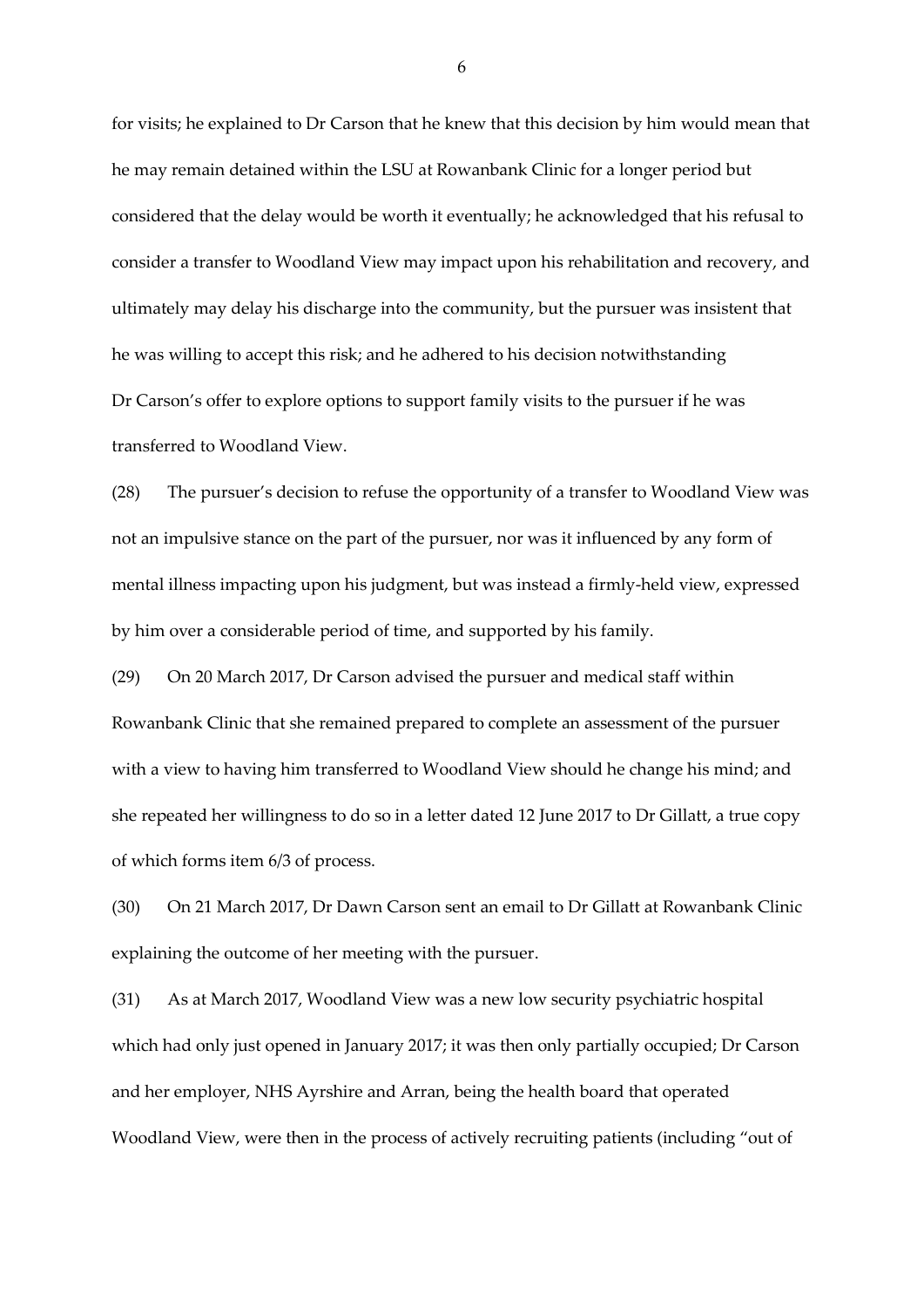for visits; he explained to Dr Carson that he knew that this decision by him would mean that he may remain detained within the LSU at Rowanbank Clinic for a longer period but considered that the delay would be worth it eventually; he acknowledged that his refusal to consider a transfer to Woodland View may impact upon his rehabilitation and recovery, and ultimately may delay his discharge into the community, but the pursuer was insistent that he was willing to accept this risk; and he adhered to his decision notwithstanding Dr Carson's offer to explore options to support family visits to the pursuer if he was transferred to Woodland View.

(28) The pursuer's decision to refuse the opportunity of a transfer to Woodland View was not an impulsive stance on the part of the pursuer, nor was it influenced by any form of mental illness impacting upon his judgment, but was instead a firmly-held view, expressed by him over a considerable period of time, and supported by his family.

(29) On 20 March 2017, Dr Carson advised the pursuer and medical staff within Rowanbank Clinic that she remained prepared to complete an assessment of the pursuer with a view to having him transferred to Woodland View should he change his mind; and she repeated her willingness to do so in a letter dated 12 June 2017 to Dr Gillatt, a true copy of which forms item 6/3 of process.

(30) On 21 March 2017, Dr Dawn Carson sent an email to Dr Gillatt at Rowanbank Clinic explaining the outcome of her meeting with the pursuer.

(31) As at March 2017, Woodland View was a new low security psychiatric hospital which had only just opened in January 2017; it was then only partially occupied; Dr Carson and her employer, NHS Ayrshire and Arran, being the health board that operated Woodland View, were then in the process of actively recruiting patients (including "out of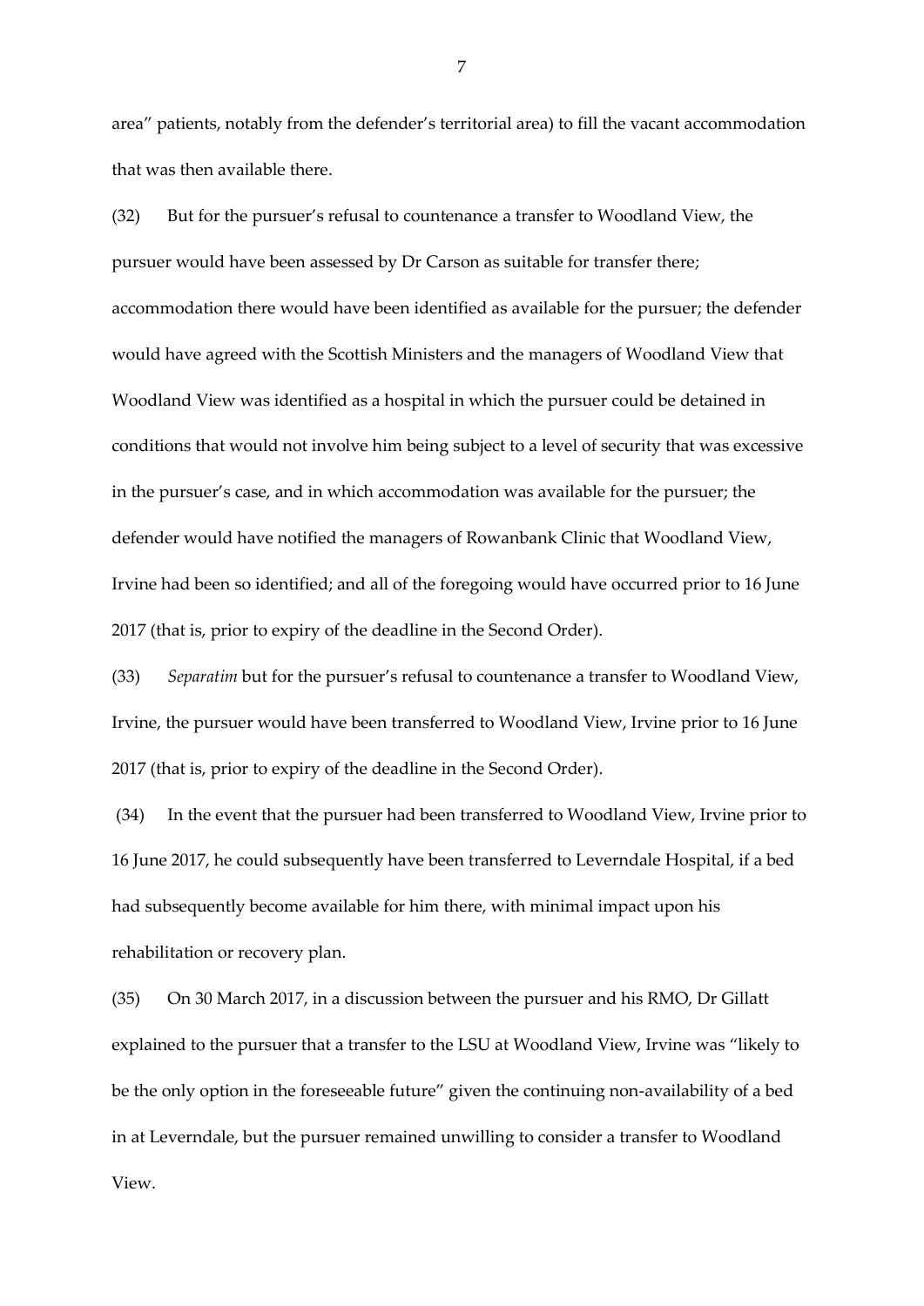area" patients, notably from the defender's territorial area) to fill the vacant accommodation that was then available there.

(32) But for the pursuer's refusal to countenance a transfer to Woodland View, the pursuer would have been assessed by Dr Carson as suitable for transfer there; accommodation there would have been identified as available for the pursuer; the defender would have agreed with the Scottish Ministers and the managers of Woodland View that Woodland View was identified as a hospital in which the pursuer could be detained in conditions that would not involve him being subject to a level of security that was excessive in the pursuer's case, and in which accommodation was available for the pursuer; the defender would have notified the managers of Rowanbank Clinic that Woodland View, Irvine had been so identified; and all of the foregoing would have occurred prior to 16 June 2017 (that is, prior to expiry of the deadline in the Second Order).

(33) *Separatim* but for the pursuer's refusal to countenance a transfer to Woodland View, Irvine, the pursuer would have been transferred to Woodland View, Irvine prior to 16 June 2017 (that is, prior to expiry of the deadline in the Second Order).

(34) In the event that the pursuer had been transferred to Woodland View, Irvine prior to 16 June 2017, he could subsequently have been transferred to Leverndale Hospital, if a bed had subsequently become available for him there, with minimal impact upon his rehabilitation or recovery plan.

(35) On 30 March 2017, in a discussion between the pursuer and his RMO, Dr Gillatt explained to the pursuer that a transfer to the LSU at Woodland View, Irvine was "likely to be the only option in the foreseeable future" given the continuing non-availability of a bed in at Leverndale, but the pursuer remained unwilling to consider a transfer to Woodland View.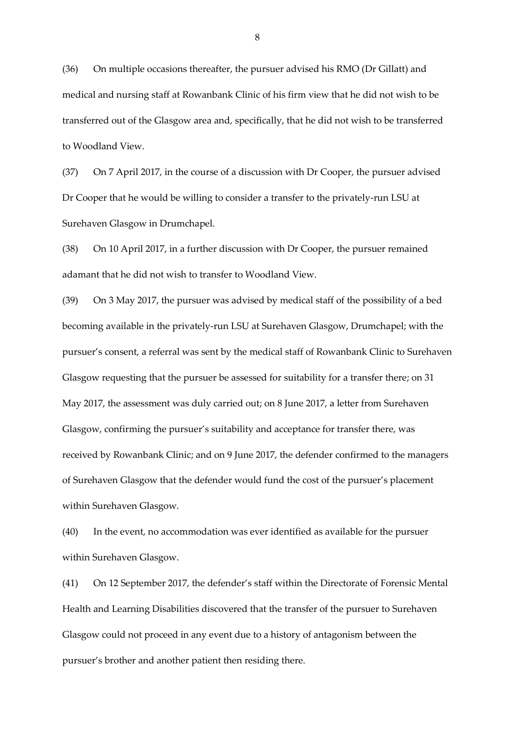(36) On multiple occasions thereafter, the pursuer advised his RMO (Dr Gillatt) and medical and nursing staff at Rowanbank Clinic of his firm view that he did not wish to be transferred out of the Glasgow area and, specifically, that he did not wish to be transferred to Woodland View.

(37) On 7 April 2017, in the course of a discussion with Dr Cooper, the pursuer advised Dr Cooper that he would be willing to consider a transfer to the privately-run LSU at Surehaven Glasgow in Drumchapel.

(38) On 10 April 2017, in a further discussion with Dr Cooper, the pursuer remained adamant that he did not wish to transfer to Woodland View.

(39) On 3 May 2017, the pursuer was advised by medical staff of the possibility of a bed becoming available in the privately-run LSU at Surehaven Glasgow, Drumchapel; with the pursuer's consent, a referral was sent by the medical staff of Rowanbank Clinic to Surehaven Glasgow requesting that the pursuer be assessed for suitability for a transfer there; on 31 May 2017, the assessment was duly carried out; on 8 June 2017, a letter from Surehaven Glasgow, confirming the pursuer's suitability and acceptance for transfer there, was received by Rowanbank Clinic; and on 9 June 2017, the defender confirmed to the managers of Surehaven Glasgow that the defender would fund the cost of the pursuer's placement within Surehaven Glasgow.

(40) In the event, no accommodation was ever identified as available for the pursuer within Surehaven Glasgow.

(41) On 12 September 2017, the defender's staff within the Directorate of Forensic Mental Health and Learning Disabilities discovered that the transfer of the pursuer to Surehaven Glasgow could not proceed in any event due to a history of antagonism between the pursuer's brother and another patient then residing there.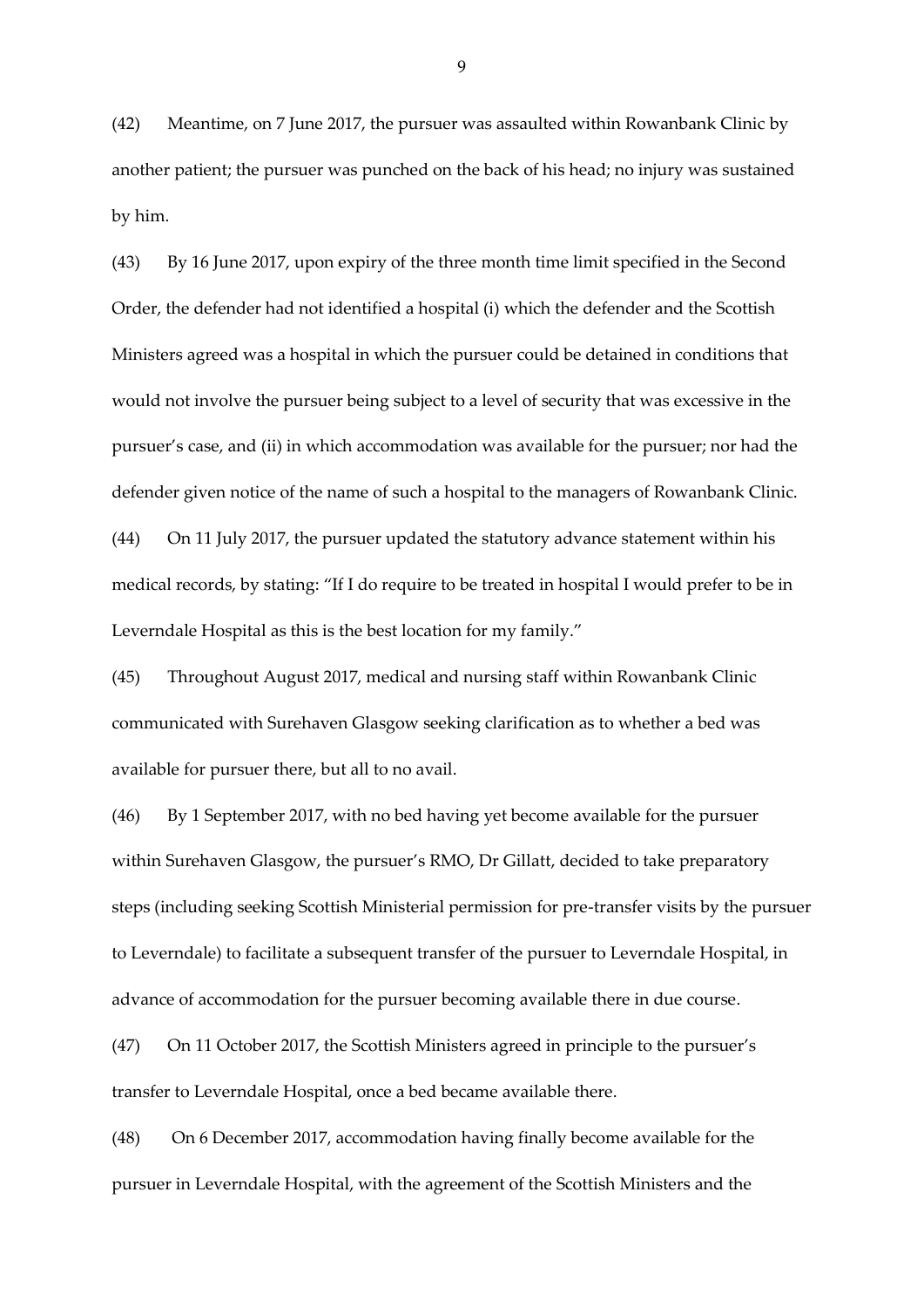(42) Meantime, on 7 June 2017, the pursuer was assaulted within Rowanbank Clinic by another patient; the pursuer was punched on the back of his head; no injury was sustained by him.

(43) By 16 June 2017, upon expiry of the three month time limit specified in the Second Order, the defender had not identified a hospital (i) which the defender and the Scottish Ministers agreed was a hospital in which the pursuer could be detained in conditions that would not involve the pursuer being subject to a level of security that was excessive in the pursuer's case, and (ii) in which accommodation was available for the pursuer; nor had the defender given notice of the name of such a hospital to the managers of Rowanbank Clinic.

(44) On 11 July 2017, the pursuer updated the statutory advance statement within his medical records, by stating: "If I do require to be treated in hospital I would prefer to be in Leverndale Hospital as this is the best location for my family."

(45) Throughout August 2017, medical and nursing staff within Rowanbank Clinic communicated with Surehaven Glasgow seeking clarification as to whether a bed was available for pursuer there, but all to no avail.

(46) By 1 September 2017, with no bed having yet become available for the pursuer within Surehaven Glasgow, the pursuer's RMO, Dr Gillatt, decided to take preparatory steps (including seeking Scottish Ministerial permission for pre-transfer visits by the pursuer to Leverndale) to facilitate a subsequent transfer of the pursuer to Leverndale Hospital, in advance of accommodation for the pursuer becoming available there in due course.

(47) On 11 October 2017, the Scottish Ministers agreed in principle to the pursuer's transfer to Leverndale Hospital, once a bed became available there.

(48) On 6 December 2017, accommodation having finally become available for the pursuer in Leverndale Hospital, with the agreement of the Scottish Ministers and the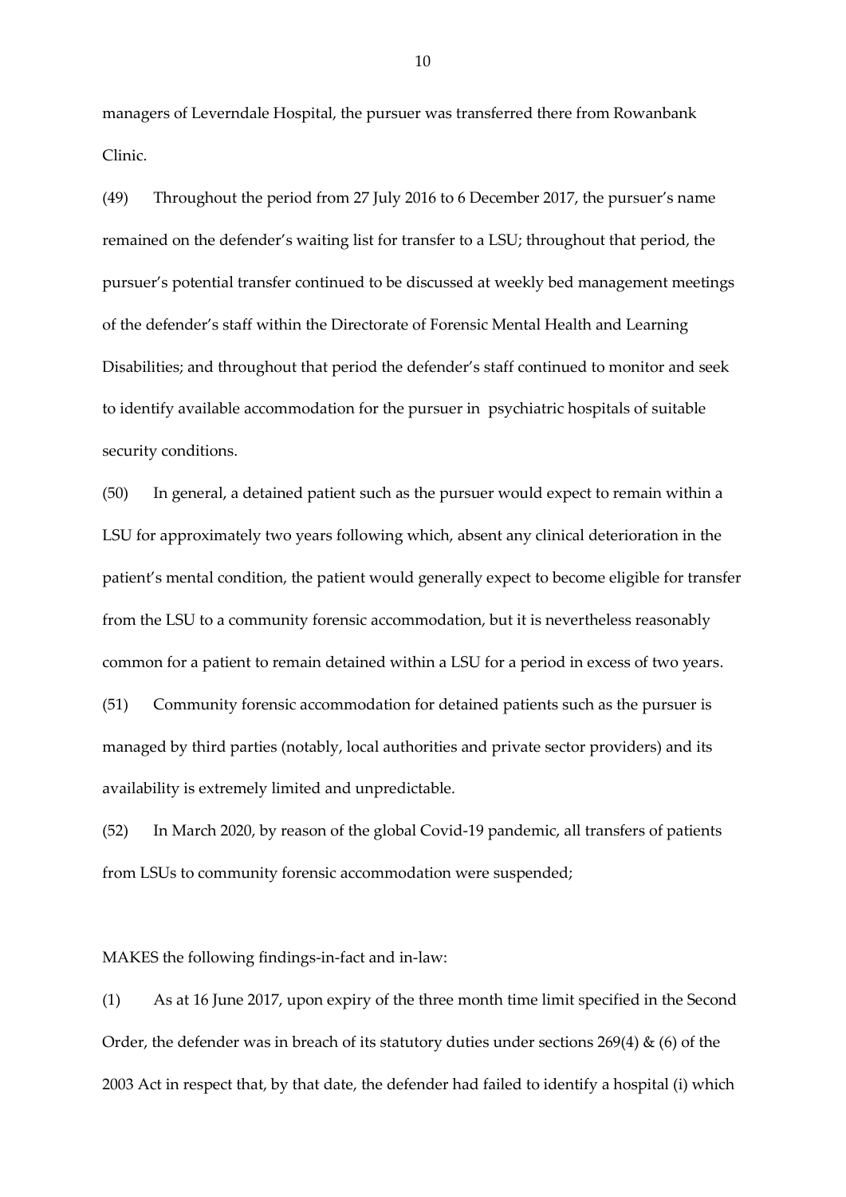managers of Leverndale Hospital, the pursuer was transferred there from Rowanbank Clinic.

(49) Throughout the period from 27 July 2016 to 6 December 2017, the pursuer's name remained on the defender's waiting list for transfer to a LSU; throughout that period, the pursuer's potential transfer continued to be discussed at weekly bed management meetings of the defender's staff within the Directorate of Forensic Mental Health and Learning Disabilities; and throughout that period the defender's staff continued to monitor and seek to identify available accommodation for the pursuer in psychiatric hospitals of suitable security conditions.

(50) In general, a detained patient such as the pursuer would expect to remain within a LSU for approximately two years following which, absent any clinical deterioration in the patient's mental condition, the patient would generally expect to become eligible for transfer from the LSU to a community forensic accommodation, but it is nevertheless reasonably common for a patient to remain detained within a LSU for a period in excess of two years.

(51) Community forensic accommodation for detained patients such as the pursuer is managed by third parties (notably, local authorities and private sector providers) and its availability is extremely limited and unpredictable.

(52) In March 2020, by reason of the global Covid-19 pandemic, all transfers of patients from LSUs to community forensic accommodation were suspended;

MAKES the following findings-in-fact and in-law:

(1) As at 16 June 2017, upon expiry of the three month time limit specified in the Second Order, the defender was in breach of its statutory duties under sections 269(4) & (6) of the 2003 Act in respect that, by that date, the defender had failed to identify a hospital (i) which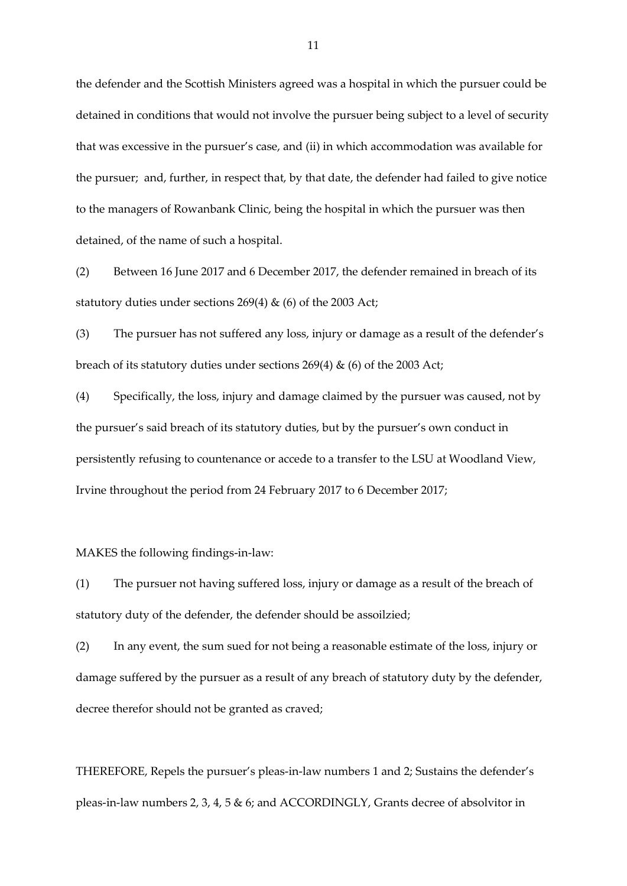the defender and the Scottish Ministers agreed was a hospital in which the pursuer could be detained in conditions that would not involve the pursuer being subject to a level of security that was excessive in the pursuer's case, and (ii) in which accommodation was available for the pursuer; and, further, in respect that, by that date, the defender had failed to give notice to the managers of Rowanbank Clinic, being the hospital in which the pursuer was then detained, of the name of such a hospital.

(2) Between 16 June 2017 and 6 December 2017, the defender remained in breach of its statutory duties under sections 269(4) & (6) of the 2003 Act;

(3) The pursuer has not suffered any loss, injury or damage as a result of the defender's breach of its statutory duties under sections 269(4) & (6) of the 2003 Act;

(4) Specifically, the loss, injury and damage claimed by the pursuer was caused, not by the pursuer's said breach of its statutory duties, but by the pursuer's own conduct in persistently refusing to countenance or accede to a transfer to the LSU at Woodland View, Irvine throughout the period from 24 February 2017 to 6 December 2017;

MAKES the following findings-in-law:

(1) The pursuer not having suffered loss, injury or damage as a result of the breach of statutory duty of the defender, the defender should be assoilzied;

(2) In any event, the sum sued for not being a reasonable estimate of the loss, injury or damage suffered by the pursuer as a result of any breach of statutory duty by the defender, decree therefor should not be granted as craved;

THEREFORE, Repels the pursuer's pleas-in-law numbers 1 and 2; Sustains the defender's pleas-in-law numbers 2, 3, 4, 5 & 6; and ACCORDINGLY, Grants decree of absolvitor in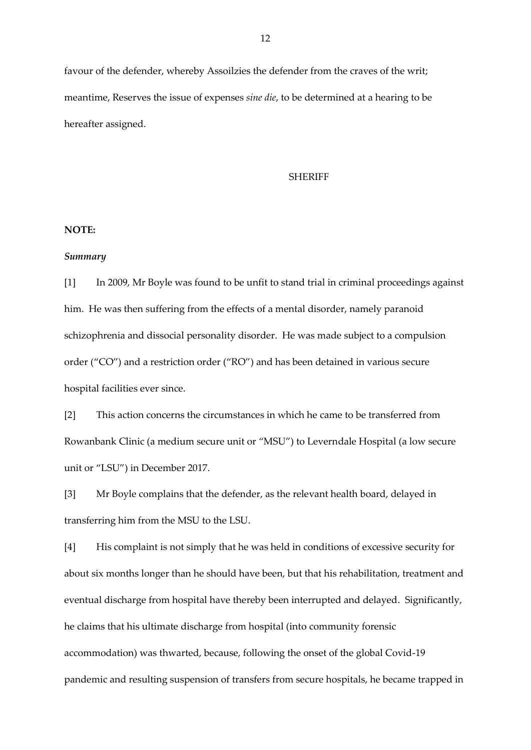favour of the defender, whereby Assoilzies the defender from the craves of the writ; meantime, Reserves the issue of expenses *sine die*, to be determined at a hearing to be hereafter assigned.

SHERIFF

**NOTE:**

***Summary***

[1] In 2009, Mr Boyle was found to be unfit to stand trial in criminal proceedings against him. He was then suffering from the effects of a mental disorder, namely paranoid schizophrenia and dissocial personality disorder. He was made subject to a compulsion order ("CO") and a restriction order ("RO") and has been detained in various secure hospital facilities ever since.

[2] This action concerns the circumstances in which he came to be transferred from Rowanbank Clinic (a medium secure unit or "MSU") to Leverndale Hospital (a low secure unit or "LSU") in December 2017.

[3] Mr Boyle complains that the defender, as the relevant health board, delayed in transferring him from the MSU to the LSU.

[4] His complaint is not simply that he was held in conditions of excessive security for about six months longer than he should have been, but that his rehabilitation, treatment and eventual discharge from hospital have thereby been interrupted and delayed. Significantly, he claims that his ultimate discharge from hospital (into community forensic accommodation) was thwarted, because, following the onset of the global Covid-19 pandemic and resulting suspension of transfers from secure hospitals, he became trapped in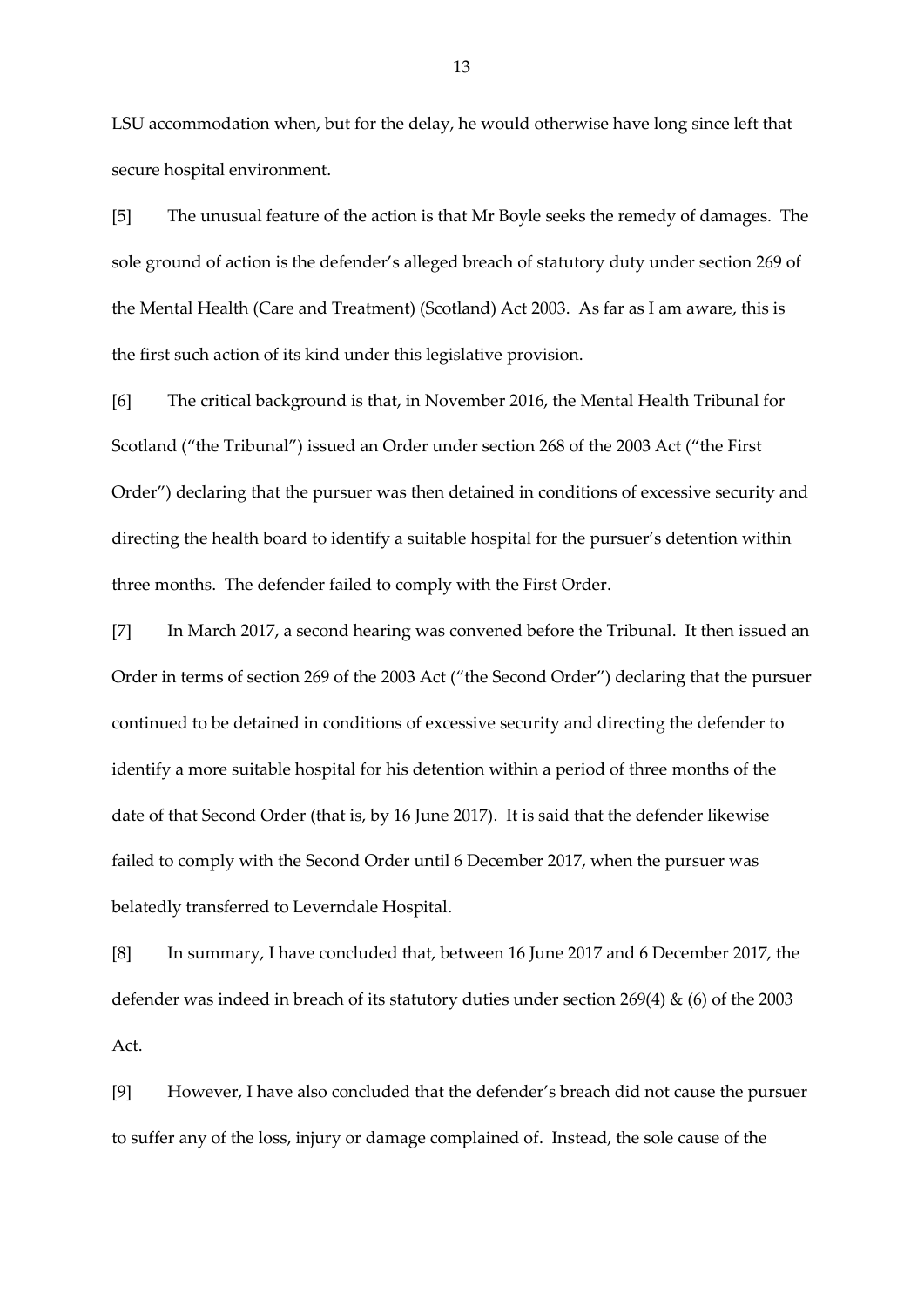LSU accommodation when, but for the delay, he would otherwise have long since left that secure hospital environment.

[5] The unusual feature of the action is that Mr Boyle seeks the remedy of damages. The sole ground of action is the defender's alleged breach of statutory duty under section 269 of the Mental Health (Care and Treatment) (Scotland) Act 2003. As far as I am aware, this is the first such action of its kind under this legislative provision.

[6] The critical background is that, in November 2016, the Mental Health Tribunal for Scotland ("the Tribunal") issued an Order under section 268 of the 2003 Act ("the First Order") declaring that the pursuer was then detained in conditions of excessive security and directing the health board to identify a suitable hospital for the pursuer's detention within three months. The defender failed to comply with the First Order.

[7] In March 2017, a second hearing was convened before the Tribunal. It then issued an Order in terms of section 269 of the 2003 Act ("the Second Order") declaring that the pursuer continued to be detained in conditions of excessive security and directing the defender to identify a more suitable hospital for his detention within a period of three months of the date of that Second Order (that is, by 16 June 2017). It is said that the defender likewise failed to comply with the Second Order until 6 December 2017, when the pursuer was belatedly transferred to Leverndale Hospital.

[8] In summary, I have concluded that, between 16 June 2017 and 6 December 2017, the defender was indeed in breach of its statutory duties under section 269(4) & (6) of the 2003 Act.

[9] However, I have also concluded that the defender's breach did not cause the pursuer to suffer any of the loss, injury or damage complained of. Instead, the sole cause of the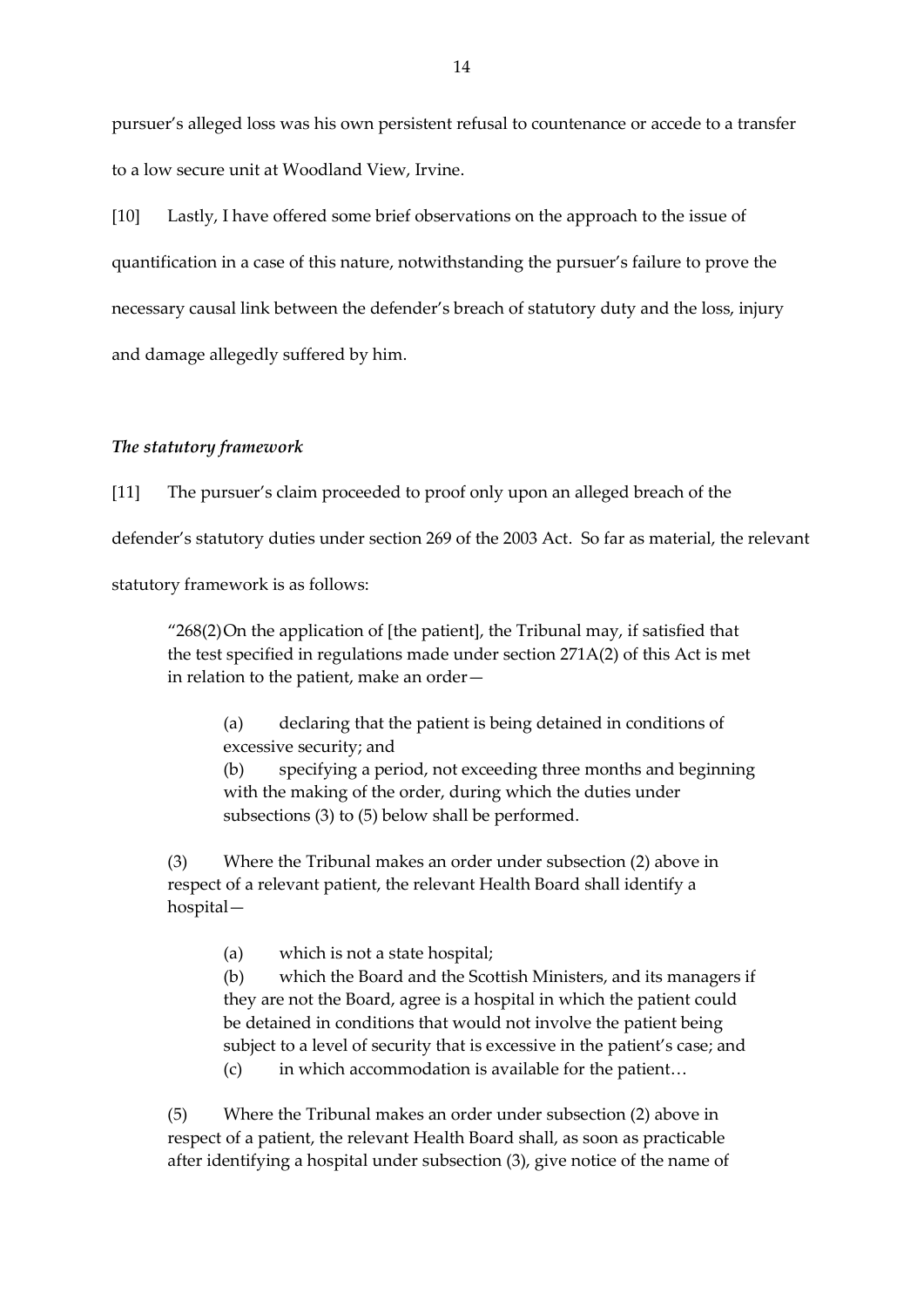pursuer's alleged loss was his own persistent refusal to countenance or accede to a transfer to a low secure unit at Woodland View, Irvine.

[10] Lastly, I have offered some brief observations on the approach to the issue of quantification in a case of this nature, notwithstanding the pursuer's failure to prove the necessary causal link between the defender's breach of statutory duty and the loss, injury and damage allegedly suffered by him.

### *The statutory framework*

[11] The pursuer's claim proceeded to proof only upon an alleged breach of the defender's statutory duties under section 269 of the 2003 Act. So far as material, the relevant statutory framework is as follows:

> "268(2) On the application of [the patient], the Tribunal may, if satisfied that the test specified in regulations made under section 271A(2) of this Act is met in relation to the patient, make an order—
>
> (a) declaring that the patient is being detained in conditions of excessive security; and
>
> (b) specifying a period, not exceeding three months and beginning with the making of the order, during which the duties under subsections (3) to (5) below shall be performed.
>
> (3) Where the Tribunal makes an order under subsection (2) above in respect of a relevant patient, the relevant Health Board shall identify a hospital—
>
> (a) which is not a state hospital;
>
> (b) which the Board and the Scottish Ministers, and its managers if they are not the Board, agree is a hospital in which the patient could be detained in conditions that would not involve the patient being subject to a level of security that is excessive in the patient's case; and
>
> (c) in which accommodation is available for the patient…
>
> (5) Where the Tribunal makes an order under subsection (2) above in respect of a patient, the relevant Health Board shall, as soon as practicable after identifying a hospital under subsection (3), give notice of the name of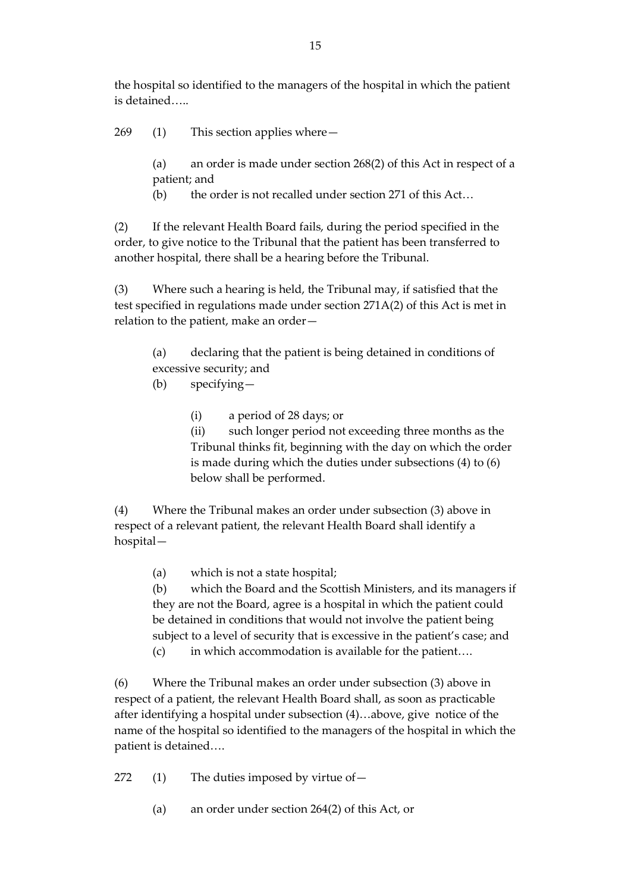the hospital so identified to the managers of the hospital in which the patient is detained…..

269 (1) This section applies where—

(a) an order is made under section 268(2) of this Act in respect of a patient; and

(b) the order is not recalled under section 271 of this Act…

(2) If the relevant Health Board fails, during the period specified in the order, to give notice to the Tribunal that the patient has been transferred to another hospital, there shall be a hearing before the Tribunal.

(3) Where such a hearing is held, the Tribunal may, if satisfied that the test specified in regulations made under section 271A(2) of this Act is met in relation to the patient, make an order—

(a) declaring that the patient is being detained in conditions of excessive security; and

(b) specifying—

(i) a period of 28 days; or

(ii) such longer period not exceeding three months as the Tribunal thinks fit, beginning with the day on which the order is made during which the duties under subsections (4) to (6) below shall be performed.

(4) Where the Tribunal makes an order under subsection (3) above in respect of a relevant patient, the relevant Health Board shall identify a hospital—

(a) which is not a state hospital;

(b) which the Board and the Scottish Ministers, and its managers if they are not the Board, agree is a hospital in which the patient could be detained in conditions that would not involve the patient being subject to a level of security that is excessive in the patient's case; and

(c) in which accommodation is available for the patient….

(6) Where the Tribunal makes an order under subsection (3) above in respect of a patient, the relevant Health Board shall, as soon as practicable after identifying a hospital under subsection (4)…above, give notice of the name of the hospital so identified to the managers of the hospital in which the patient is detained….

272 (1) The duties imposed by virtue of—

(a) an order under section 264(2) of this Act, or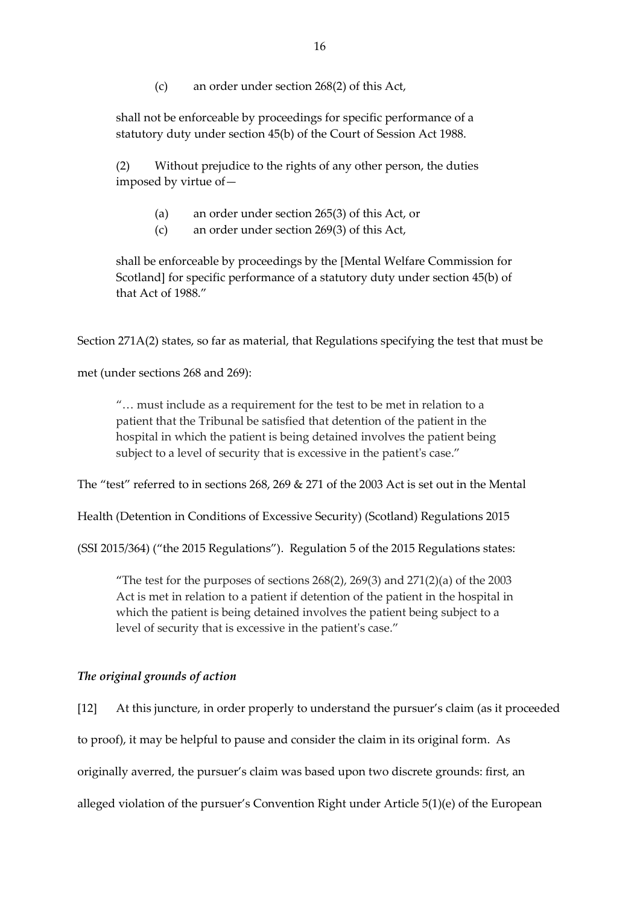> (c) an order under section 268(2) of this Act,
>
> shall not be enforceable by proceedings for specific performance of a statutory duty under section 45(b) of the Court of Session Act 1988.
>
> (2) Without prejudice to the rights of any other person, the duties imposed by virtue of—
>
> > (a) an order under section 265(3) of this Act, or
> > (c) an order under section 269(3) of this Act,
>
> shall be enforceable by proceedings by the [Mental Welfare Commission for Scotland] for specific performance of a statutory duty under section 45(b) of that Act of 1988."

Section 271A(2) states, so far as material, that Regulations specifying the test that must be met (under sections 268 and 269):

> "… must include as a requirement for the test to be met in relation to a patient that the Tribunal be satisfied that detention of the patient in the hospital in which the patient is being detained involves the patient being subject to a level of security that is excessive in the patient's case."

The "test" referred to in sections 268, 269 & 271 of the 2003 Act is set out in the Mental Health (Detention in Conditions of Excessive Security) (Scotland) Regulations 2015 (SSI 2015/364) ("the 2015 Regulations"). Regulation 5 of the 2015 Regulations states:

> "The test for the purposes of sections 268(2), 269(3) and 271(2)(a) of the 2003 Act is met in relation to a patient if detention of the patient in the hospital in which the patient is being detained involves the patient being subject to a level of security that is excessive in the patient's case."

### *The original grounds of action*

[12] At this juncture, in order properly to understand the pursuer's claim (as it proceeded to proof), it may be helpful to pause and consider the claim in its original form. As originally averred, the pursuer's claim was based upon two discrete grounds: first, an alleged violation of the pursuer's Convention Right under Article 5(1)(e) of the European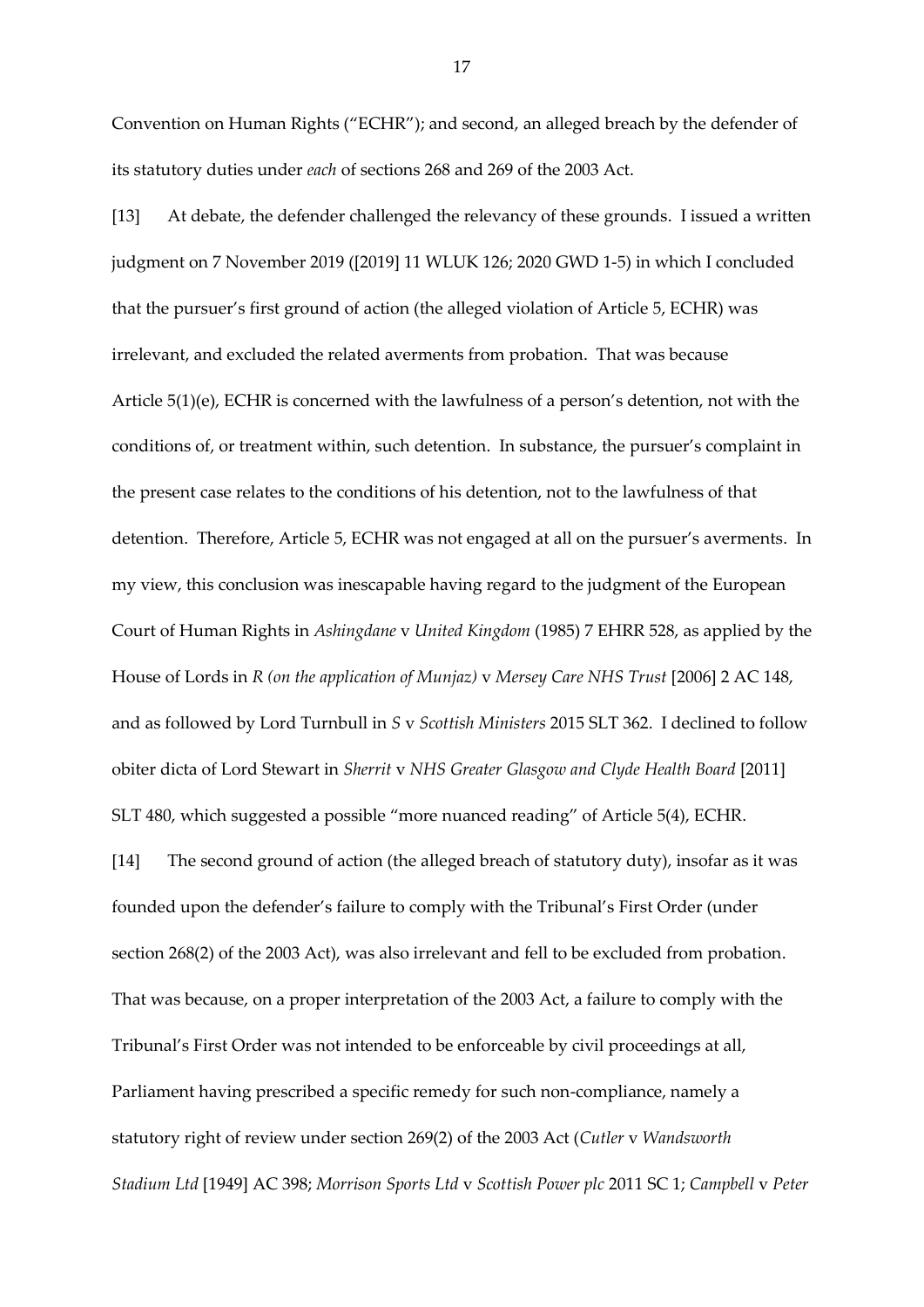Convention on Human Rights ("ECHR"); and second, an alleged breach by the defender of its statutory duties under *each* of sections 268 and 269 of the 2003 Act.

[13] At debate, the defender challenged the relevancy of these grounds. I issued a written judgment on 7 November 2019 ([2019] 11 WLUK 126; 2020 GWD 1-5) in which I concluded that the pursuer's first ground of action (the alleged violation of Article 5, ECHR) was irrelevant, and excluded the related averments from probation. That was because Article 5(1)(e), ECHR is concerned with the lawfulness of a person's detention, not with the conditions of, or treatment within, such detention. In substance, the pursuer's complaint in the present case relates to the conditions of his detention, not to the lawfulness of that detention. Therefore, Article 5, ECHR was not engaged at all on the pursuer's averments. In my view, this conclusion was inescapable having regard to the judgment of the European Court of Human Rights in *Ashingdane* v *United Kingdom* (1985) 7 EHRR 528, as applied by the House of Lords in *R (on the application of Munjaz)* v *Mersey Care NHS Trust* [2006] 2 AC 148, and as followed by Lord Turnbull in *S* v *Scottish Ministers* 2015 SLT 362. I declined to follow obiter dicta of Lord Stewart in *Sherrit* v *NHS Greater Glasgow and Clyde Health Board* [2011] SLT 480, which suggested a possible "more nuanced reading" of Article 5(4), ECHR.

[14] The second ground of action (the alleged breach of statutory duty), insofar as it was founded upon the defender's failure to comply with the Tribunal's First Order (under section 268(2) of the 2003 Act), was also irrelevant and fell to be excluded from probation. That was because, on a proper interpretation of the 2003 Act, a failure to comply with the Tribunal's First Order was not intended to be enforceable by civil proceedings at all, Parliament having prescribed a specific remedy for such non-compliance, namely a statutory right of review under section 269(2) of the 2003 Act (*Cutler* v *Wandsworth Stadium Ltd* [1949] AC 398; *Morrison Sports Ltd* v *Scottish Power plc* 2011 SC 1; *Campbell* v *Peter*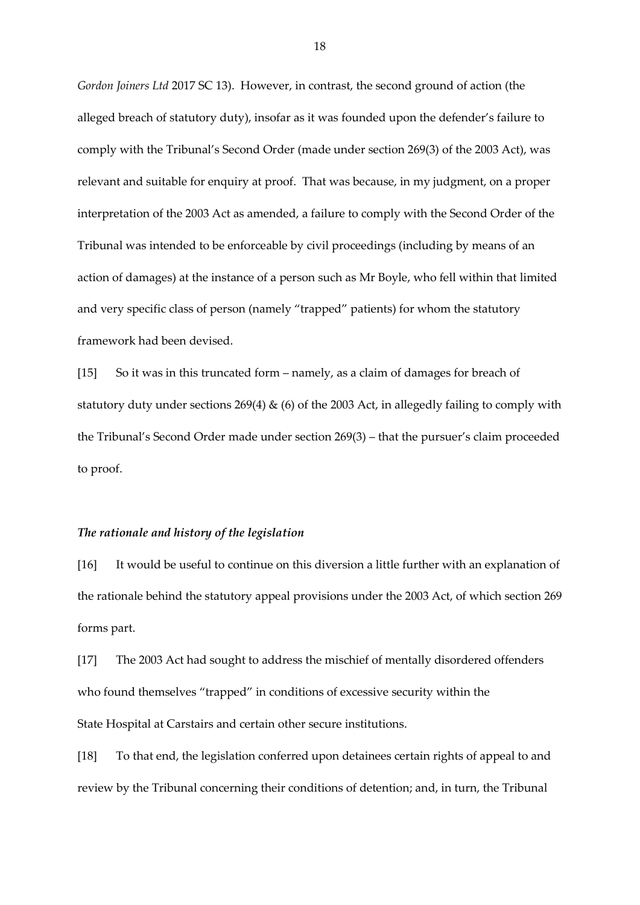*Gordon Joiners Ltd* 2017 SC 13). However, in contrast, the second ground of action (the alleged breach of statutory duty), insofar as it was founded upon the defender's failure to comply with the Tribunal's Second Order (made under section 269(3) of the 2003 Act), was relevant and suitable for enquiry at proof. That was because, in my judgment, on a proper interpretation of the 2003 Act as amended, a failure to comply with the Second Order of the Tribunal was intended to be enforceable by civil proceedings (including by means of an action of damages) at the instance of a person such as Mr Boyle, who fell within that limited and very specific class of person (namely "trapped" patients) for whom the statutory framework had been devised.

[15] So it was in this truncated form – namely, as a claim of damages for breach of statutory duty under sections 269(4) & (6) of the 2003 Act, in allegedly failing to comply with the Tribunal's Second Order made under section 269(3) – that the pursuer's claim proceeded to proof.

### *The rationale and history of the legislation*

[16] It would be useful to continue on this diversion a little further with an explanation of the rationale behind the statutory appeal provisions under the 2003 Act, of which section 269 forms part.

[17] The 2003 Act had sought to address the mischief of mentally disordered offenders who found themselves "trapped" in conditions of excessive security within the State Hospital at Carstairs and certain other secure institutions.

[18] To that end, the legislation conferred upon detainees certain rights of appeal to and review by the Tribunal concerning their conditions of detention; and, in turn, the Tribunal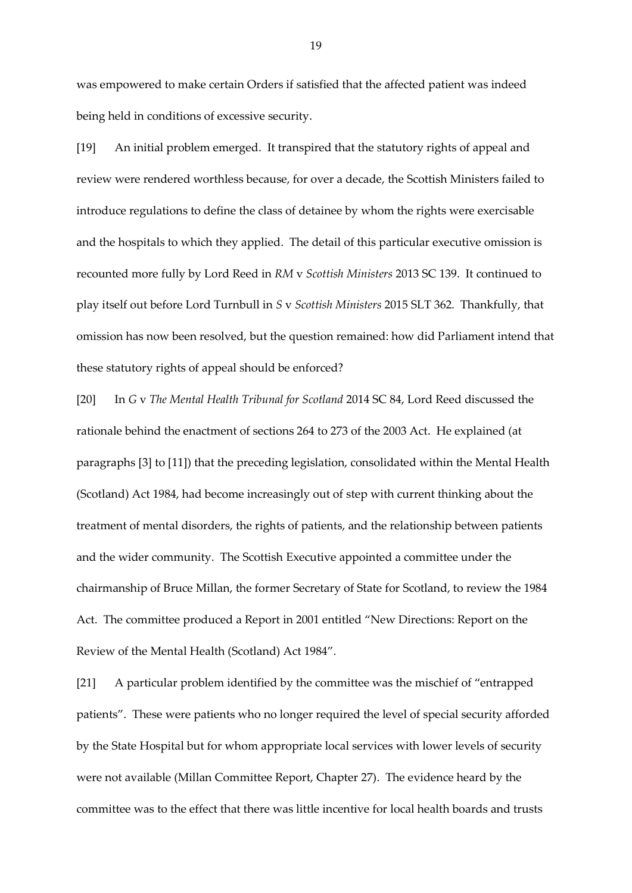was empowered to make certain Orders if satisfied that the affected patient was indeed being held in conditions of excessive security.

[19] An initial problem emerged. It transpired that the statutory rights of appeal and review were rendered worthless because, for over a decade, the Scottish Ministers failed to introduce regulations to define the class of detainee by whom the rights were exercisable and the hospitals to which they applied. The detail of this particular executive omission is recounted more fully by Lord Reed in *RM* v *Scottish Ministers* 2013 SC 139. It continued to play itself out before Lord Turnbull in *S* v *Scottish Ministers* 2015 SLT 362. Thankfully, that omission has now been resolved, but the question remained: how did Parliament intend that these statutory rights of appeal should be enforced?

[20] In *G* v *The Mental Health Tribunal for Scotland* 2014 SC 84, Lord Reed discussed the rationale behind the enactment of sections 264 to 273 of the 2003 Act. He explained (at paragraphs [3] to [11]) that the preceding legislation, consolidated within the Mental Health (Scotland) Act 1984, had become increasingly out of step with current thinking about the treatment of mental disorders, the rights of patients, and the relationship between patients and the wider community. The Scottish Executive appointed a committee under the chairmanship of Bruce Millan, the former Secretary of State for Scotland, to review the 1984 Act. The committee produced a Report in 2001 entitled "New Directions: Report on the Review of the Mental Health (Scotland) Act 1984".

[21] A particular problem identified by the committee was the mischief of "entrapped patients". These were patients who no longer required the level of special security afforded by the State Hospital but for whom appropriate local services with lower levels of security were not available (Millan Committee Report, Chapter 27). The evidence heard by the committee was to the effect that there was little incentive for local health boards and trusts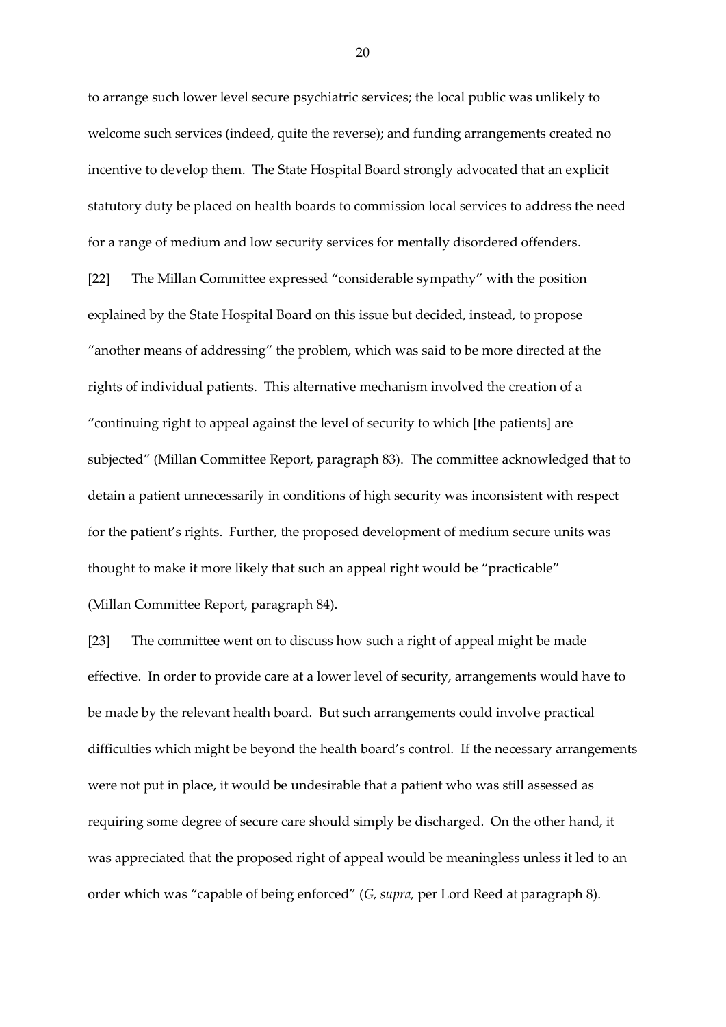to arrange such lower level secure psychiatric services; the local public was unlikely to welcome such services (indeed, quite the reverse); and funding arrangements created no incentive to develop them. The State Hospital Board strongly advocated that an explicit statutory duty be placed on health boards to commission local services to address the need for a range of medium and low security services for mentally disordered offenders.

[22] The Millan Committee expressed "considerable sympathy" with the position explained by the State Hospital Board on this issue but decided, instead, to propose "another means of addressing" the problem, which was said to be more directed at the rights of individual patients. This alternative mechanism involved the creation of a "continuing right to appeal against the level of security to which [the patients] are subjected" (Millan Committee Report, paragraph 83). The committee acknowledged that to detain a patient unnecessarily in conditions of high security was inconsistent with respect for the patient's rights. Further, the proposed development of medium secure units was thought to make it more likely that such an appeal right would be "practicable" (Millan Committee Report, paragraph 84).

[23] The committee went on to discuss how such a right of appeal might be made effective. In order to provide care at a lower level of security, arrangements would have to be made by the relevant health board. But such arrangements could involve practical difficulties which might be beyond the health board's control. If the necessary arrangements were not put in place, it would be undesirable that a patient who was still assessed as requiring some degree of secure care should simply be discharged. On the other hand, it was appreciated that the proposed right of appeal would be meaningless unless it led to an order which was "capable of being enforced" (*G, supra,* per Lord Reed at paragraph 8).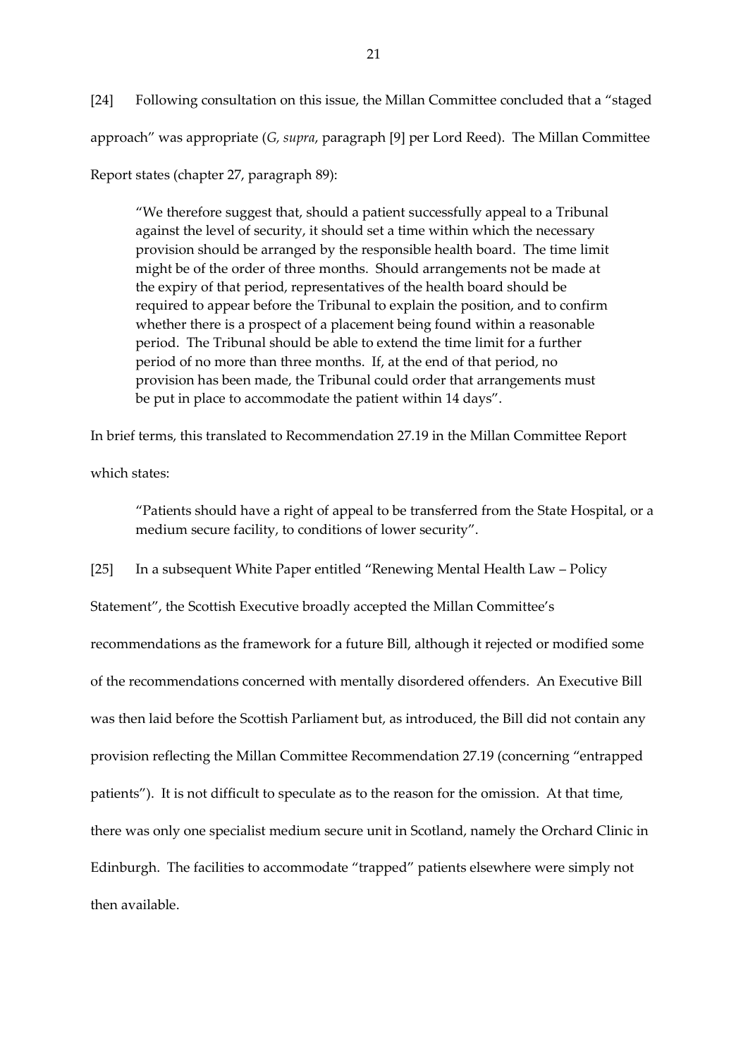[24] Following consultation on this issue, the Millan Committee concluded that a "staged approach" was appropriate (*G, supra*, paragraph [9] per Lord Reed). The Millan Committee Report states (chapter 27, paragraph 89):

> "We therefore suggest that, should a patient successfully appeal to a Tribunal against the level of security, it should set a time within which the necessary provision should be arranged by the responsible health board. The time limit might be of the order of three months. Should arrangements not be made at the expiry of that period, representatives of the health board should be required to appear before the Tribunal to explain the position, and to confirm whether there is a prospect of a placement being found within a reasonable period. The Tribunal should be able to extend the time limit for a further period of no more than three months. If, at the end of that period, no provision has been made, the Tribunal could order that arrangements must be put in place to accommodate the patient within 14 days".

In brief terms, this translated to Recommendation 27.19 in the Millan Committee Report which states:

> "Patients should have a right of appeal to be transferred from the State Hospital, or a medium secure facility, to conditions of lower security".

[25] In a subsequent White Paper entitled "Renewing Mental Health Law – Policy Statement", the Scottish Executive broadly accepted the Millan Committee's recommendations as the framework for a future Bill, although it rejected or modified some of the recommendations concerned with mentally disordered offenders. An Executive Bill was then laid before the Scottish Parliament but, as introduced, the Bill did not contain any provision reflecting the Millan Committee Recommendation 27.19 (concerning "entrapped patients"). It is not difficult to speculate as to the reason for the omission. At that time, there was only one specialist medium secure unit in Scotland, namely the Orchard Clinic in Edinburgh. The facilities to accommodate "trapped" patients elsewhere were simply not then available.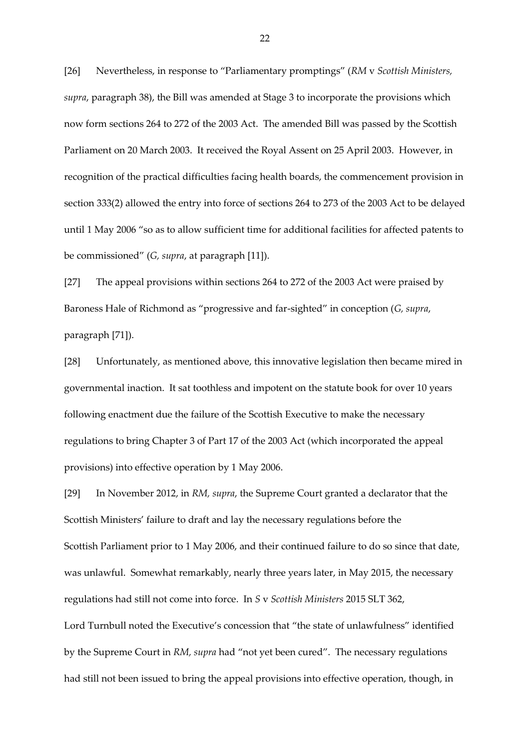[26] Nevertheless, in response to "Parliamentary promptings" (*RM* v *Scottish Ministers, supra*, paragraph 38), the Bill was amended at Stage 3 to incorporate the provisions which now form sections 264 to 272 of the 2003 Act. The amended Bill was passed by the Scottish Parliament on 20 March 2003. It received the Royal Assent on 25 April 2003. However, in recognition of the practical difficulties facing health boards, the commencement provision in section 333(2) allowed the entry into force of sections 264 to 273 of the 2003 Act to be delayed until 1 May 2006 "so as to allow sufficient time for additional facilities for affected patents to be commissioned" (*G, supra*, at paragraph [11]).

[27] The appeal provisions within sections 264 to 272 of the 2003 Act were praised by Baroness Hale of Richmond as "progressive and far-sighted" in conception (*G, supra*, paragraph [71]).

[28] Unfortunately, as mentioned above, this innovative legislation then became mired in governmental inaction. It sat toothless and impotent on the statute book for over 10 years following enactment due the failure of the Scottish Executive to make the necessary regulations to bring Chapter 3 of Part 17 of the 2003 Act (which incorporated the appeal provisions) into effective operation by 1 May 2006.

[29] In November 2012, in *RM, supra*, the Supreme Court granted a declarator that the Scottish Ministers' failure to draft and lay the necessary regulations before the Scottish Parliament prior to 1 May 2006, and their continued failure to do so since that date, was unlawful. Somewhat remarkably, nearly three years later, in May 2015, the necessary regulations had still not come into force. In *S* v *Scottish Ministers* 2015 SLT 362, Lord Turnbull noted the Executive's concession that "the state of unlawfulness" identified by the Supreme Court in *RM, supra* had "not yet been cured". The necessary regulations had still not been issued to bring the appeal provisions into effective operation, though, in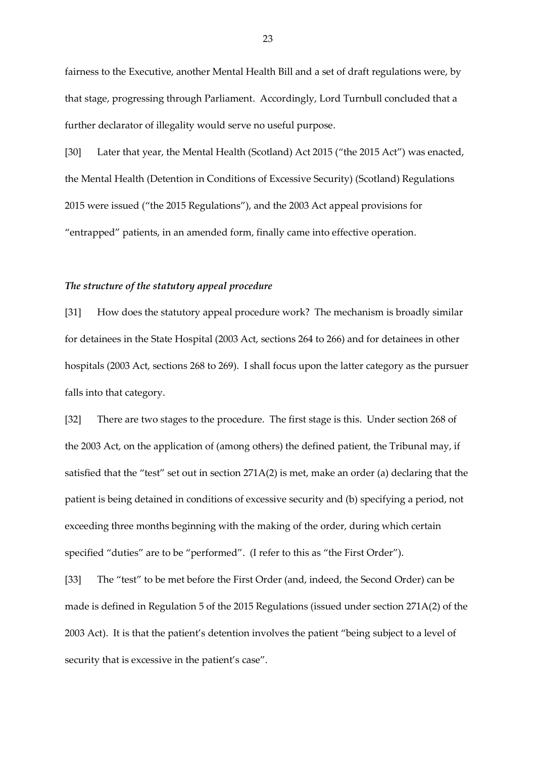fairness to the Executive, another Mental Health Bill and a set of draft regulations were, by that stage, progressing through Parliament. Accordingly, Lord Turnbull concluded that a further declarator of illegality would serve no useful purpose.

[30] Later that year, the Mental Health (Scotland) Act 2015 ("the 2015 Act") was enacted, the Mental Health (Detention in Conditions of Excessive Security) (Scotland) Regulations 2015 were issued ("the 2015 Regulations"), and the 2003 Act appeal provisions for "entrapped" patients, in an amended form, finally came into effective operation.

***The structure of the statutory appeal procedure***

[31] How does the statutory appeal procedure work? The mechanism is broadly similar for detainees in the State Hospital (2003 Act, sections 264 to 266) and for detainees in other hospitals (2003 Act, sections 268 to 269). I shall focus upon the latter category as the pursuer falls into that category.

[32] There are two stages to the procedure. The first stage is this. Under section 268 of the 2003 Act, on the application of (among others) the defined patient, the Tribunal may, if satisfied that the "test" set out in section 271A(2) is met, make an order (a) declaring that the patient is being detained in conditions of excessive security and (b) specifying a period, not exceeding three months beginning with the making of the order, during which certain specified "duties" are to be "performed". (I refer to this as "the First Order").

[33] The "test" to be met before the First Order (and, indeed, the Second Order) can be made is defined in Regulation 5 of the 2015 Regulations (issued under section 271A(2) of the 2003 Act). It is that the patient's detention involves the patient "being subject to a level of security that is excessive in the patient's case".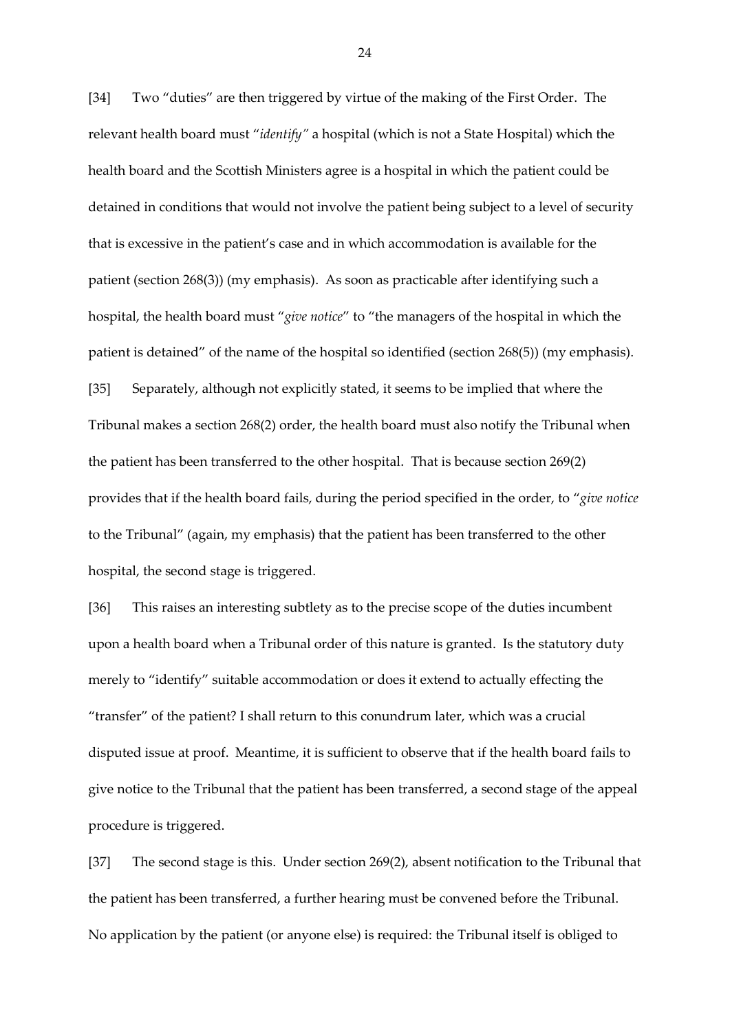[34] Two "duties" are then triggered by virtue of the making of the First Order. The relevant health board must "*identify"* a hospital (which is not a State Hospital) which the health board and the Scottish Ministers agree is a hospital in which the patient could be detained in conditions that would not involve the patient being subject to a level of security that is excessive in the patient's case and in which accommodation is available for the patient (section 268(3)) (my emphasis). As soon as practicable after identifying such a hospital, the health board must "*give notice*" to "the managers of the hospital in which the patient is detained" of the name of the hospital so identified (section 268(5)) (my emphasis).

[35] Separately, although not explicitly stated, it seems to be implied that where the Tribunal makes a section 268(2) order, the health board must also notify the Tribunal when the patient has been transferred to the other hospital. That is because section 269(2) provides that if the health board fails, during the period specified in the order, to "*give notice* to the Tribunal" (again, my emphasis) that the patient has been transferred to the other hospital, the second stage is triggered.

[36] This raises an interesting subtlety as to the precise scope of the duties incumbent upon a health board when a Tribunal order of this nature is granted. Is the statutory duty merely to "identify" suitable accommodation or does it extend to actually effecting the "transfer" of the patient? I shall return to this conundrum later, which was a crucial disputed issue at proof. Meantime, it is sufficient to observe that if the health board fails to give notice to the Tribunal that the patient has been transferred, a second stage of the appeal procedure is triggered.

[37] The second stage is this. Under section 269(2), absent notification to the Tribunal that the patient has been transferred, a further hearing must be convened before the Tribunal. No application by the patient (or anyone else) is required: the Tribunal itself is obliged to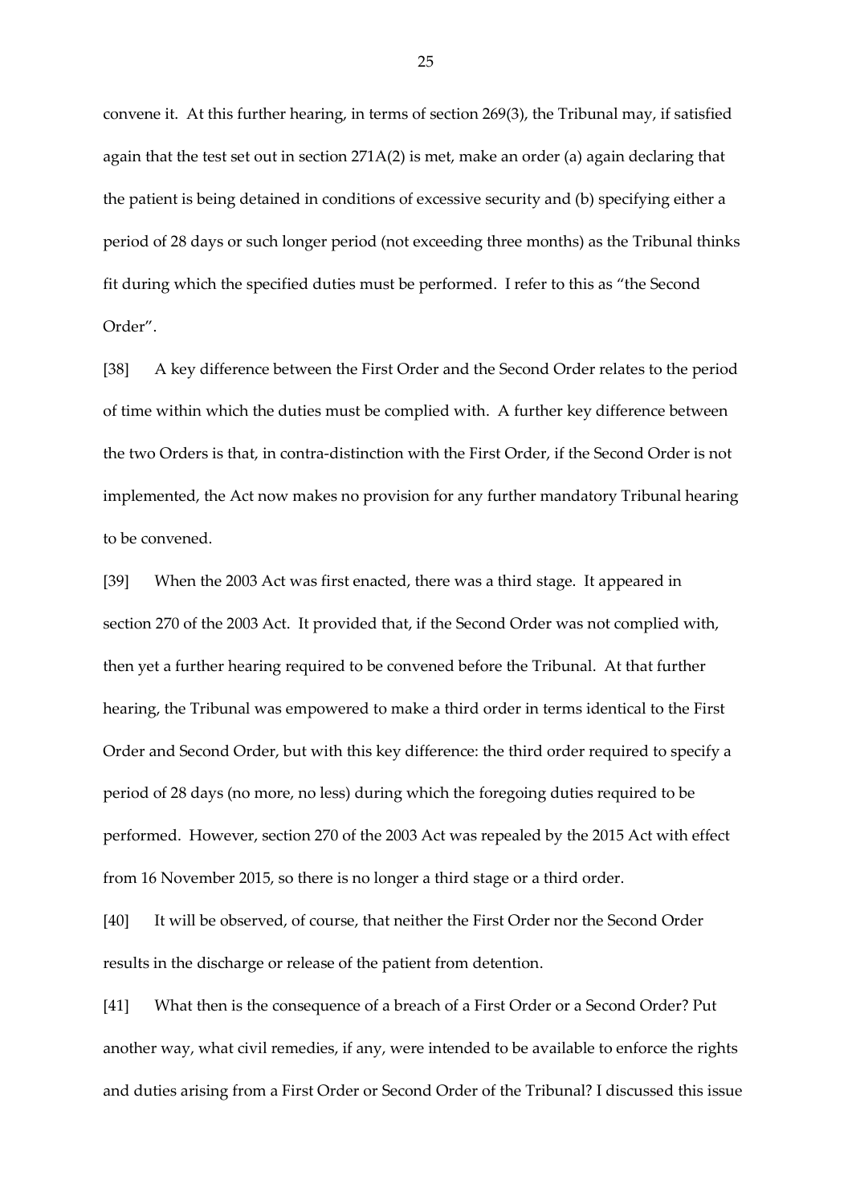convene it. At this further hearing, in terms of section 269(3), the Tribunal may, if satisfied again that the test set out in section 271A(2) is met, make an order (a) again declaring that the patient is being detained in conditions of excessive security and (b) specifying either a period of 28 days or such longer period (not exceeding three months) as the Tribunal thinks fit during which the specified duties must be performed. I refer to this as "the Second Order".

[38] A key difference between the First Order and the Second Order relates to the period of time within which the duties must be complied with. A further key difference between the two Orders is that, in contra-distinction with the First Order, if the Second Order is not implemented, the Act now makes no provision for any further mandatory Tribunal hearing to be convened.

[39] When the 2003 Act was first enacted, there was a third stage. It appeared in section 270 of the 2003 Act. It provided that, if the Second Order was not complied with, then yet a further hearing required to be convened before the Tribunal. At that further hearing, the Tribunal was empowered to make a third order in terms identical to the First Order and Second Order, but with this key difference: the third order required to specify a period of 28 days (no more, no less) during which the foregoing duties required to be performed. However, section 270 of the 2003 Act was repealed by the 2015 Act with effect from 16 November 2015, so there is no longer a third stage or a third order.

[40] It will be observed, of course, that neither the First Order nor the Second Order results in the discharge or release of the patient from detention.

[41] What then is the consequence of a breach of a First Order or a Second Order? Put another way, what civil remedies, if any, were intended to be available to enforce the rights and duties arising from a First Order or Second Order of the Tribunal? I discussed this issue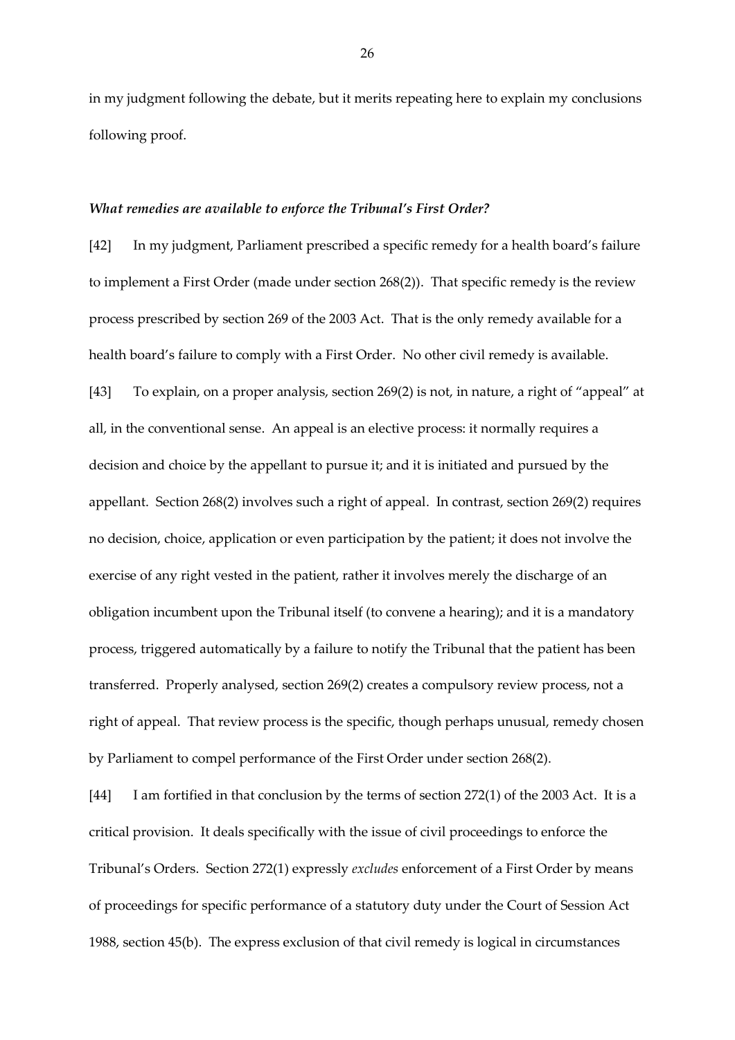in my judgment following the debate, but it merits repeating here to explain my conclusions following proof.

### *What remedies are available to enforce the Tribunal's First Order?*

[42] In my judgment, Parliament prescribed a specific remedy for a health board's failure to implement a First Order (made under section 268(2)). That specific remedy is the review process prescribed by section 269 of the 2003 Act. That is the only remedy available for a health board's failure to comply with a First Order. No other civil remedy is available.

[43] To explain, on a proper analysis, section 269(2) is not, in nature, a right of "appeal" at all, in the conventional sense. An appeal is an elective process: it normally requires a decision and choice by the appellant to pursue it; and it is initiated and pursued by the appellant. Section 268(2) involves such a right of appeal. In contrast, section 269(2) requires no decision, choice, application or even participation by the patient; it does not involve the exercise of any right vested in the patient, rather it involves merely the discharge of an obligation incumbent upon the Tribunal itself (to convene a hearing); and it is a mandatory process, triggered automatically by a failure to notify the Tribunal that the patient has been transferred. Properly analysed, section 269(2) creates a compulsory review process, not a right of appeal. That review process is the specific, though perhaps unusual, remedy chosen by Parliament to compel performance of the First Order under section 268(2).

[44] I am fortified in that conclusion by the terms of section 272(1) of the 2003 Act. It is a critical provision. It deals specifically with the issue of civil proceedings to enforce the Tribunal's Orders. Section 272(1) expressly *excludes* enforcement of a First Order by means of proceedings for specific performance of a statutory duty under the Court of Session Act 1988, section 45(b). The express exclusion of that civil remedy is logical in circumstances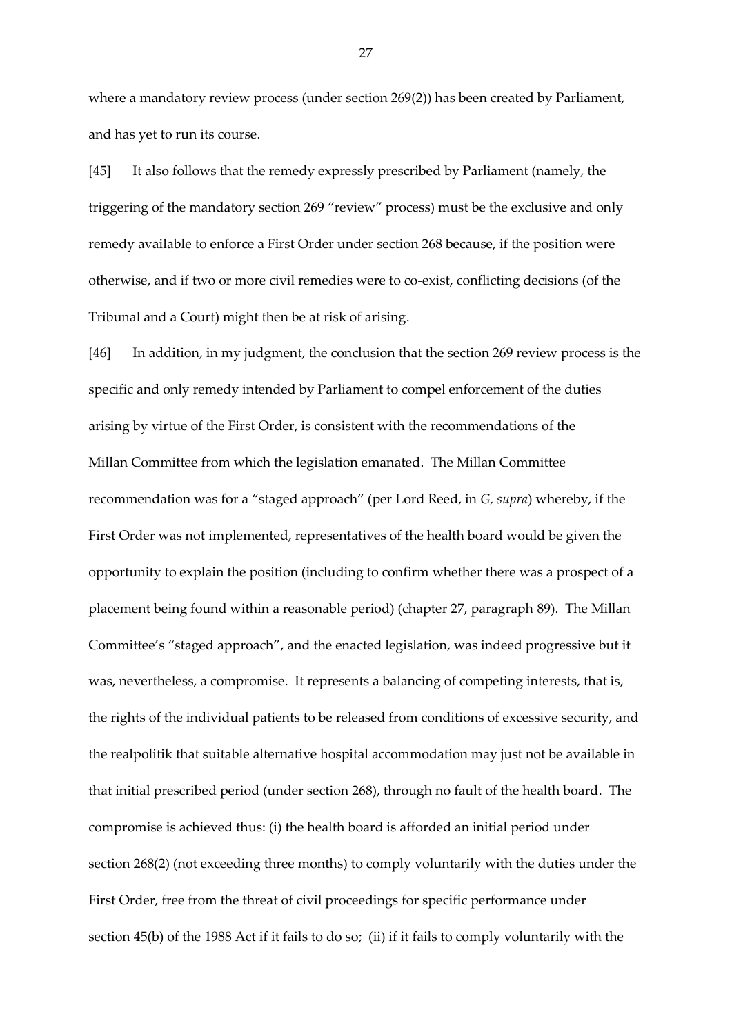where a mandatory review process (under section 269(2)) has been created by Parliament, and has yet to run its course.

[45] It also follows that the remedy expressly prescribed by Parliament (namely, the triggering of the mandatory section 269 "review" process) must be the exclusive and only remedy available to enforce a First Order under section 268 because, if the position were otherwise, and if two or more civil remedies were to co-exist, conflicting decisions (of the Tribunal and a Court) might then be at risk of arising.

[46] In addition, in my judgment, the conclusion that the section 269 review process is the specific and only remedy intended by Parliament to compel enforcement of the duties arising by virtue of the First Order, is consistent with the recommendations of the Millan Committee from which the legislation emanated. The Millan Committee recommendation was for a "staged approach" (per Lord Reed, in *G, supra*) whereby, if the First Order was not implemented, representatives of the health board would be given the opportunity to explain the position (including to confirm whether there was a prospect of a placement being found within a reasonable period) (chapter 27, paragraph 89). The Millan Committee's "staged approach", and the enacted legislation, was indeed progressive but it was, nevertheless, a compromise. It represents a balancing of competing interests, that is, the rights of the individual patients to be released from conditions of excessive security, and the realpolitik that suitable alternative hospital accommodation may just not be available in that initial prescribed period (under section 268), through no fault of the health board. The compromise is achieved thus: (i) the health board is afforded an initial period under section 268(2) (not exceeding three months) to comply voluntarily with the duties under the First Order, free from the threat of civil proceedings for specific performance under section 45(b) of the 1988 Act if it fails to do so; (ii) if it fails to comply voluntarily with the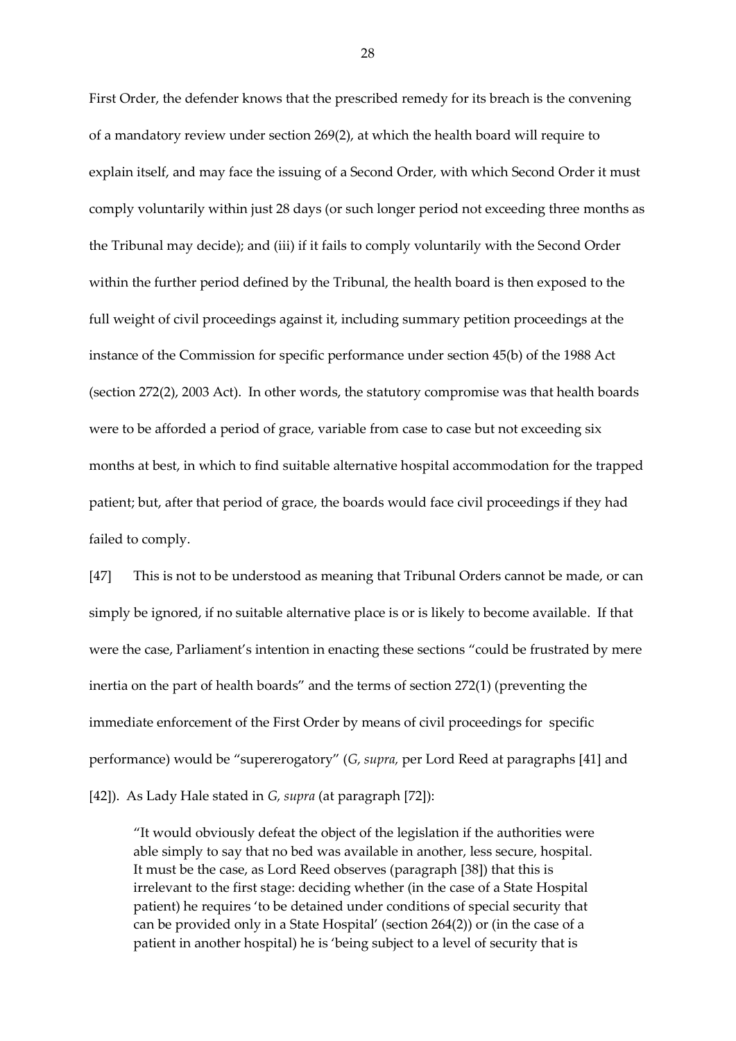First Order, the defender knows that the prescribed remedy for its breach is the convening of a mandatory review under section 269(2), at which the health board will require to explain itself, and may face the issuing of a Second Order, with which Second Order it must comply voluntarily within just 28 days (or such longer period not exceeding three months as the Tribunal may decide); and (iii) if it fails to comply voluntarily with the Second Order within the further period defined by the Tribunal, the health board is then exposed to the full weight of civil proceedings against it, including summary petition proceedings at the instance of the Commission for specific performance under section 45(b) of the 1988 Act (section 272(2), 2003 Act). In other words, the statutory compromise was that health boards were to be afforded a period of grace, variable from case to case but not exceeding six months at best, in which to find suitable alternative hospital accommodation for the trapped patient; but, after that period of grace, the boards would face civil proceedings if they had failed to comply.

[47] This is not to be understood as meaning that Tribunal Orders cannot be made, or can simply be ignored, if no suitable alternative place is or is likely to become available. If that were the case, Parliament's intention in enacting these sections "could be frustrated by mere inertia on the part of health boards" and the terms of section 272(1) (preventing the immediate enforcement of the First Order by means of civil proceedings for specific performance) would be "supererogatory" (*G, supra,* per Lord Reed at paragraphs [41] and [42]). As Lady Hale stated in *G, supra* (at paragraph [72]):

> "It would obviously defeat the object of the legislation if the authorities were able simply to say that no bed was available in another, less secure, hospital. It must be the case, as Lord Reed observes (paragraph [38]) that this is irrelevant to the first stage: deciding whether (in the case of a State Hospital patient) he requires 'to be detained under conditions of special security that can be provided only in a State Hospital' (section 264(2)) or (in the case of a patient in another hospital) he is 'being subject to a level of security that is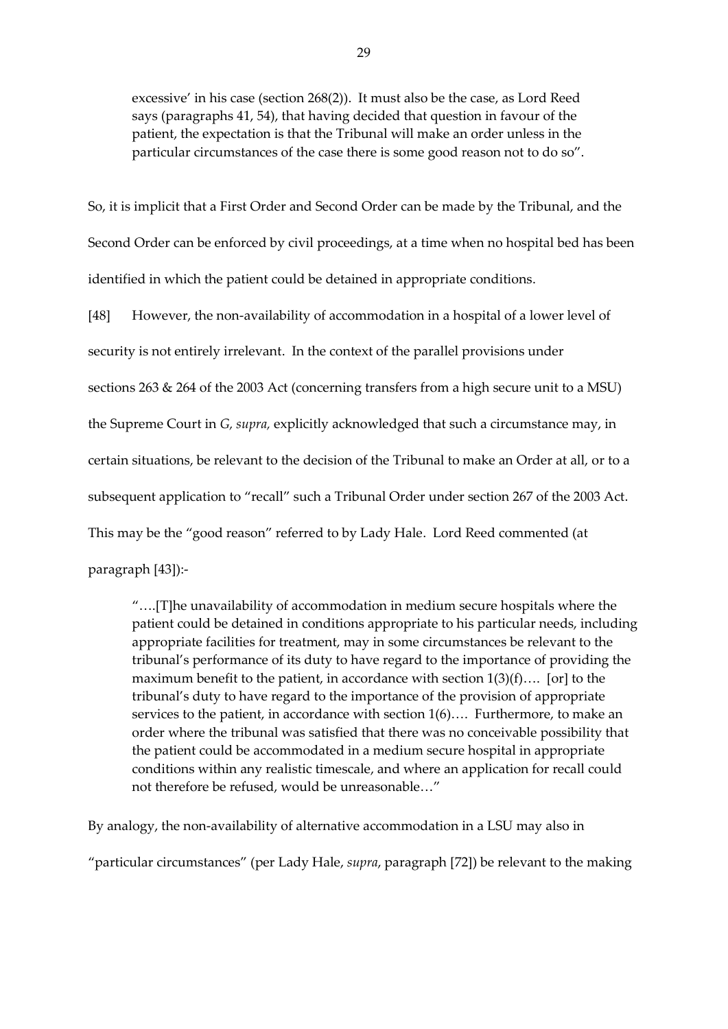> excessive' in his case (section 268(2)). It must also be the case, as Lord Reed says (paragraphs 41, 54), that having decided that question in favour of the patient, the expectation is that the Tribunal will make an order unless in the particular circumstances of the case there is some good reason not to do so".

So, it is implicit that a First Order and Second Order can be made by the Tribunal, and the Second Order can be enforced by civil proceedings, at a time when no hospital bed has been identified in which the patient could be detained in appropriate conditions.

[48] However, the non-availability of accommodation in a hospital of a lower level of security is not entirely irrelevant. In the context of the parallel provisions under sections 263 & 264 of the 2003 Act (concerning transfers from a high secure unit to a MSU) the Supreme Court in *G, supra,* explicitly acknowledged that such a circumstance may, in certain situations, be relevant to the decision of the Tribunal to make an Order at all, or to a subsequent application to "recall" such a Tribunal Order under section 267 of the 2003 Act. This may be the "good reason" referred to by Lady Hale. Lord Reed commented (at paragraph [43]):-

> "….[T]he unavailability of accommodation in medium secure hospitals where the patient could be detained in conditions appropriate to his particular needs, including appropriate facilities for treatment, may in some circumstances be relevant to the tribunal's performance of its duty to have regard to the importance of providing the maximum benefit to the patient, in accordance with section 1(3)(f)…. [or] to the tribunal's duty to have regard to the importance of the provision of appropriate services to the patient, in accordance with section 1(6)…. Furthermore, to make an order where the tribunal was satisfied that there was no conceivable possibility that the patient could be accommodated in a medium secure hospital in appropriate conditions within any realistic timescale, and where an application for recall could not therefore be refused, would be unreasonable…"

By analogy, the non-availability of alternative accommodation in a LSU may also in "particular circumstances" (per Lady Hale, *supra*, paragraph [72]) be relevant to the making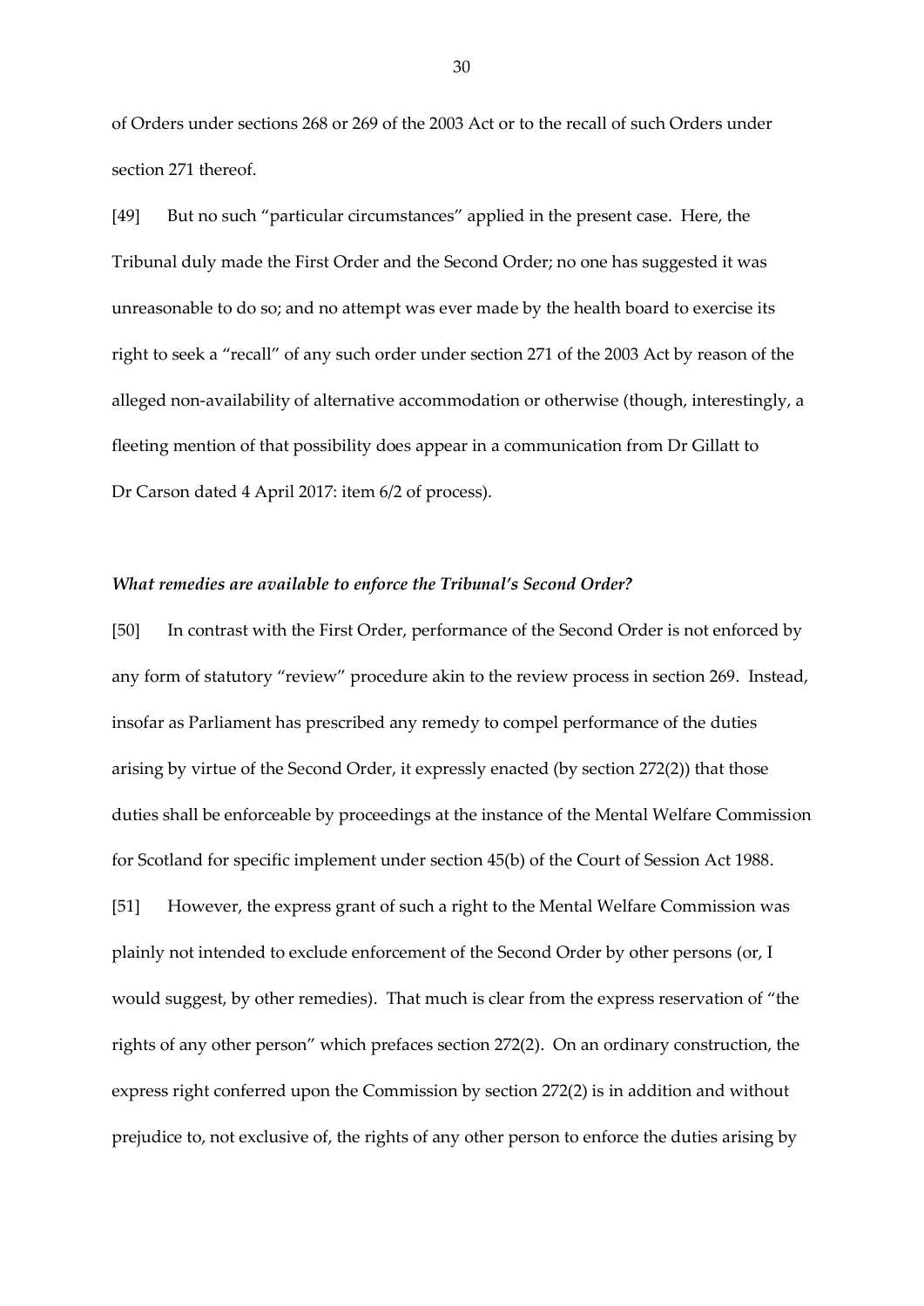of Orders under sections 268 or 269 of the 2003 Act or to the recall of such Orders under section 271 thereof.

[49] But no such "particular circumstances" applied in the present case. Here, the Tribunal duly made the First Order and the Second Order; no one has suggested it was unreasonable to do so; and no attempt was ever made by the health board to exercise its right to seek a "recall" of any such order under section 271 of the 2003 Act by reason of the alleged non-availability of alternative accommodation or otherwise (though, interestingly, a fleeting mention of that possibility does appear in a communication from Dr Gillatt to Dr Carson dated 4 April 2017: item 6/2 of process).

### *What remedies are available to enforce the Tribunal's Second Order?*

[50] In contrast with the First Order, performance of the Second Order is not enforced by any form of statutory "review" procedure akin to the review process in section 269. Instead, insofar as Parliament has prescribed any remedy to compel performance of the duties arising by virtue of the Second Order, it expressly enacted (by section 272(2)) that those duties shall be enforceable by proceedings at the instance of the Mental Welfare Commission for Scotland for specific implement under section 45(b) of the Court of Session Act 1988.

[51] However, the express grant of such a right to the Mental Welfare Commission was plainly not intended to exclude enforcement of the Second Order by other persons (or, I would suggest, by other remedies). That much is clear from the express reservation of "the rights of any other person" which prefaces section 272(2). On an ordinary construction, the express right conferred upon the Commission by section 272(2) is in addition and without prejudice to, not exclusive of, the rights of any other person to enforce the duties arising by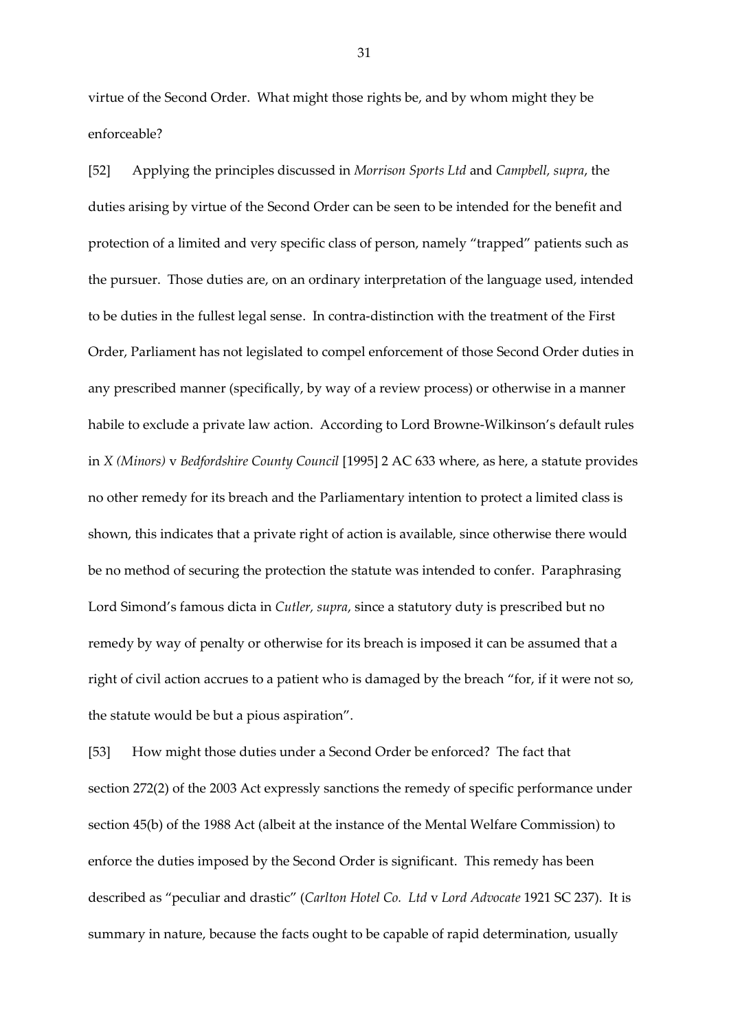virtue of the Second Order. What might those rights be, and by whom might they be enforceable?

[52] Applying the principles discussed in *Morrison Sports Ltd* and *Campbell, supra*, the duties arising by virtue of the Second Order can be seen to be intended for the benefit and protection of a limited and very specific class of person, namely "trapped" patients such as the pursuer. Those duties are, on an ordinary interpretation of the language used, intended to be duties in the fullest legal sense. In contra-distinction with the treatment of the First Order, Parliament has not legislated to compel enforcement of those Second Order duties in any prescribed manner (specifically, by way of a review process) or otherwise in a manner habile to exclude a private law action. According to Lord Browne-Wilkinson's default rules in *X (Minors)* v *Bedfordshire County Council* [1995] 2 AC 633 where, as here, a statute provides no other remedy for its breach and the Parliamentary intention to protect a limited class is shown, this indicates that a private right of action is available, since otherwise there would be no method of securing the protection the statute was intended to confer. Paraphrasing Lord Simond's famous dicta in *Cutler, supra*, since a statutory duty is prescribed but no remedy by way of penalty or otherwise for its breach is imposed it can be assumed that a right of civil action accrues to a patient who is damaged by the breach "for, if it were not so, the statute would be but a pious aspiration".

[53] How might those duties under a Second Order be enforced? The fact that section 272(2) of the 2003 Act expressly sanctions the remedy of specific performance under section 45(b) of the 1988 Act (albeit at the instance of the Mental Welfare Commission) to enforce the duties imposed by the Second Order is significant. This remedy has been described as "peculiar and drastic" (*Carlton Hotel Co. Ltd* v *Lord Advocate* 1921 SC 237). It is summary in nature, because the facts ought to be capable of rapid determination, usually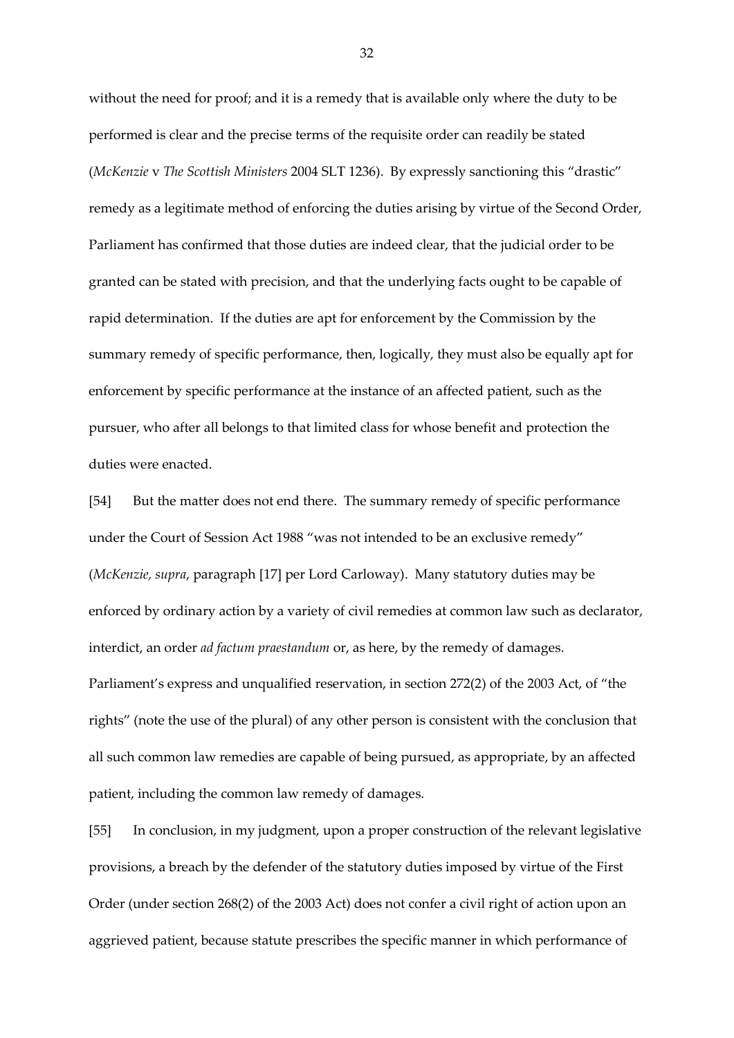without the need for proof; and it is a remedy that is available only where the duty to be performed is clear and the precise terms of the requisite order can readily be stated (*McKenzie* v *The Scottish Ministers* 2004 SLT 1236). By expressly sanctioning this "drastic" remedy as a legitimate method of enforcing the duties arising by virtue of the Second Order, Parliament has confirmed that those duties are indeed clear, that the judicial order to be granted can be stated with precision, and that the underlying facts ought to be capable of rapid determination. If the duties are apt for enforcement by the Commission by the summary remedy of specific performance, then, logically, they must also be equally apt for enforcement by specific performance at the instance of an affected patient, such as the pursuer, who after all belongs to that limited class for whose benefit and protection the duties were enacted.

[54] But the matter does not end there. The summary remedy of specific performance under the Court of Session Act 1988 "was not intended to be an exclusive remedy" (*McKenzie, supra*, paragraph [17] per Lord Carloway). Many statutory duties may be enforced by ordinary action by a variety of civil remedies at common law such as declarator, interdict, an order *ad factum praestandum* or, as here, by the remedy of damages. Parliament's express and unqualified reservation, in section 272(2) of the 2003 Act, of "the rights" (note the use of the plural) of any other person is consistent with the conclusion that all such common law remedies are capable of being pursued, as appropriate, by an affected patient, including the common law remedy of damages.

[55] In conclusion, in my judgment, upon a proper construction of the relevant legislative provisions, a breach by the defender of the statutory duties imposed by virtue of the First Order (under section 268(2) of the 2003 Act) does not confer a civil right of action upon an aggrieved patient, because statute prescribes the specific manner in which performance of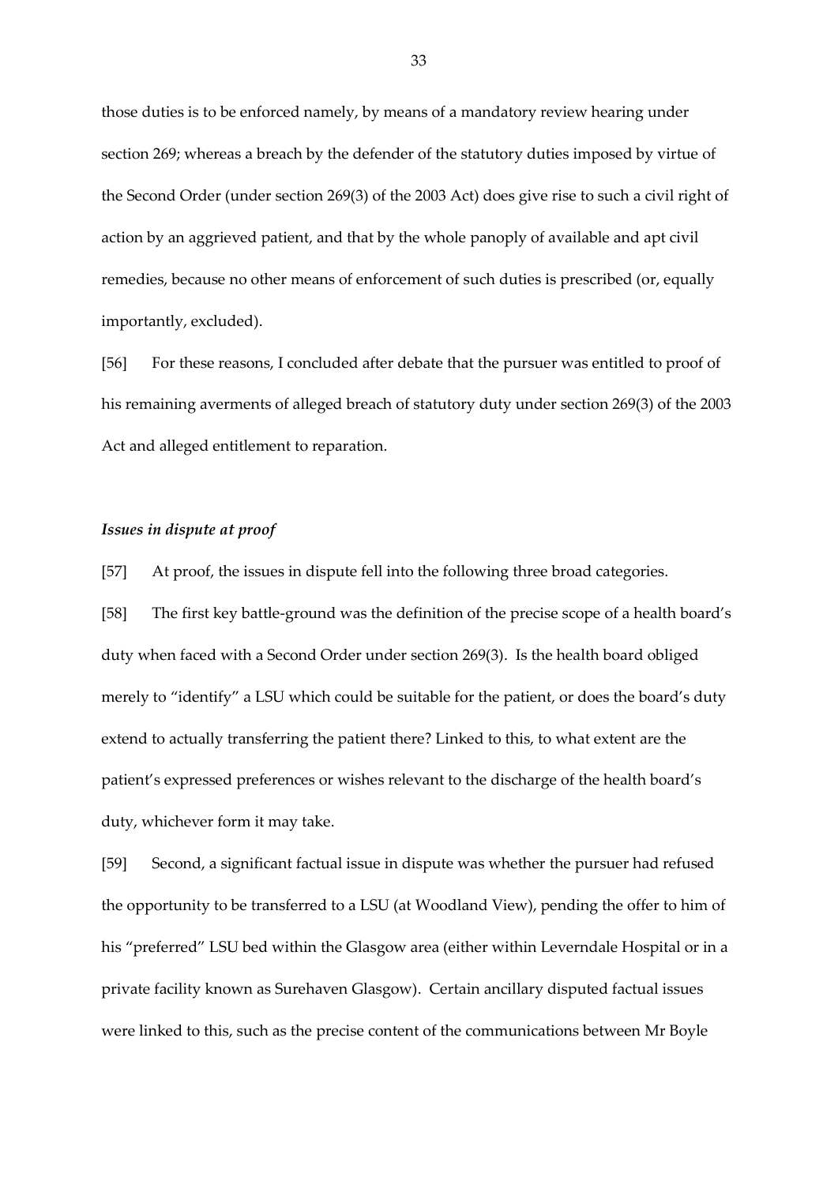those duties is to be enforced namely, by means of a mandatory review hearing under section 269; whereas a breach by the defender of the statutory duties imposed by virtue of the Second Order (under section 269(3) of the 2003 Act) does give rise to such a civil right of action by an aggrieved patient, and that by the whole panoply of available and apt civil remedies, because no other means of enforcement of such duties is prescribed (or, equally importantly, excluded).

[56] For these reasons, I concluded after debate that the pursuer was entitled to proof of his remaining averments of alleged breach of statutory duty under section 269(3) of the 2003 Act and alleged entitlement to reparation.

### *Issues in dispute at proof*

[57] At proof, the issues in dispute fell into the following three broad categories.

[58] The first key battle-ground was the definition of the precise scope of a health board's duty when faced with a Second Order under section 269(3). Is the health board obliged merely to "identify" a LSU which could be suitable for the patient, or does the board's duty extend to actually transferring the patient there? Linked to this, to what extent are the patient's expressed preferences or wishes relevant to the discharge of the health board's duty, whichever form it may take.

[59] Second, a significant factual issue in dispute was whether the pursuer had refused the opportunity to be transferred to a LSU (at Woodland View), pending the offer to him of his "preferred" LSU bed within the Glasgow area (either within Leverndale Hospital or in a private facility known as Surehaven Glasgow). Certain ancillary disputed factual issues were linked to this, such as the precise content of the communications between Mr Boyle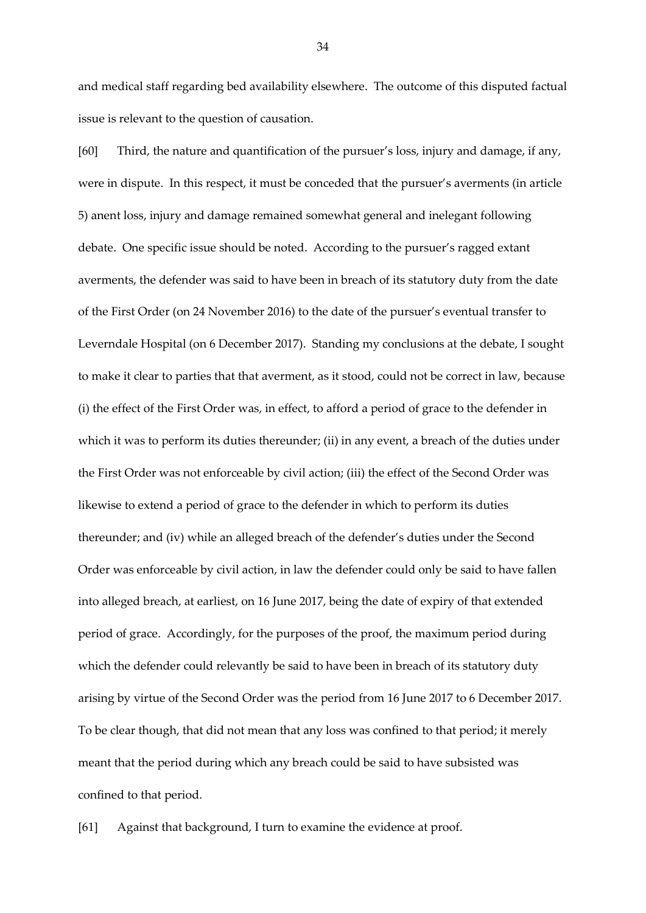and medical staff regarding bed availability elsewhere. The outcome of this disputed factual issue is relevant to the question of causation.

[60] Third, the nature and quantification of the pursuer's loss, injury and damage, if any, were in dispute. In this respect, it must be conceded that the pursuer's averments (in article 5) anent loss, injury and damage remained somewhat general and inelegant following debate. One specific issue should be noted. According to the pursuer's ragged extant averments, the defender was said to have been in breach of its statutory duty from the date of the First Order (on 24 November 2016) to the date of the pursuer's eventual transfer to Leverndale Hospital (on 6 December 2017). Standing my conclusions at the debate, I sought to make it clear to parties that that averment, as it stood, could not be correct in law, because (i) the effect of the First Order was, in effect, to afford a period of grace to the defender in which it was to perform its duties thereunder; (ii) in any event, a breach of the duties under the First Order was not enforceable by civil action; (iii) the effect of the Second Order was likewise to extend a period of grace to the defender in which to perform its duties thereunder; and (iv) while an alleged breach of the defender's duties under the Second Order was enforceable by civil action, in law the defender could only be said to have fallen into alleged breach, at earliest, on 16 June 2017, being the date of expiry of that extended period of grace. Accordingly, for the purposes of the proof, the maximum period during which the defender could relevantly be said to have been in breach of its statutory duty arising by virtue of the Second Order was the period from 16 June 2017 to 6 December 2017. To be clear though, that did not mean that any loss was confined to that period; it merely meant that the period during which any breach could be said to have subsisted was confined to that period.

[61] Against that background, I turn to examine the evidence at proof.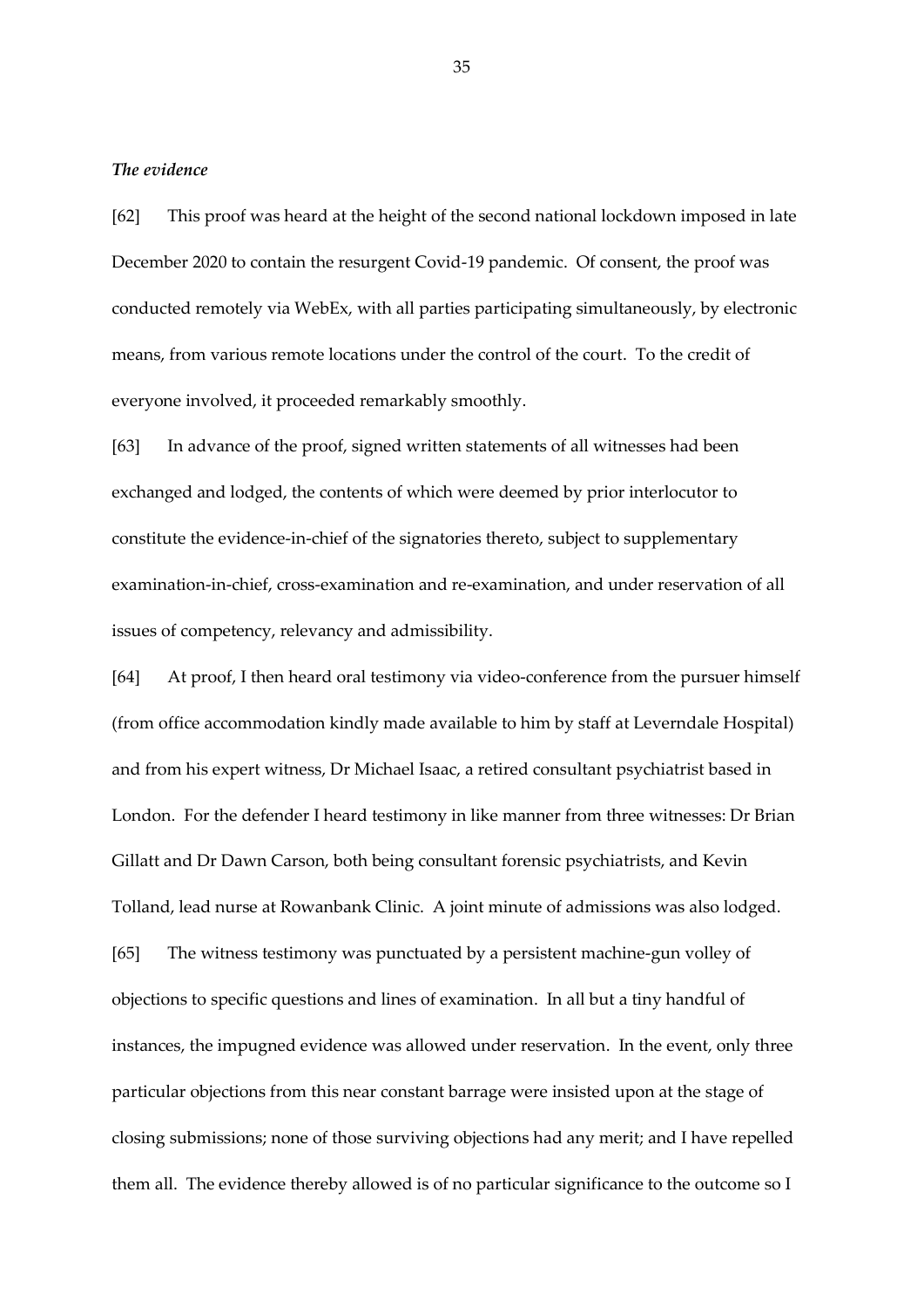***The evidence***

[62] This proof was heard at the height of the second national lockdown imposed in late December 2020 to contain the resurgent Covid-19 pandemic. Of consent, the proof was conducted remotely via WebEx, with all parties participating simultaneously, by electronic means, from various remote locations under the control of the court. To the credit of everyone involved, it proceeded remarkably smoothly.

[63] In advance of the proof, signed written statements of all witnesses had been exchanged and lodged, the contents of which were deemed by prior interlocutor to constitute the evidence-in-chief of the signatories thereto, subject to supplementary examination-in-chief, cross-examination and re-examination, and under reservation of all issues of competency, relevancy and admissibility.

[64] At proof, I then heard oral testimony via video-conference from the pursuer himself (from office accommodation kindly made available to him by staff at Leverndale Hospital) and from his expert witness, Dr Michael Isaac, a retired consultant psychiatrist based in London. For the defender I heard testimony in like manner from three witnesses: Dr Brian Gillatt and Dr Dawn Carson, both being consultant forensic psychiatrists, and Kevin Tolland, lead nurse at Rowanbank Clinic. A joint minute of admissions was also lodged.

[65] The witness testimony was punctuated by a persistent machine-gun volley of objections to specific questions and lines of examination. In all but a tiny handful of instances, the impugned evidence was allowed under reservation. In the event, only three particular objections from this near constant barrage were insisted upon at the stage of closing submissions; none of those surviving objections had any merit; and I have repelled them all. The evidence thereby allowed is of no particular significance to the outcome so I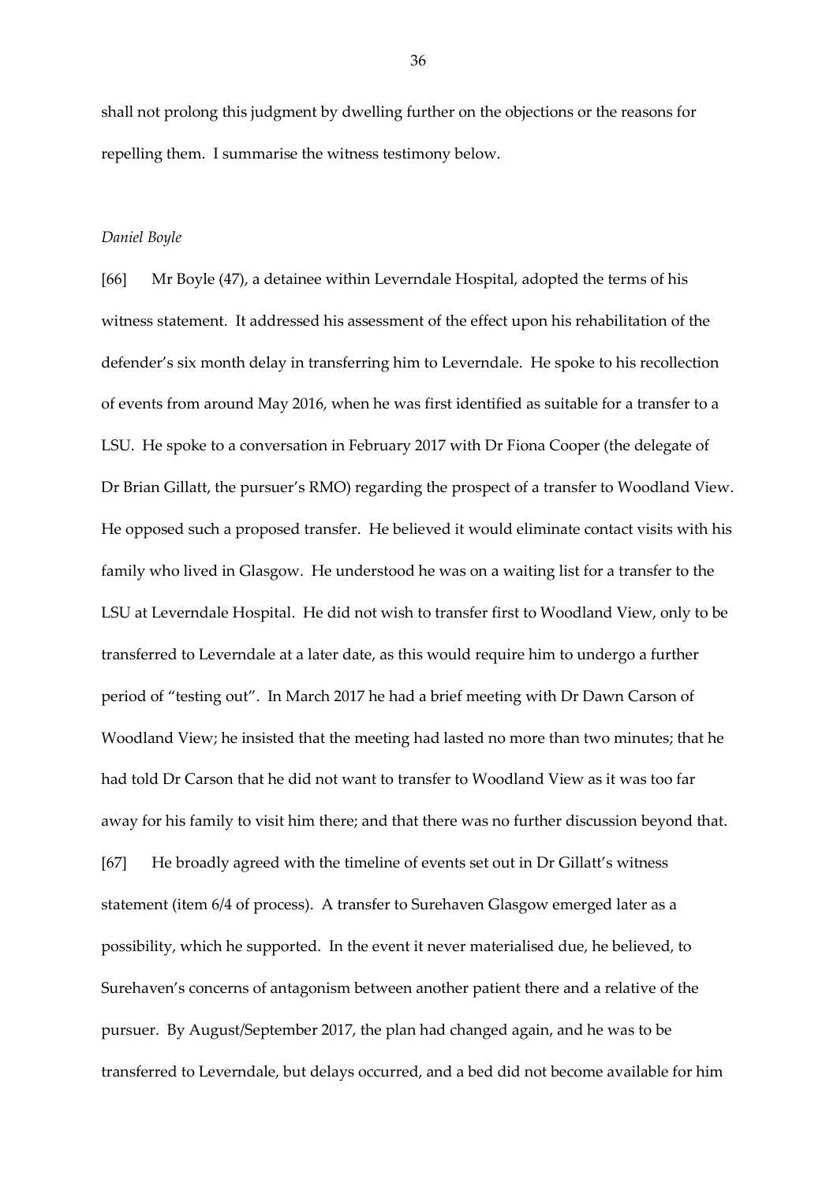shall not prolong this judgment by dwelling further on the objections or the reasons for repelling them. I summarise the witness testimony below.

*Daniel Boyle*

[66] Mr Boyle (47), a detainee within Leverndale Hospital, adopted the terms of his witness statement. It addressed his assessment of the effect upon his rehabilitation of the defender's six month delay in transferring him to Leverndale. He spoke to his recollection of events from around May 2016, when he was first identified as suitable for a transfer to a LSU. He spoke to a conversation in February 2017 with Dr Fiona Cooper (the delegate of Dr Brian Gillatt, the pursuer's RMO) regarding the prospect of a transfer to Woodland View. He opposed such a proposed transfer. He believed it would eliminate contact visits with his family who lived in Glasgow. He understood he was on a waiting list for a transfer to the LSU at Leverndale Hospital. He did not wish to transfer first to Woodland View, only to be transferred to Leverndale at a later date, as this would require him to undergo a further period of "testing out". In March 2017 he had a brief meeting with Dr Dawn Carson of Woodland View; he insisted that the meeting had lasted no more than two minutes; that he had told Dr Carson that he did not want to transfer to Woodland View as it was too far away for his family to visit him there; and that there was no further discussion beyond that.

[67] He broadly agreed with the timeline of events set out in Dr Gillatt's witness statement (item 6/4 of process). A transfer to Surehaven Glasgow emerged later as a possibility, which he supported. In the event it never materialised due, he believed, to Surehaven's concerns of antagonism between another patient there and a relative of the pursuer. By August/September 2017, the plan had changed again, and he was to be transferred to Leverndale, but delays occurred, and a bed did not become available for him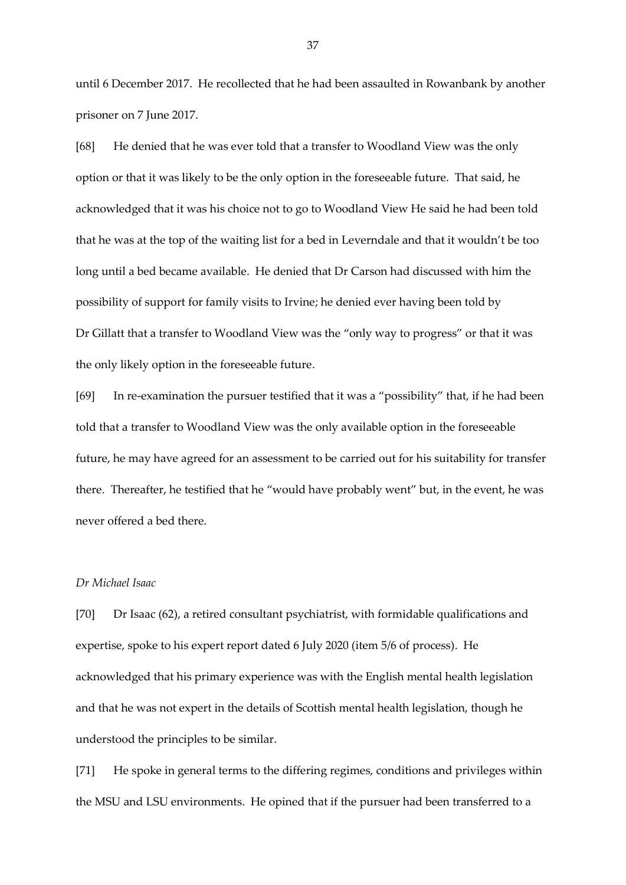until 6 December 2017. He recollected that he had been assaulted in Rowanbank by another prisoner on 7 June 2017.

[68] He denied that he was ever told that a transfer to Woodland View was the only option or that it was likely to be the only option in the foreseeable future. That said, he acknowledged that it was his choice not to go to Woodland View He said he had been told that he was at the top of the waiting list for a bed in Leverndale and that it wouldn't be too long until a bed became available. He denied that Dr Carson had discussed with him the possibility of support for family visits to Irvine; he denied ever having been told by Dr Gillatt that a transfer to Woodland View was the "only way to progress" or that it was the only likely option in the foreseeable future.

[69] In re-examination the pursuer testified that it was a "possibility" that, if he had been told that a transfer to Woodland View was the only available option in the foreseeable future, he may have agreed for an assessment to be carried out for his suitability for transfer there. Thereafter, he testified that he "would have probably went" but, in the event, he was never offered a bed there.

*Dr Michael Isaac*

[70] Dr Isaac (62), a retired consultant psychiatrist, with formidable qualifications and expertise, spoke to his expert report dated 6 July 2020 (item 5/6 of process). He acknowledged that his primary experience was with the English mental health legislation and that he was not expert in the details of Scottish mental health legislation, though he understood the principles to be similar.

[71] He spoke in general terms to the differing regimes, conditions and privileges within the MSU and LSU environments. He opined that if the pursuer had been transferred to a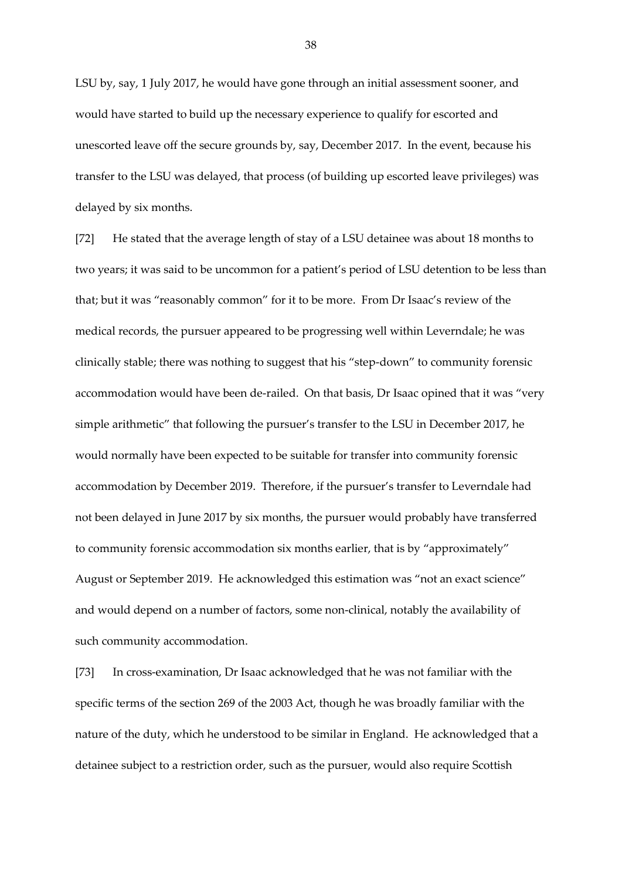LSU by, say, 1 July 2017, he would have gone through an initial assessment sooner, and would have started to build up the necessary experience to qualify for escorted and unescorted leave off the secure grounds by, say, December 2017. In the event, because his transfer to the LSU was delayed, that process (of building up escorted leave privileges) was delayed by six months.

[72] He stated that the average length of stay of a LSU detainee was about 18 months to two years; it was said to be uncommon for a patient's period of LSU detention to be less than that; but it was "reasonably common" for it to be more. From Dr Isaac's review of the medical records, the pursuer appeared to be progressing well within Leverndale; he was clinically stable; there was nothing to suggest that his "step-down" to community forensic accommodation would have been de-railed. On that basis, Dr Isaac opined that it was "very simple arithmetic" that following the pursuer's transfer to the LSU in December 2017, he would normally have been expected to be suitable for transfer into community forensic accommodation by December 2019. Therefore, if the pursuer's transfer to Leverndale had not been delayed in June 2017 by six months, the pursuer would probably have transferred to community forensic accommodation six months earlier, that is by "approximately" August or September 2019. He acknowledged this estimation was "not an exact science" and would depend on a number of factors, some non-clinical, notably the availability of such community accommodation.

[73] In cross-examination, Dr Isaac acknowledged that he was not familiar with the specific terms of the section 269 of the 2003 Act, though he was broadly familiar with the nature of the duty, which he understood to be similar in England. He acknowledged that a detainee subject to a restriction order, such as the pursuer, would also require Scottish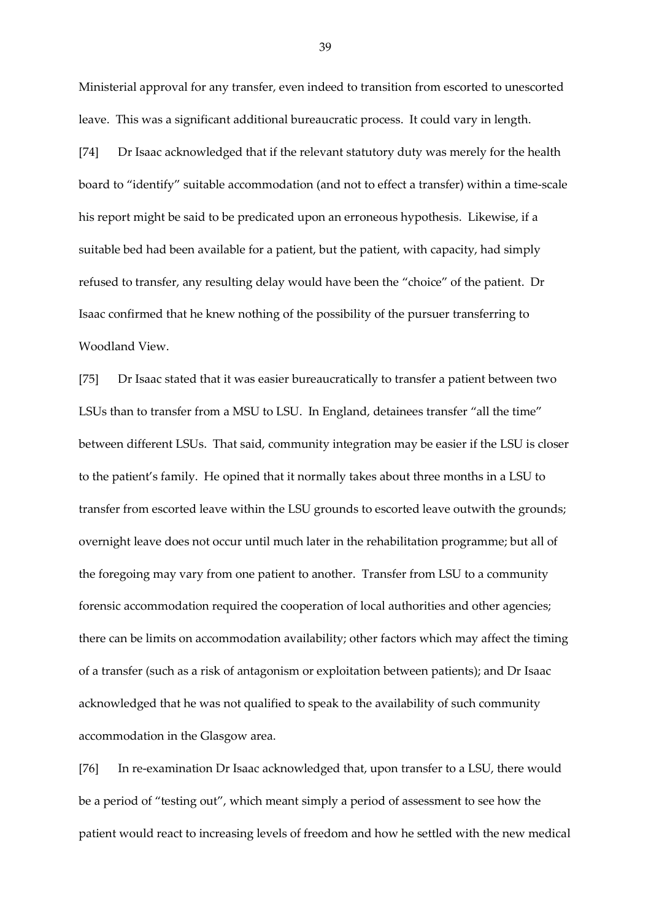Ministerial approval for any transfer, even indeed to transition from escorted to unescorted leave. This was a significant additional bureaucratic process. It could vary in length.

[74] Dr Isaac acknowledged that if the relevant statutory duty was merely for the health board to "identify" suitable accommodation (and not to effect a transfer) within a time-scale his report might be said to be predicated upon an erroneous hypothesis. Likewise, if a suitable bed had been available for a patient, but the patient, with capacity, had simply refused to transfer, any resulting delay would have been the "choice" of the patient. Dr Isaac confirmed that he knew nothing of the possibility of the pursuer transferring to Woodland View.

[75] Dr Isaac stated that it was easier bureaucratically to transfer a patient between two LSUs than to transfer from a MSU to LSU. In England, detainees transfer "all the time" between different LSUs. That said, community integration may be easier if the LSU is closer to the patient's family. He opined that it normally takes about three months in a LSU to transfer from escorted leave within the LSU grounds to escorted leave outwith the grounds; overnight leave does not occur until much later in the rehabilitation programme; but all of the foregoing may vary from one patient to another. Transfer from LSU to a community forensic accommodation required the cooperation of local authorities and other agencies; there can be limits on accommodation availability; other factors which may affect the timing of a transfer (such as a risk of antagonism or exploitation between patients); and Dr Isaac acknowledged that he was not qualified to speak to the availability of such community accommodation in the Glasgow area.

[76] In re-examination Dr Isaac acknowledged that, upon transfer to a LSU, there would be a period of "testing out", which meant simply a period of assessment to see how the patient would react to increasing levels of freedom and how he settled with the new medical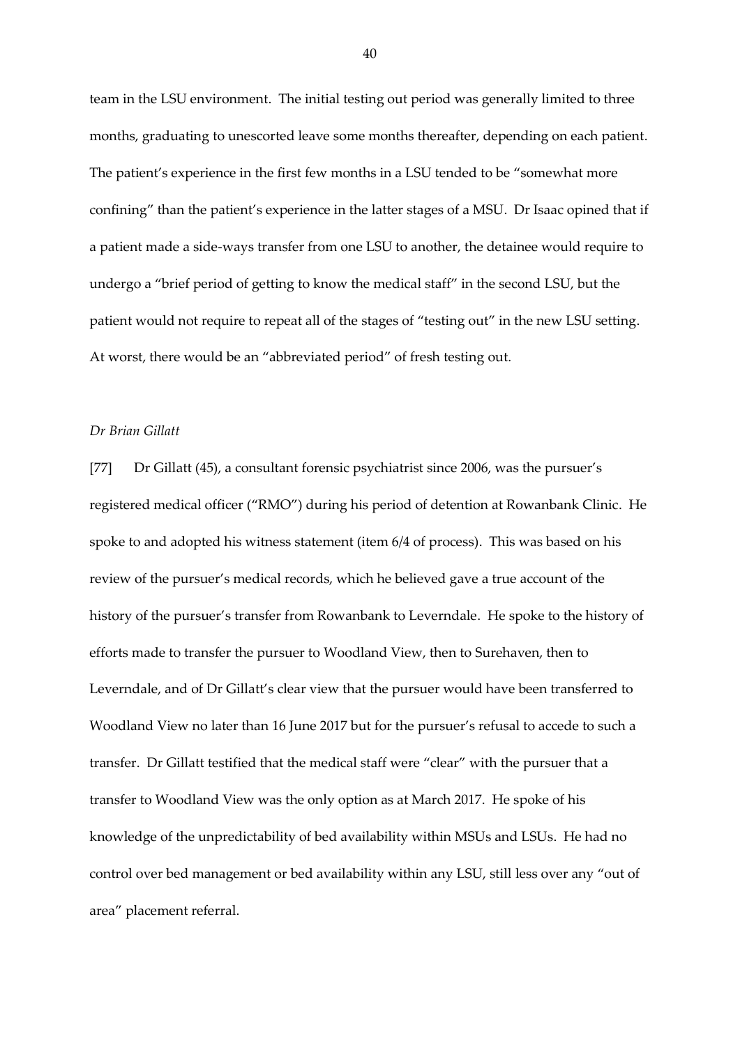team in the LSU environment. The initial testing out period was generally limited to three months, graduating to unescorted leave some months thereafter, depending on each patient. The patient's experience in the first few months in a LSU tended to be "somewhat more confining" than the patient's experience in the latter stages of a MSU. Dr Isaac opined that if a patient made a side-ways transfer from one LSU to another, the detainee would require to undergo a "brief period of getting to know the medical staff" in the second LSU, but the patient would not require to repeat all of the stages of "testing out" in the new LSU setting. At worst, there would be an "abbreviated period" of fresh testing out.

*Dr Brian Gillatt*

[77] Dr Gillatt (45), a consultant forensic psychiatrist since 2006, was the pursuer's registered medical officer ("RMO") during his period of detention at Rowanbank Clinic. He spoke to and adopted his witness statement (item 6/4 of process). This was based on his review of the pursuer's medical records, which he believed gave a true account of the history of the pursuer's transfer from Rowanbank to Leverndale. He spoke to the history of efforts made to transfer the pursuer to Woodland View, then to Surehaven, then to Leverndale, and of Dr Gillatt's clear view that the pursuer would have been transferred to Woodland View no later than 16 June 2017 but for the pursuer's refusal to accede to such a transfer. Dr Gillatt testified that the medical staff were "clear" with the pursuer that a transfer to Woodland View was the only option as at March 2017. He spoke of his knowledge of the unpredictability of bed availability within MSUs and LSUs. He had no control over bed management or bed availability within any LSU, still less over any "out of area" placement referral.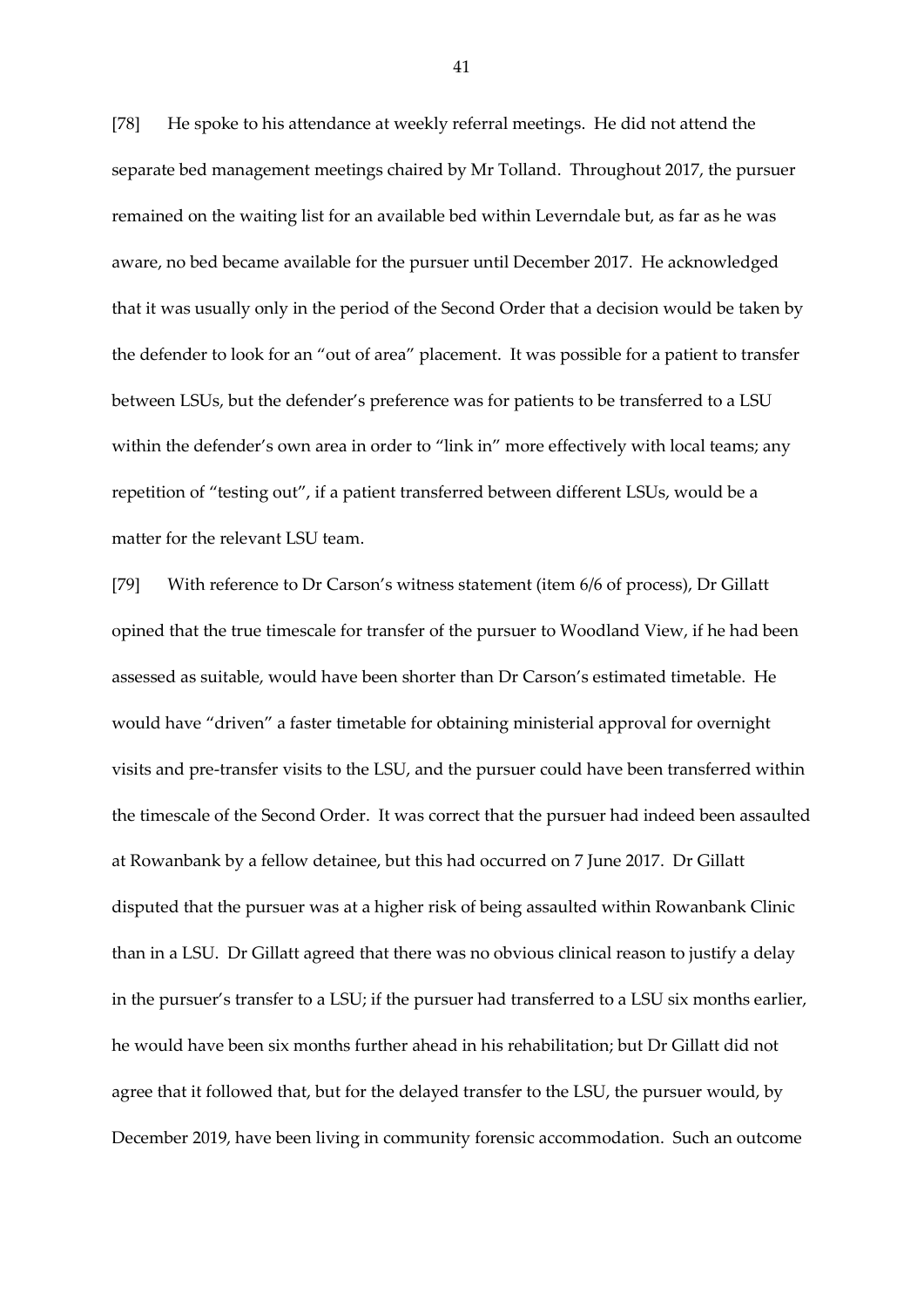[78] He spoke to his attendance at weekly referral meetings. He did not attend the separate bed management meetings chaired by Mr Tolland. Throughout 2017, the pursuer remained on the waiting list for an available bed within Leverndale but, as far as he was aware, no bed became available for the pursuer until December 2017. He acknowledged that it was usually only in the period of the Second Order that a decision would be taken by the defender to look for an "out of area" placement. It was possible for a patient to transfer between LSUs, but the defender's preference was for patients to be transferred to a LSU within the defender's own area in order to "link in" more effectively with local teams; any repetition of "testing out", if a patient transferred between different LSUs, would be a matter for the relevant LSU team.

[79] With reference to Dr Carson's witness statement (item 6/6 of process), Dr Gillatt opined that the true timescale for transfer of the pursuer to Woodland View, if he had been assessed as suitable, would have been shorter than Dr Carson's estimated timetable. He would have "driven" a faster timetable for obtaining ministerial approval for overnight visits and pre-transfer visits to the LSU, and the pursuer could have been transferred within the timescale of the Second Order. It was correct that the pursuer had indeed been assaulted at Rowanbank by a fellow detainee, but this had occurred on 7 June 2017. Dr Gillatt disputed that the pursuer was at a higher risk of being assaulted within Rowanbank Clinic than in a LSU. Dr Gillatt agreed that there was no obvious clinical reason to justify a delay in the pursuer's transfer to a LSU; if the pursuer had transferred to a LSU six months earlier, he would have been six months further ahead in his rehabilitation; but Dr Gillatt did not agree that it followed that, but for the delayed transfer to the LSU, the pursuer would, by December 2019, have been living in community forensic accommodation. Such an outcome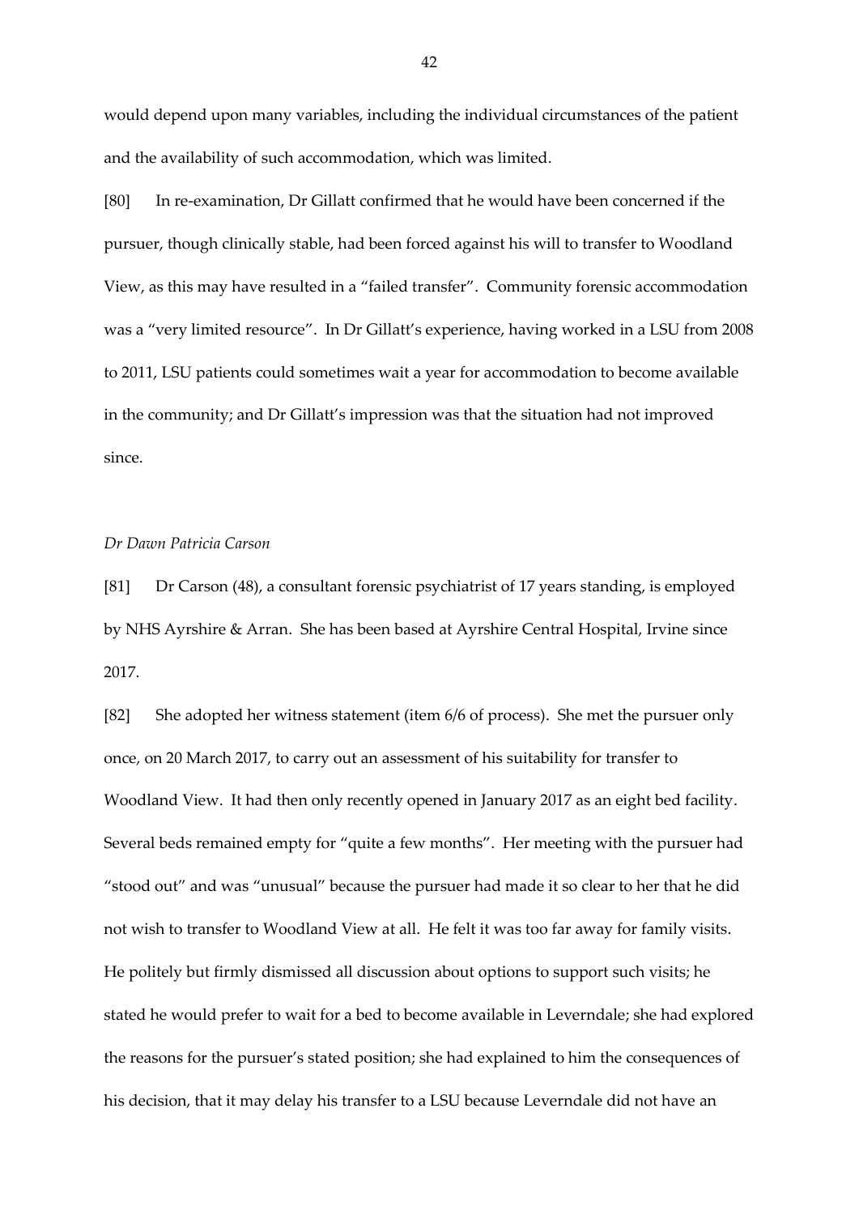would depend upon many variables, including the individual circumstances of the patient and the availability of such accommodation, which was limited.

[80] In re-examination, Dr Gillatt confirmed that he would have been concerned if the pursuer, though clinically stable, had been forced against his will to transfer to Woodland View, as this may have resulted in a "failed transfer". Community forensic accommodation was a "very limited resource". In Dr Gillatt's experience, having worked in a LSU from 2008 to 2011, LSU patients could sometimes wait a year for accommodation to become available in the community; and Dr Gillatt's impression was that the situation had not improved since.

*Dr Dawn Patricia Carson*

[81] Dr Carson (48), a consultant forensic psychiatrist of 17 years standing, is employed by NHS Ayrshire & Arran. She has been based at Ayrshire Central Hospital, Irvine since 2017.

[82] She adopted her witness statement (item 6/6 of process). She met the pursuer only once, on 20 March 2017, to carry out an assessment of his suitability for transfer to Woodland View. It had then only recently opened in January 2017 as an eight bed facility. Several beds remained empty for "quite a few months". Her meeting with the pursuer had "stood out" and was "unusual" because the pursuer had made it so clear to her that he did not wish to transfer to Woodland View at all. He felt it was too far away for family visits. He politely but firmly dismissed all discussion about options to support such visits; he stated he would prefer to wait for a bed to become available in Leverndale; she had explored the reasons for the pursuer's stated position; she had explained to him the consequences of his decision, that it may delay his transfer to a LSU because Leverndale did not have an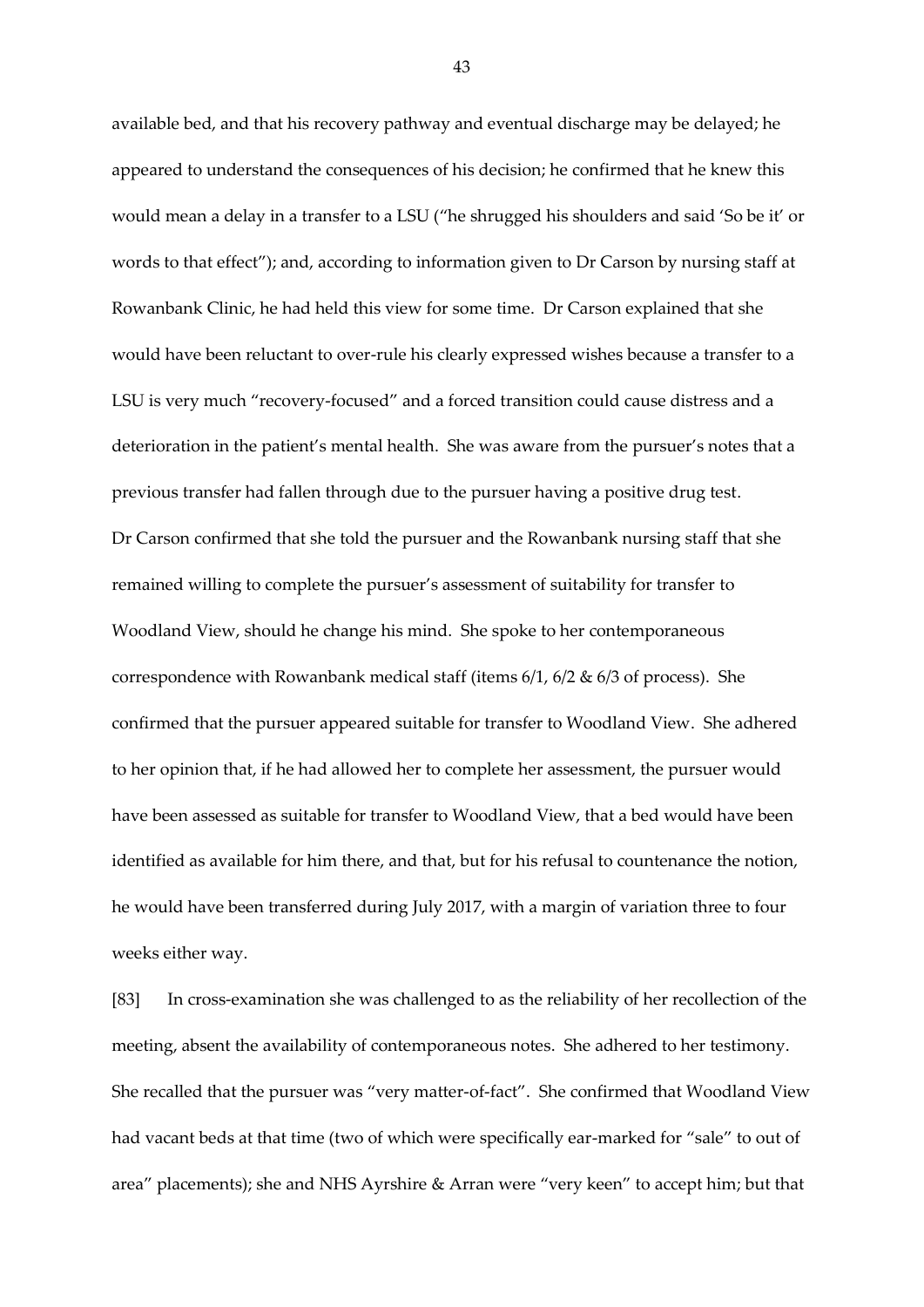available bed, and that his recovery pathway and eventual discharge may be delayed; he appeared to understand the consequences of his decision; he confirmed that he knew this would mean a delay in a transfer to a LSU ("he shrugged his shoulders and said 'So be it' or words to that effect"); and, according to information given to Dr Carson by nursing staff at Rowanbank Clinic, he had held this view for some time. Dr Carson explained that she would have been reluctant to over-rule his clearly expressed wishes because a transfer to a LSU is very much "recovery-focused" and a forced transition could cause distress and a deterioration in the patient's mental health. She was aware from the pursuer's notes that a previous transfer had fallen through due to the pursuer having a positive drug test. Dr Carson confirmed that she told the pursuer and the Rowanbank nursing staff that she remained willing to complete the pursuer's assessment of suitability for transfer to Woodland View, should he change his mind. She spoke to her contemporaneous correspondence with Rowanbank medical staff (items 6/1, 6/2 & 6/3 of process). She confirmed that the pursuer appeared suitable for transfer to Woodland View. She adhered to her opinion that, if he had allowed her to complete her assessment, the pursuer would have been assessed as suitable for transfer to Woodland View, that a bed would have been identified as available for him there, and that, but for his refusal to countenance the notion, he would have been transferred during July 2017, with a margin of variation three to four weeks either way.

[83] In cross-examination she was challenged to as the reliability of her recollection of the meeting, absent the availability of contemporaneous notes. She adhered to her testimony. She recalled that the pursuer was "very matter-of-fact". She confirmed that Woodland View had vacant beds at that time (two of which were specifically ear-marked for "sale" to out of area" placements); she and NHS Ayrshire & Arran were "very keen" to accept him; but that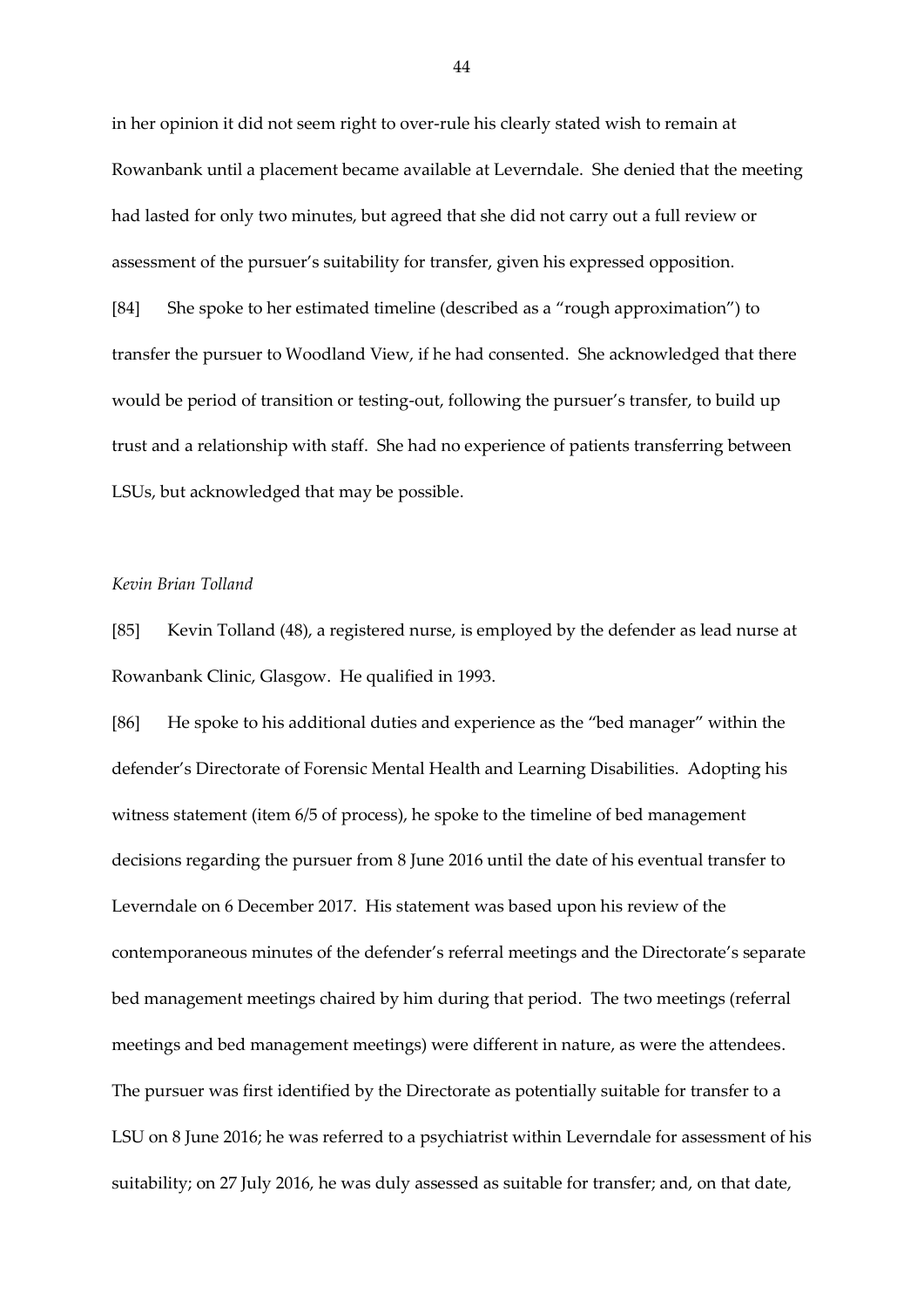in her opinion it did not seem right to over-rule his clearly stated wish to remain at Rowanbank until a placement became available at Leverndale. She denied that the meeting had lasted for only two minutes, but agreed that she did not carry out a full review or assessment of the pursuer's suitability for transfer, given his expressed opposition.

[84] She spoke to her estimated timeline (described as a "rough approximation") to transfer the pursuer to Woodland View, if he had consented. She acknowledged that there would be period of transition or testing-out, following the pursuer's transfer, to build up trust and a relationship with staff. She had no experience of patients transferring between LSUs, but acknowledged that may be possible.

*Kevin Brian Tolland*

[85] Kevin Tolland (48), a registered nurse, is employed by the defender as lead nurse at Rowanbank Clinic, Glasgow. He qualified in 1993.

[86] He spoke to his additional duties and experience as the "bed manager" within the defender's Directorate of Forensic Mental Health and Learning Disabilities. Adopting his witness statement (item 6/5 of process), he spoke to the timeline of bed management decisions regarding the pursuer from 8 June 2016 until the date of his eventual transfer to Leverndale on 6 December 2017. His statement was based upon his review of the contemporaneous minutes of the defender's referral meetings and the Directorate's separate bed management meetings chaired by him during that period. The two meetings (referral meetings and bed management meetings) were different in nature, as were the attendees. The pursuer was first identified by the Directorate as potentially suitable for transfer to a LSU on 8 June 2016; he was referred to a psychiatrist within Leverndale for assessment of his suitability; on 27 July 2016, he was duly assessed as suitable for transfer; and, on that date,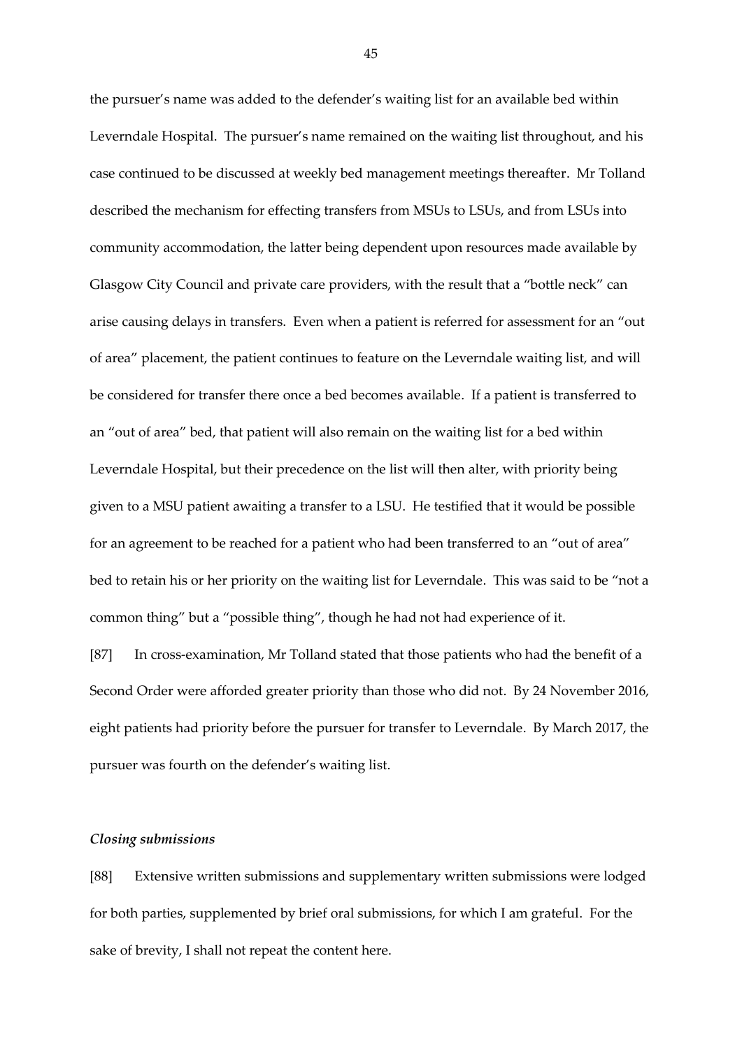the pursuer's name was added to the defender's waiting list for an available bed within Leverndale Hospital. The pursuer's name remained on the waiting list throughout, and his case continued to be discussed at weekly bed management meetings thereafter. Mr Tolland described the mechanism for effecting transfers from MSUs to LSUs, and from LSUs into community accommodation, the latter being dependent upon resources made available by Glasgow City Council and private care providers, with the result that a "bottle neck" can arise causing delays in transfers. Even when a patient is referred for assessment for an "out of area" placement, the patient continues to feature on the Leverndale waiting list, and will be considered for transfer there once a bed becomes available. If a patient is transferred to an "out of area" bed, that patient will also remain on the waiting list for a bed within Leverndale Hospital, but their precedence on the list will then alter, with priority being given to a MSU patient awaiting a transfer to a LSU. He testified that it would be possible for an agreement to be reached for a patient who had been transferred to an "out of area" bed to retain his or her priority on the waiting list for Leverndale. This was said to be "not a common thing" but a "possible thing", though he had not had experience of it.

[87] In cross-examination, Mr Tolland stated that those patients who had the benefit of a Second Order were afforded greater priority than those who did not. By 24 November 2016, eight patients had priority before the pursuer for transfer to Leverndale. By March 2017, the pursuer was fourth on the defender's waiting list.

### *Closing submissions*

[88] Extensive written submissions and supplementary written submissions were lodged for both parties, supplemented by brief oral submissions, for which I am grateful. For the sake of brevity, I shall not repeat the content here.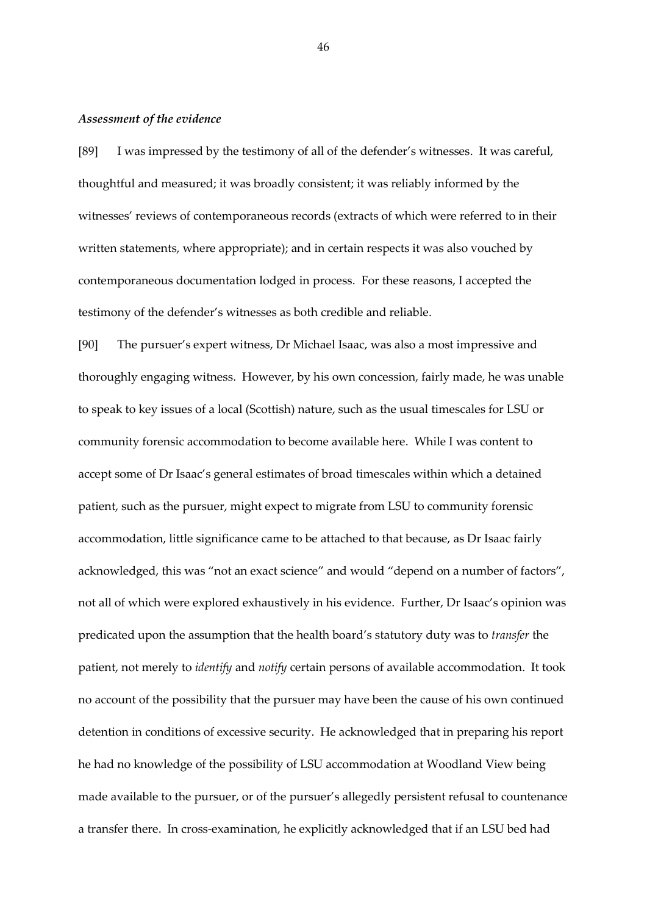### *Assessment of the evidence*

[89] I was impressed by the testimony of all of the defender's witnesses. It was careful, thoughtful and measured; it was broadly consistent; it was reliably informed by the witnesses' reviews of contemporaneous records (extracts of which were referred to in their written statements, where appropriate); and in certain respects it was also vouched by contemporaneous documentation lodged in process. For these reasons, I accepted the testimony of the defender's witnesses as both credible and reliable.

[90] The pursuer's expert witness, Dr Michael Isaac, was also a most impressive and thoroughly engaging witness. However, by his own concession, fairly made, he was unable to speak to key issues of a local (Scottish) nature, such as the usual timescales for LSU or community forensic accommodation to become available here. While I was content to accept some of Dr Isaac's general estimates of broad timescales within which a detained patient, such as the pursuer, might expect to migrate from LSU to community forensic accommodation, little significance came to be attached to that because, as Dr Isaac fairly acknowledged, this was "not an exact science" and would "depend on a number of factors", not all of which were explored exhaustively in his evidence. Further, Dr Isaac's opinion was predicated upon the assumption that the health board's statutory duty was to *transfer* the patient, not merely to *identify* and *notify* certain persons of available accommodation. It took no account of the possibility that the pursuer may have been the cause of his own continued detention in conditions of excessive security. He acknowledged that in preparing his report he had no knowledge of the possibility of LSU accommodation at Woodland View being made available to the pursuer, or of the pursuer's allegedly persistent refusal to countenance a transfer there. In cross-examination, he explicitly acknowledged that if an LSU bed had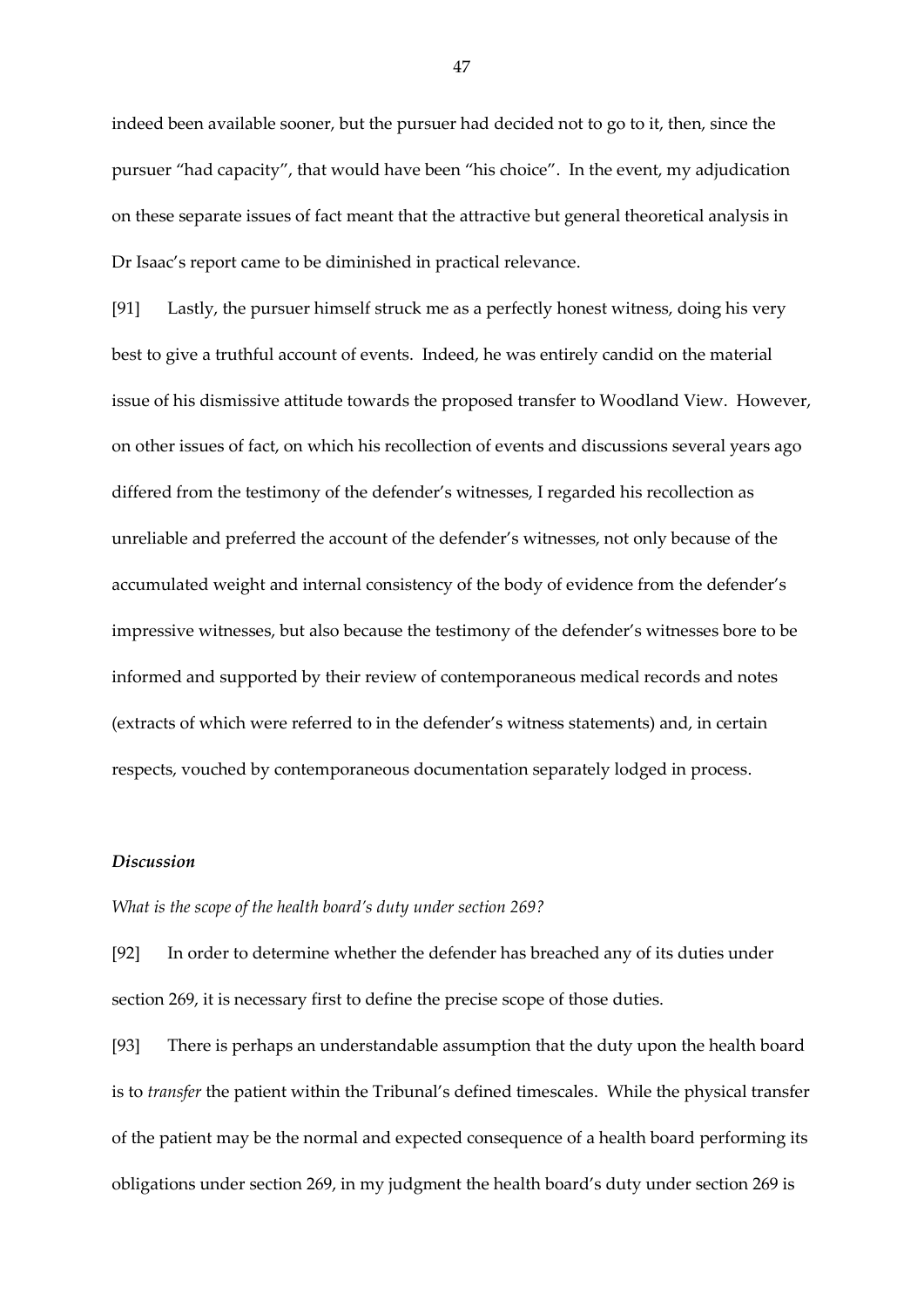indeed been available sooner, but the pursuer had decided not to go to it, then, since the pursuer "had capacity", that would have been "his choice". In the event, my adjudication on these separate issues of fact meant that the attractive but general theoretical analysis in Dr Isaac's report came to be diminished in practical relevance.

[91] Lastly, the pursuer himself struck me as a perfectly honest witness, doing his very best to give a truthful account of events. Indeed, he was entirely candid on the material issue of his dismissive attitude towards the proposed transfer to Woodland View. However, on other issues of fact, on which his recollection of events and discussions several years ago differed from the testimony of the defender's witnesses, I regarded his recollection as unreliable and preferred the account of the defender's witnesses, not only because of the accumulated weight and internal consistency of the body of evidence from the defender's impressive witnesses, but also because the testimony of the defender's witnesses bore to be informed and supported by their review of contemporaneous medical records and notes (extracts of which were referred to in the defender's witness statements) and, in certain respects, vouched by contemporaneous documentation separately lodged in process.

### *Discussion*

*What is the scope of the health board's duty under section 269?*

[92] In order to determine whether the defender has breached any of its duties under section 269, it is necessary first to define the precise scope of those duties.

[93] There is perhaps an understandable assumption that the duty upon the health board is to *transfer* the patient within the Tribunal's defined timescales. While the physical transfer of the patient may be the normal and expected consequence of a health board performing its obligations under section 269, in my judgment the health board's duty under section 269 is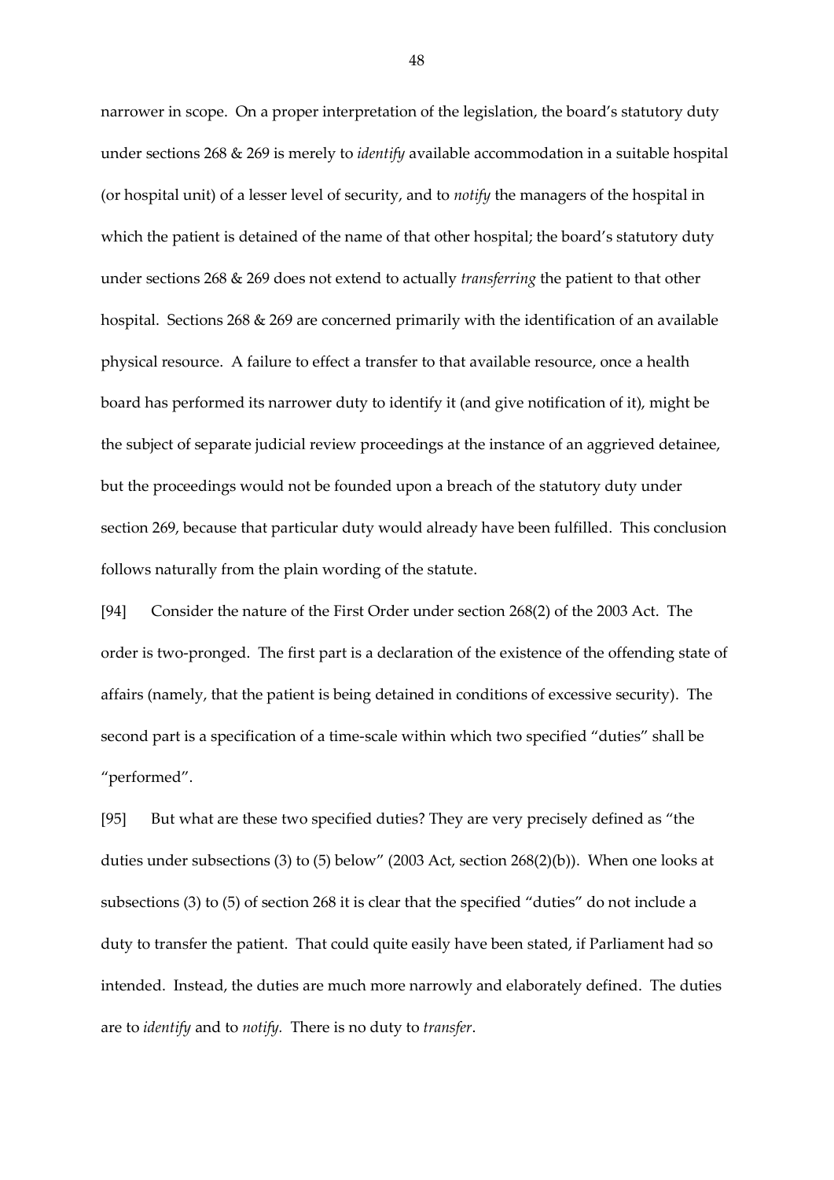narrower in scope. On a proper interpretation of the legislation, the board's statutory duty under sections 268 & 269 is merely to *identify* available accommodation in a suitable hospital (or hospital unit) of a lesser level of security, and to *notify* the managers of the hospital in which the patient is detained of the name of that other hospital; the board's statutory duty under sections 268 & 269 does not extend to actually *transferring* the patient to that other hospital. Sections 268 & 269 are concerned primarily with the identification of an available physical resource. A failure to effect a transfer to that available resource, once a health board has performed its narrower duty to identify it (and give notification of it), might be the subject of separate judicial review proceedings at the instance of an aggrieved detainee, but the proceedings would not be founded upon a breach of the statutory duty under section 269, because that particular duty would already have been fulfilled. This conclusion follows naturally from the plain wording of the statute.

[94] Consider the nature of the First Order under section 268(2) of the 2003 Act. The order is two-pronged. The first part is a declaration of the existence of the offending state of affairs (namely, that the patient is being detained in conditions of excessive security). The second part is a specification of a time-scale within which two specified "duties" shall be "performed".

[95] But what are these two specified duties? They are very precisely defined as "the duties under subsections (3) to (5) below" (2003 Act, section 268(2)(b)). When one looks at subsections (3) to (5) of section 268 it is clear that the specified "duties" do not include a duty to transfer the patient. That could quite easily have been stated, if Parliament had so intended. Instead, the duties are much more narrowly and elaborately defined. The duties are to *identify* and to *notify*. There is no duty to *transfer*.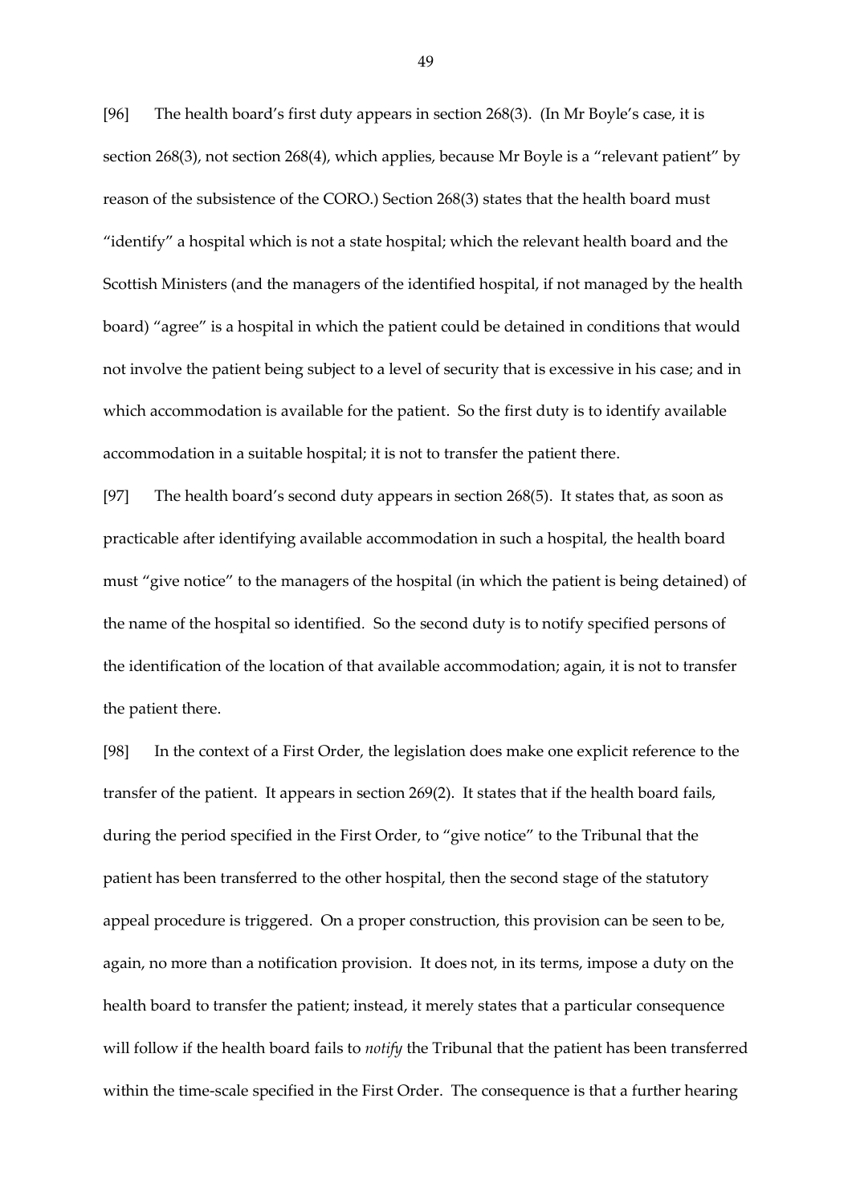[96] The health board's first duty appears in section 268(3). (In Mr Boyle's case, it is section 268(3), not section 268(4), which applies, because Mr Boyle is a "relevant patient" by reason of the subsistence of the CORO.) Section 268(3) states that the health board must "identify" a hospital which is not a state hospital; which the relevant health board and the Scottish Ministers (and the managers of the identified hospital, if not managed by the health board) "agree" is a hospital in which the patient could be detained in conditions that would not involve the patient being subject to a level of security that is excessive in his case; and in which accommodation is available for the patient. So the first duty is to identify available accommodation in a suitable hospital; it is not to transfer the patient there.

[97] The health board's second duty appears in section 268(5). It states that, as soon as practicable after identifying available accommodation in such a hospital, the health board must "give notice" to the managers of the hospital (in which the patient is being detained) of the name of the hospital so identified. So the second duty is to notify specified persons of the identification of the location of that available accommodation; again, it is not to transfer the patient there.

[98] In the context of a First Order, the legislation does make one explicit reference to the transfer of the patient. It appears in section 269(2). It states that if the health board fails, during the period specified in the First Order, to "give notice" to the Tribunal that the patient has been transferred to the other hospital, then the second stage of the statutory appeal procedure is triggered. On a proper construction, this provision can be seen to be, again, no more than a notification provision. It does not, in its terms, impose a duty on the health board to transfer the patient; instead, it merely states that a particular consequence will follow if the health board fails to *notify* the Tribunal that the patient has been transferred within the time-scale specified in the First Order. The consequence is that a further hearing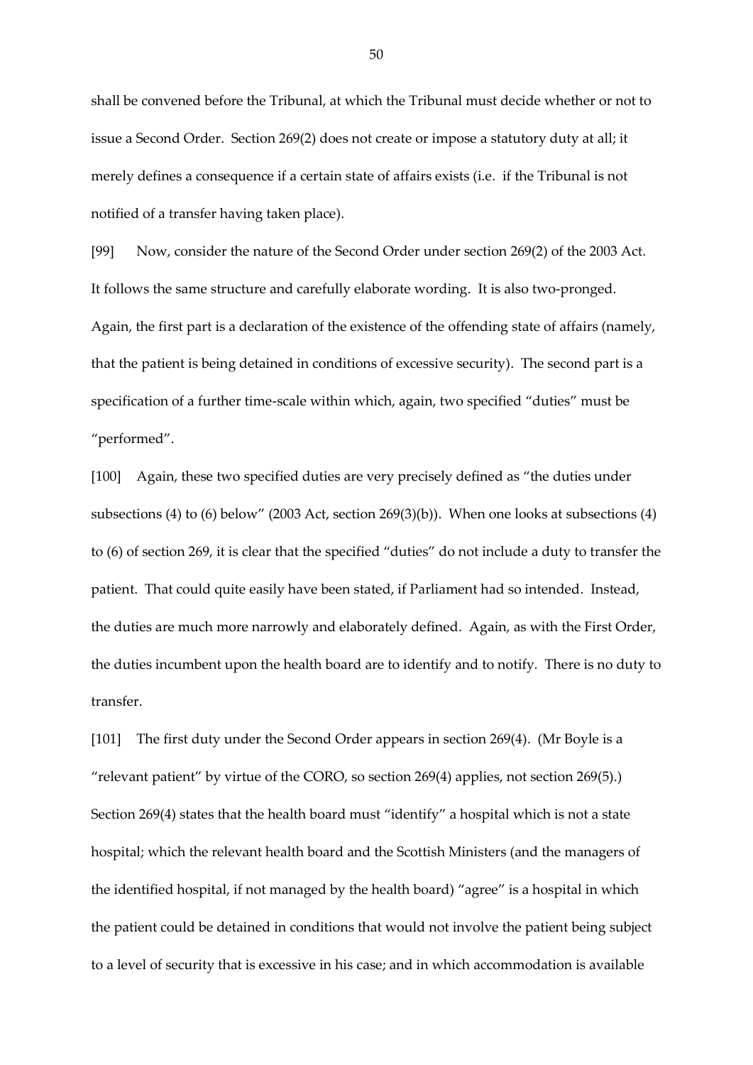shall be convened before the Tribunal, at which the Tribunal must decide whether or not to issue a Second Order. Section 269(2) does not create or impose a statutory duty at all; it merely defines a consequence if a certain state of affairs exists (i.e. if the Tribunal is not notified of a transfer having taken place).

[99] Now, consider the nature of the Second Order under section 269(2) of the 2003 Act. It follows the same structure and carefully elaborate wording. It is also two-pronged. Again, the first part is a declaration of the existence of the offending state of affairs (namely, that the patient is being detained in conditions of excessive security). The second part is a specification of a further time-scale within which, again, two specified "duties" must be "performed".

[100] Again, these two specified duties are very precisely defined as "the duties under subsections (4) to (6) below" (2003 Act, section 269(3)(b)). When one looks at subsections (4) to (6) of section 269, it is clear that the specified "duties" do not include a duty to transfer the patient. That could quite easily have been stated, if Parliament had so intended. Instead, the duties are much more narrowly and elaborately defined. Again, as with the First Order, the duties incumbent upon the health board are to identify and to notify. There is no duty to transfer.

[101] The first duty under the Second Order appears in section 269(4). (Mr Boyle is a "relevant patient" by virtue of the CORO, so section 269(4) applies, not section 269(5).) Section 269(4) states that the health board must "identify" a hospital which is not a state hospital; which the relevant health board and the Scottish Ministers (and the managers of the identified hospital, if not managed by the health board) "agree" is a hospital in which the patient could be detained in conditions that would not involve the patient being subject to a level of security that is excessive in his case; and in which accommodation is available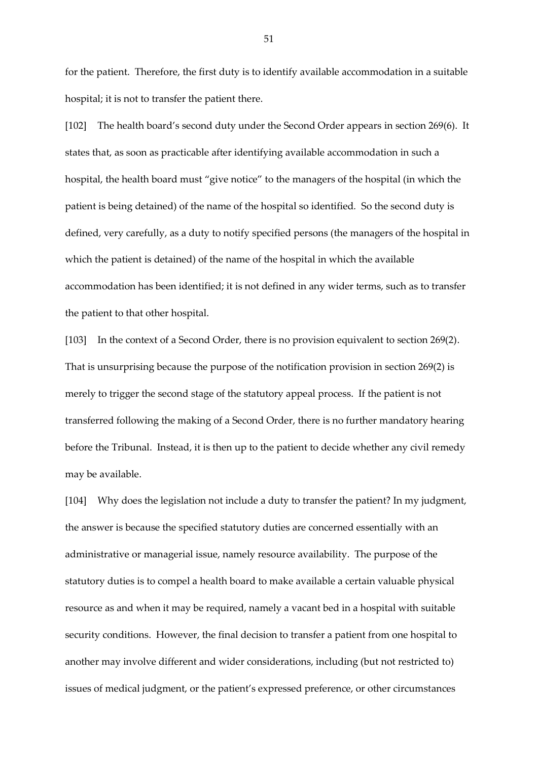for the patient. Therefore, the first duty is to identify available accommodation in a suitable hospital; it is not to transfer the patient there.

[102] The health board's second duty under the Second Order appears in section 269(6). It states that, as soon as practicable after identifying available accommodation in such a hospital, the health board must "give notice" to the managers of the hospital (in which the patient is being detained) of the name of the hospital so identified. So the second duty is defined, very carefully, as a duty to notify specified persons (the managers of the hospital in which the patient is detained) of the name of the hospital in which the available accommodation has been identified; it is not defined in any wider terms, such as to transfer the patient to that other hospital.

[103] In the context of a Second Order, there is no provision equivalent to section 269(2). That is unsurprising because the purpose of the notification provision in section 269(2) is merely to trigger the second stage of the statutory appeal process. If the patient is not transferred following the making of a Second Order, there is no further mandatory hearing before the Tribunal. Instead, it is then up to the patient to decide whether any civil remedy may be available.

[104] Why does the legislation not include a duty to transfer the patient? In my judgment, the answer is because the specified statutory duties are concerned essentially with an administrative or managerial issue, namely resource availability. The purpose of the statutory duties is to compel a health board to make available a certain valuable physical resource as and when it may be required, namely a vacant bed in a hospital with suitable security conditions. However, the final decision to transfer a patient from one hospital to another may involve different and wider considerations, including (but not restricted to) issues of medical judgment, or the patient's expressed preference, or other circumstances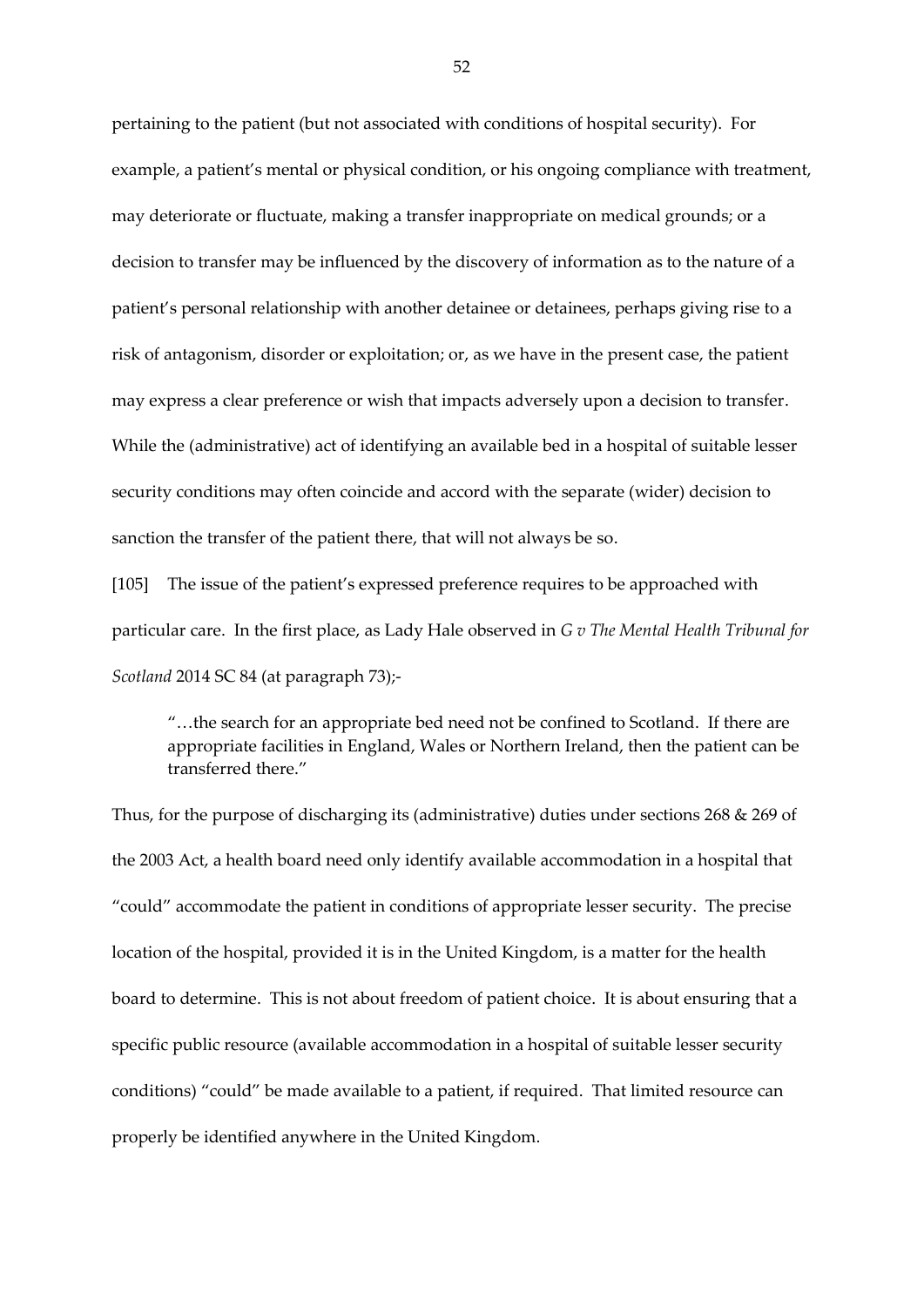pertaining to the patient (but not associated with conditions of hospital security). For example, a patient's mental or physical condition, or his ongoing compliance with treatment, may deteriorate or fluctuate, making a transfer inappropriate on medical grounds; or a decision to transfer may be influenced by the discovery of information as to the nature of a patient's personal relationship with another detainee or detainees, perhaps giving rise to a risk of antagonism, disorder or exploitation; or, as we have in the present case, the patient may express a clear preference or wish that impacts adversely upon a decision to transfer. While the (administrative) act of identifying an available bed in a hospital of suitable lesser security conditions may often coincide and accord with the separate (wider) decision to sanction the transfer of the patient there, that will not always be so.

[105] The issue of the patient's expressed preference requires to be approached with particular care. In the first place, as Lady Hale observed in *G v The Mental Health Tribunal for Scotland* 2014 SC 84 (at paragraph 73);-

> "…the search for an appropriate bed need not be confined to Scotland. If there are appropriate facilities in England, Wales or Northern Ireland, then the patient can be transferred there."

Thus, for the purpose of discharging its (administrative) duties under sections 268 & 269 of the 2003 Act, a health board need only identify available accommodation in a hospital that "could" accommodate the patient in conditions of appropriate lesser security. The precise location of the hospital, provided it is in the United Kingdom, is a matter for the health board to determine. This is not about freedom of patient choice. It is about ensuring that a specific public resource (available accommodation in a hospital of suitable lesser security conditions) "could" be made available to a patient, if required. That limited resource can properly be identified anywhere in the United Kingdom.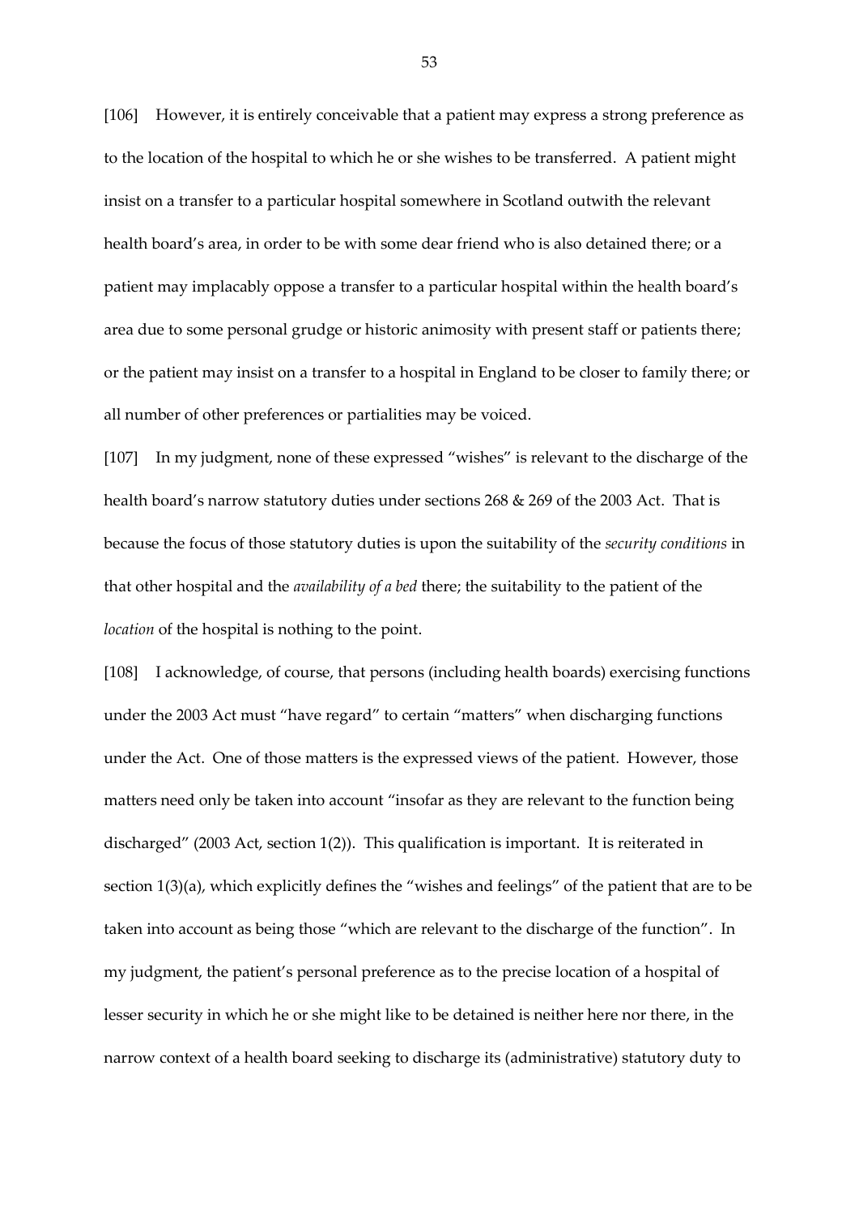[106] However, it is entirely conceivable that a patient may express a strong preference as to the location of the hospital to which he or she wishes to be transferred. A patient might insist on a transfer to a particular hospital somewhere in Scotland outwith the relevant health board's area, in order to be with some dear friend who is also detained there; or a patient may implacably oppose a transfer to a particular hospital within the health board's area due to some personal grudge or historic animosity with present staff or patients there; or the patient may insist on a transfer to a hospital in England to be closer to family there; or all number of other preferences or partialities may be voiced.

[107] In my judgment, none of these expressed "wishes" is relevant to the discharge of the health board's narrow statutory duties under sections 268 & 269 of the 2003 Act. That is because the focus of those statutory duties is upon the suitability of the *security conditions* in that other hospital and the *availability of a bed* there; the suitability to the patient of the *location* of the hospital is nothing to the point.

[108] I acknowledge, of course, that persons (including health boards) exercising functions under the 2003 Act must "have regard" to certain "matters" when discharging functions under the Act. One of those matters is the expressed views of the patient. However, those matters need only be taken into account "insofar as they are relevant to the function being discharged" (2003 Act, section 1(2)). This qualification is important. It is reiterated in section 1(3)(a), which explicitly defines the "wishes and feelings" of the patient that are to be taken into account as being those "which are relevant to the discharge of the function". In my judgment, the patient's personal preference as to the precise location of a hospital of lesser security in which he or she might like to be detained is neither here nor there, in the narrow context of a health board seeking to discharge its (administrative) statutory duty to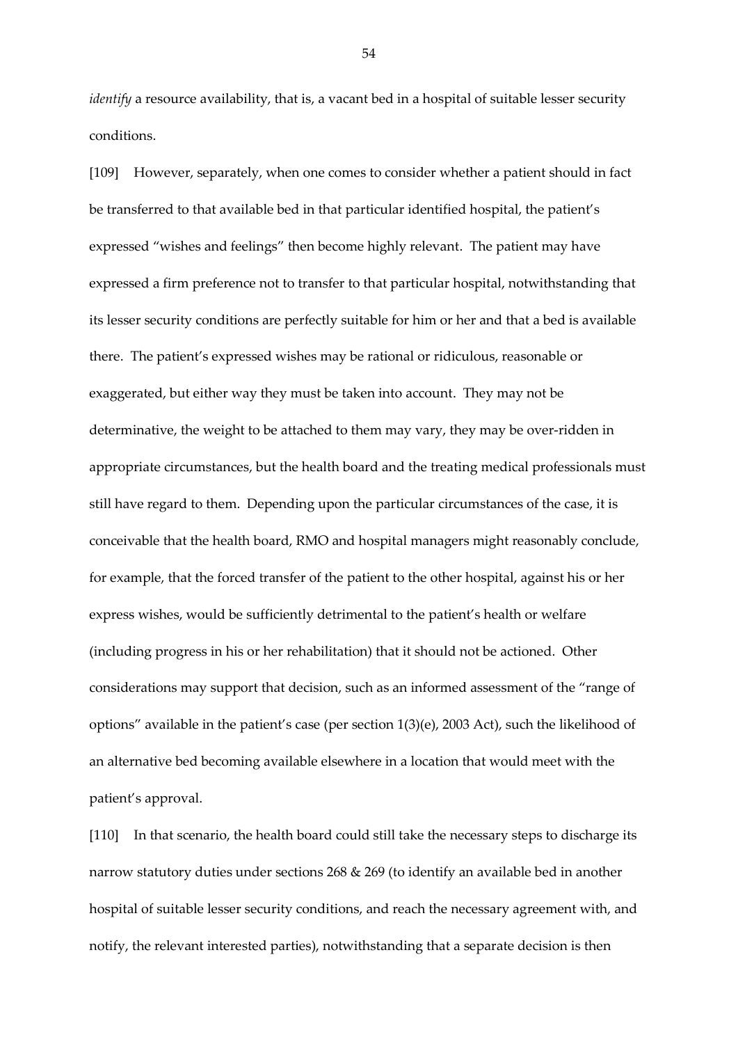*identify* a resource availability, that is, a vacant bed in a hospital of suitable lesser security conditions.

[109] However, separately, when one comes to consider whether a patient should in fact be transferred to that available bed in that particular identified hospital, the patient's expressed "wishes and feelings" then become highly relevant. The patient may have expressed a firm preference not to transfer to that particular hospital, notwithstanding that its lesser security conditions are perfectly suitable for him or her and that a bed is available there. The patient's expressed wishes may be rational or ridiculous, reasonable or exaggerated, but either way they must be taken into account. They may not be determinative, the weight to be attached to them may vary, they may be over-ridden in appropriate circumstances, but the health board and the treating medical professionals must still have regard to them. Depending upon the particular circumstances of the case, it is conceivable that the health board, RMO and hospital managers might reasonably conclude, for example, that the forced transfer of the patient to the other hospital, against his or her express wishes, would be sufficiently detrimental to the patient's health or welfare (including progress in his or her rehabilitation) that it should not be actioned. Other considerations may support that decision, such as an informed assessment of the "range of options" available in the patient's case (per section 1(3)(e), 2003 Act), such the likelihood of an alternative bed becoming available elsewhere in a location that would meet with the patient's approval.

[110] In that scenario, the health board could still take the necessary steps to discharge its narrow statutory duties under sections 268 & 269 (to identify an available bed in another hospital of suitable lesser security conditions, and reach the necessary agreement with, and notify, the relevant interested parties), notwithstanding that a separate decision is then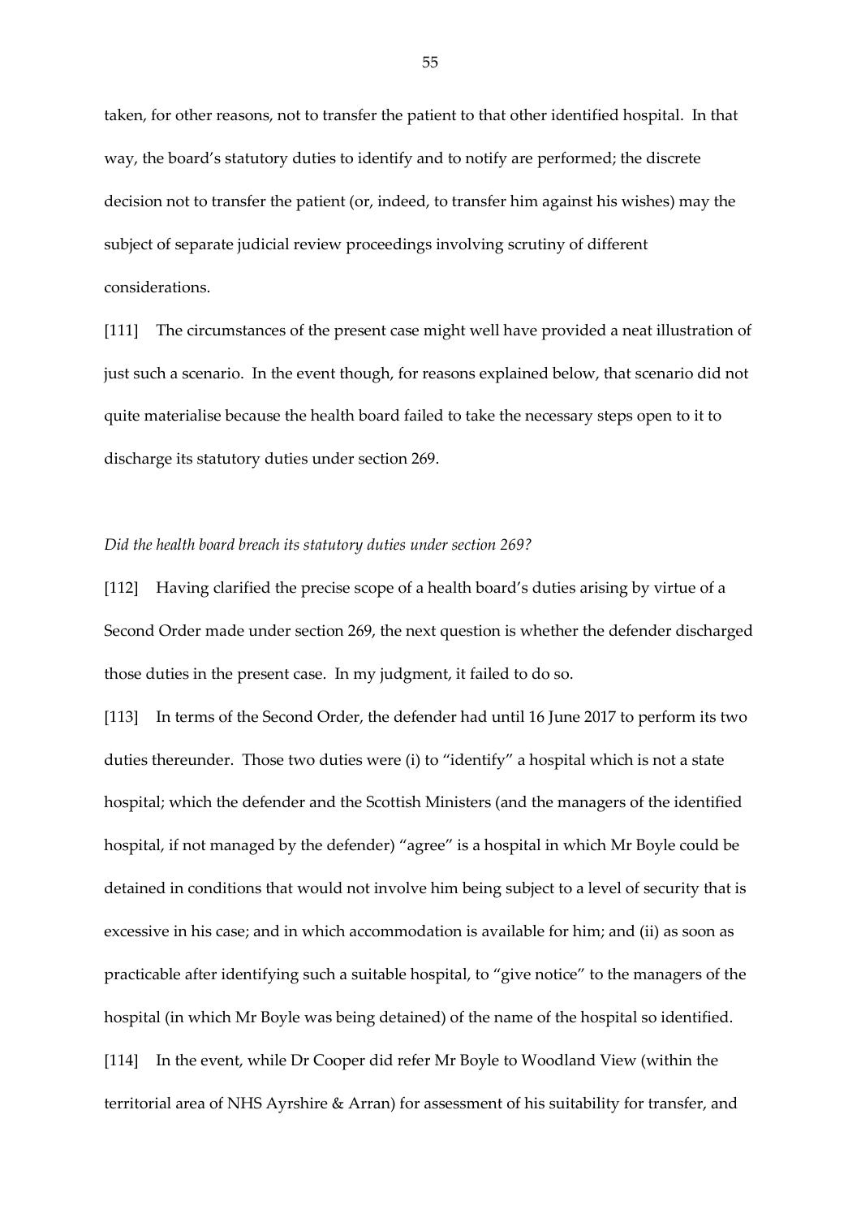taken, for other reasons, not to transfer the patient to that other identified hospital. In that way, the board's statutory duties to identify and to notify are performed; the discrete decision not to transfer the patient (or, indeed, to transfer him against his wishes) may the subject of separate judicial review proceedings involving scrutiny of different considerations.

[111] The circumstances of the present case might well have provided a neat illustration of just such a scenario. In the event though, for reasons explained below, that scenario did not quite materialise because the health board failed to take the necessary steps open to it to discharge its statutory duties under section 269.

*Did the health board breach its statutory duties under section 269?*

[112] Having clarified the precise scope of a health board's duties arising by virtue of a Second Order made under section 269, the next question is whether the defender discharged those duties in the present case. In my judgment, it failed to do so.

[113] In terms of the Second Order, the defender had until 16 June 2017 to perform its two duties thereunder. Those two duties were (i) to "identify" a hospital which is not a state hospital; which the defender and the Scottish Ministers (and the managers of the identified hospital, if not managed by the defender) "agree" is a hospital in which Mr Boyle could be detained in conditions that would not involve him being subject to a level of security that is excessive in his case; and in which accommodation is available for him; and (ii) as soon as practicable after identifying such a suitable hospital, to "give notice" to the managers of the hospital (in which Mr Boyle was being detained) of the name of the hospital so identified.

[114] In the event, while Dr Cooper did refer Mr Boyle to Woodland View (within the territorial area of NHS Ayrshire & Arran) for assessment of his suitability for transfer, and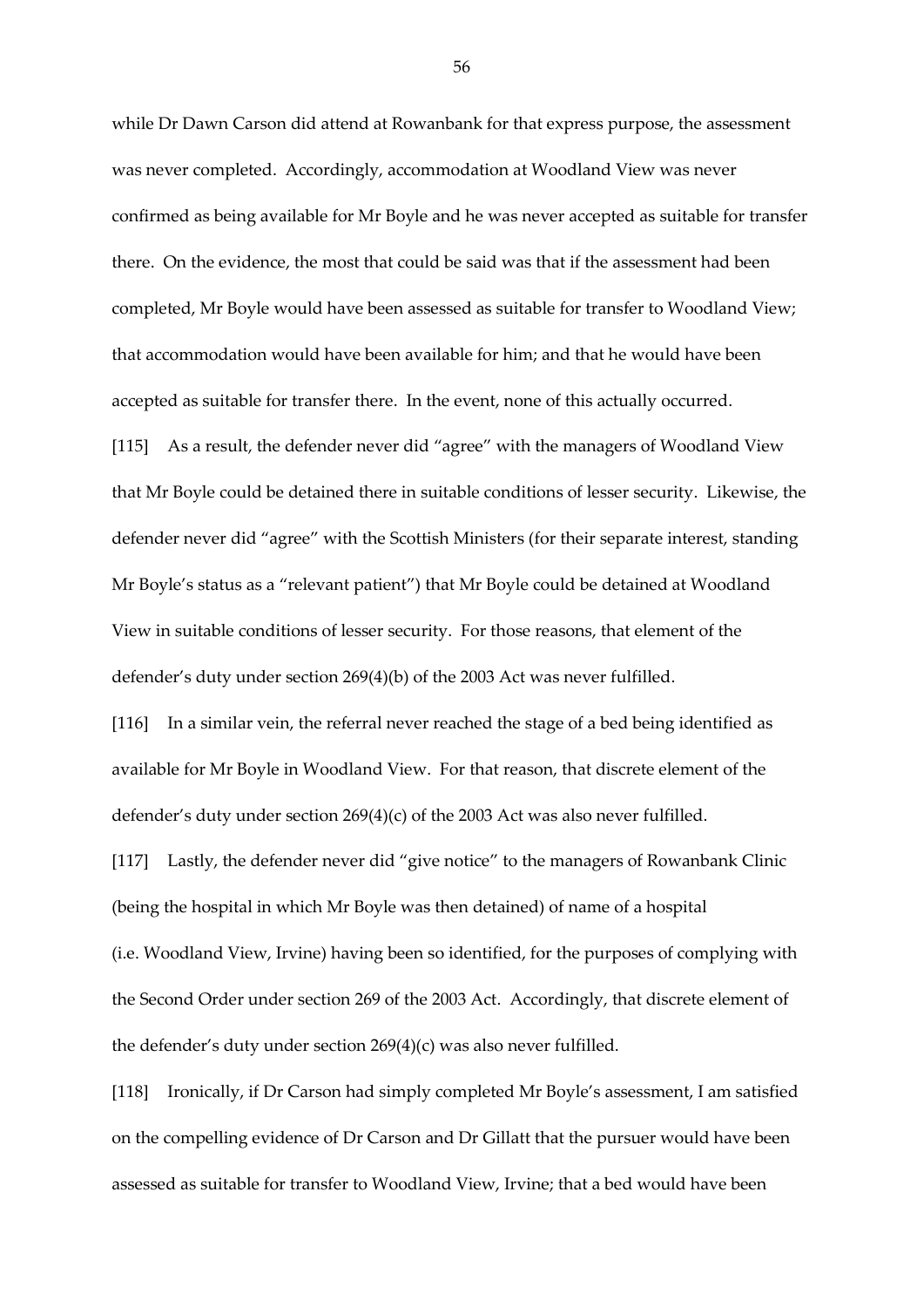while Dr Dawn Carson did attend at Rowanbank for that express purpose, the assessment was never completed. Accordingly, accommodation at Woodland View was never confirmed as being available for Mr Boyle and he was never accepted as suitable for transfer there. On the evidence, the most that could be said was that if the assessment had been completed, Mr Boyle would have been assessed as suitable for transfer to Woodland View; that accommodation would have been available for him; and that he would have been accepted as suitable for transfer there. In the event, none of this actually occurred.

[115] As a result, the defender never did "agree" with the managers of Woodland View that Mr Boyle could be detained there in suitable conditions of lesser security. Likewise, the defender never did "agree" with the Scottish Ministers (for their separate interest, standing Mr Boyle's status as a "relevant patient") that Mr Boyle could be detained at Woodland View in suitable conditions of lesser security. For those reasons, that element of the defender's duty under section 269(4)(b) of the 2003 Act was never fulfilled.

[116] In a similar vein, the referral never reached the stage of a bed being identified as available for Mr Boyle in Woodland View. For that reason, that discrete element of the defender's duty under section 269(4)(c) of the 2003 Act was also never fulfilled.

[117] Lastly, the defender never did "give notice" to the managers of Rowanbank Clinic (being the hospital in which Mr Boyle was then detained) of name of a hospital (i.e. Woodland View, Irvine) having been so identified, for the purposes of complying with the Second Order under section 269 of the 2003 Act. Accordingly, that discrete element of the defender's duty under section 269(4)(c) was also never fulfilled.

[118] Ironically, if Dr Carson had simply completed Mr Boyle's assessment, I am satisfied on the compelling evidence of Dr Carson and Dr Gillatt that the pursuer would have been assessed as suitable for transfer to Woodland View, Irvine; that a bed would have been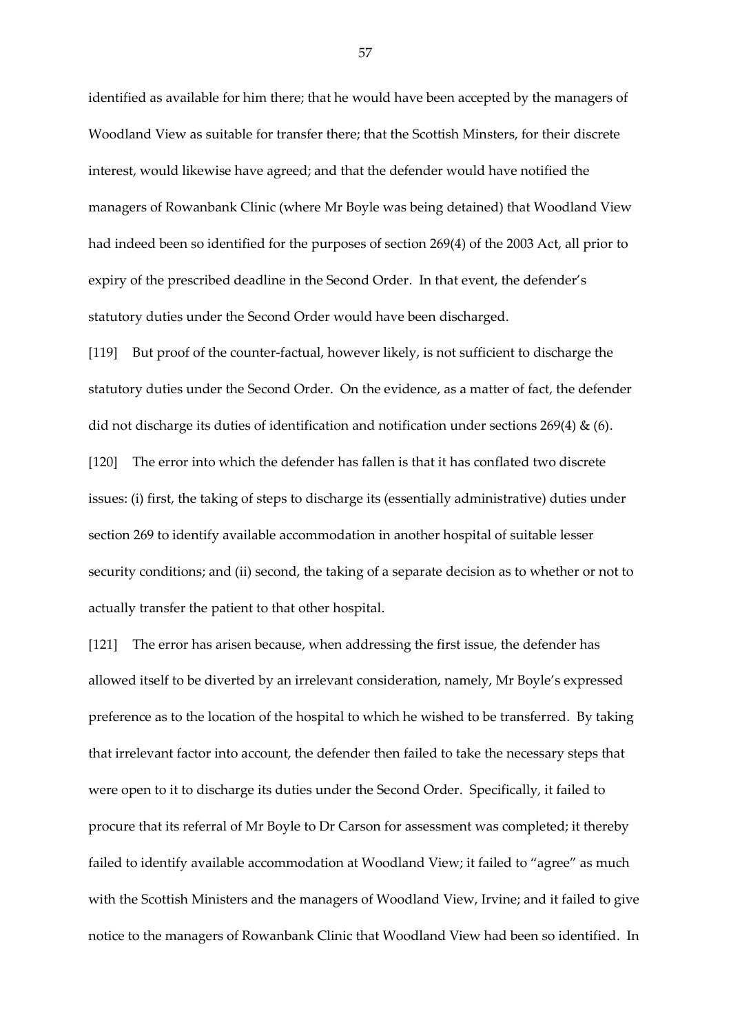identified as available for him there; that he would have been accepted by the managers of Woodland View as suitable for transfer there; that the Scottish Minsters, for their discrete interest, would likewise have agreed; and that the defender would have notified the managers of Rowanbank Clinic (where Mr Boyle was being detained) that Woodland View had indeed been so identified for the purposes of section 269(4) of the 2003 Act, all prior to expiry of the prescribed deadline in the Second Order. In that event, the defender's statutory duties under the Second Order would have been discharged.

[119] But proof of the counter-factual, however likely, is not sufficient to discharge the statutory duties under the Second Order. On the evidence, as a matter of fact, the defender did not discharge its duties of identification and notification under sections 269(4) & (6).

[120] The error into which the defender has fallen is that it has conflated two discrete issues: (i) first, the taking of steps to discharge its (essentially administrative) duties under section 269 to identify available accommodation in another hospital of suitable lesser security conditions; and (ii) second, the taking of a separate decision as to whether or not to actually transfer the patient to that other hospital.

[121] The error has arisen because, when addressing the first issue, the defender has allowed itself to be diverted by an irrelevant consideration, namely, Mr Boyle's expressed preference as to the location of the hospital to which he wished to be transferred. By taking that irrelevant factor into account, the defender then failed to take the necessary steps that were open to it to discharge its duties under the Second Order. Specifically, it failed to procure that its referral of Mr Boyle to Dr Carson for assessment was completed; it thereby failed to identify available accommodation at Woodland View; it failed to "agree" as much with the Scottish Ministers and the managers of Woodland View, Irvine; and it failed to give notice to the managers of Rowanbank Clinic that Woodland View had been so identified. In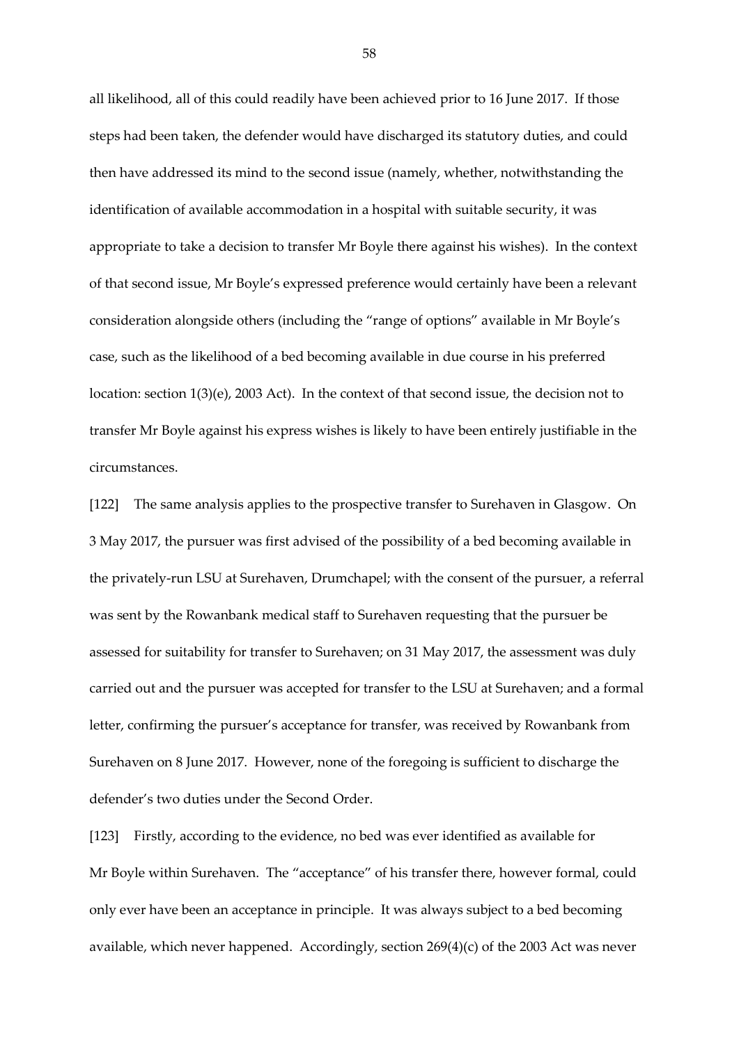all likelihood, all of this could readily have been achieved prior to 16 June 2017. If those steps had been taken, the defender would have discharged its statutory duties, and could then have addressed its mind to the second issue (namely, whether, notwithstanding the identification of available accommodation in a hospital with suitable security, it was appropriate to take a decision to transfer Mr Boyle there against his wishes). In the context of that second issue, Mr Boyle's expressed preference would certainly have been a relevant consideration alongside others (including the "range of options" available in Mr Boyle's case, such as the likelihood of a bed becoming available in due course in his preferred location: section 1(3)(e), 2003 Act). In the context of that second issue, the decision not to transfer Mr Boyle against his express wishes is likely to have been entirely justifiable in the circumstances.

[122] The same analysis applies to the prospective transfer to Surehaven in Glasgow. On 3 May 2017, the pursuer was first advised of the possibility of a bed becoming available in the privately-run LSU at Surehaven, Drumchapel; with the consent of the pursuer, a referral was sent by the Rowanbank medical staff to Surehaven requesting that the pursuer be assessed for suitability for transfer to Surehaven; on 31 May 2017, the assessment was duly carried out and the pursuer was accepted for transfer to the LSU at Surehaven; and a formal letter, confirming the pursuer's acceptance for transfer, was received by Rowanbank from Surehaven on 8 June 2017. However, none of the foregoing is sufficient to discharge the defender's two duties under the Second Order.

[123] Firstly, according to the evidence, no bed was ever identified as available for Mr Boyle within Surehaven. The "acceptance" of his transfer there, however formal, could only ever have been an acceptance in principle. It was always subject to a bed becoming available, which never happened. Accordingly, section 269(4)(c) of the 2003 Act was never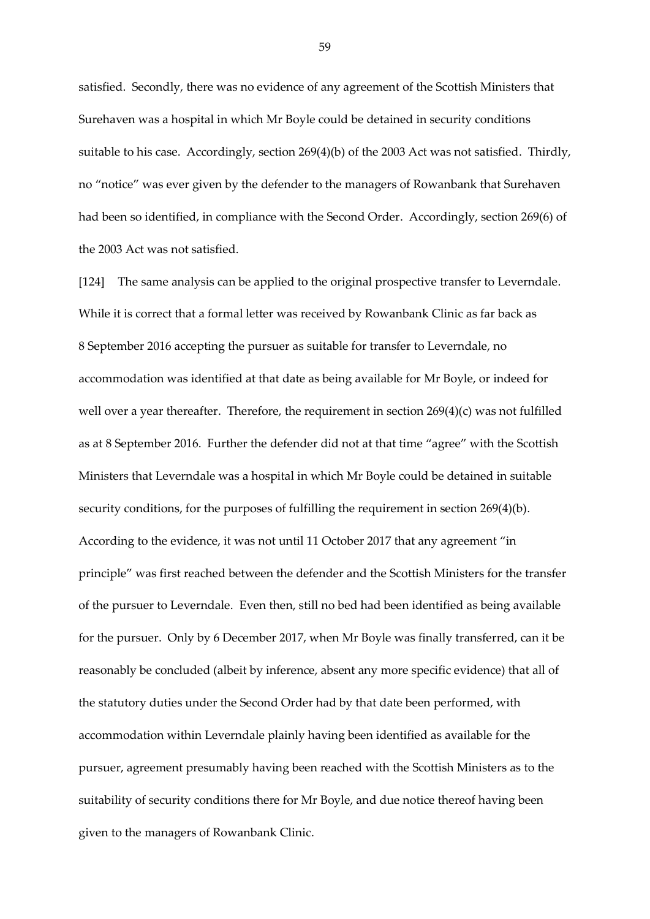satisfied. Secondly, there was no evidence of any agreement of the Scottish Ministers that Surehaven was a hospital in which Mr Boyle could be detained in security conditions suitable to his case. Accordingly, section 269(4)(b) of the 2003 Act was not satisfied. Thirdly, no "notice" was ever given by the defender to the managers of Rowanbank that Surehaven had been so identified, in compliance with the Second Order. Accordingly, section 269(6) of the 2003 Act was not satisfied.

[124] The same analysis can be applied to the original prospective transfer to Leverndale. While it is correct that a formal letter was received by Rowanbank Clinic as far back as 8 September 2016 accepting the pursuer as suitable for transfer to Leverndale, no accommodation was identified at that date as being available for Mr Boyle, or indeed for well over a year thereafter. Therefore, the requirement in section 269(4)(c) was not fulfilled as at 8 September 2016. Further the defender did not at that time "agree" with the Scottish Ministers that Leverndale was a hospital in which Mr Boyle could be detained in suitable security conditions, for the purposes of fulfilling the requirement in section 269(4)(b). According to the evidence, it was not until 11 October 2017 that any agreement "in principle" was first reached between the defender and the Scottish Ministers for the transfer of the pursuer to Leverndale. Even then, still no bed had been identified as being available for the pursuer. Only by 6 December 2017, when Mr Boyle was finally transferred, can it be reasonably be concluded (albeit by inference, absent any more specific evidence) that all of the statutory duties under the Second Order had by that date been performed, with accommodation within Leverndale plainly having been identified as available for the pursuer, agreement presumably having been reached with the Scottish Ministers as to the suitability of security conditions there for Mr Boyle, and due notice thereof having been given to the managers of Rowanbank Clinic.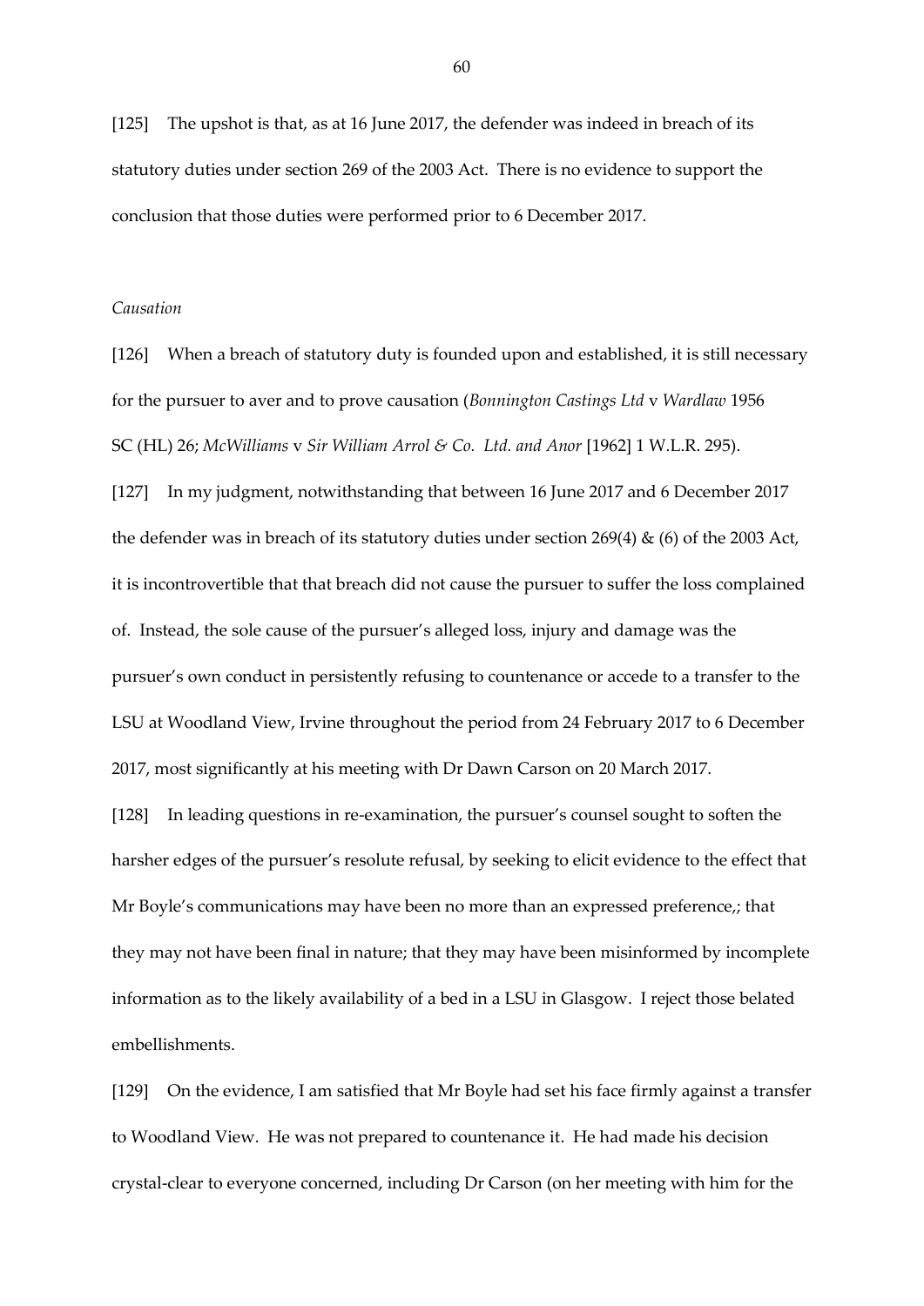[125] The upshot is that, as at 16 June 2017, the defender was indeed in breach of its statutory duties under section 269 of the 2003 Act. There is no evidence to support the conclusion that those duties were performed prior to 6 December 2017.

*Causation*

[126] When a breach of statutory duty is founded upon and established, it is still necessary for the pursuer to aver and to prove causation (*Bonnington Castings Ltd* v *Wardlaw* 1956 SC (HL) 26; *McWilliams* v *Sir William Arrol & Co. Ltd. and Anor* [1962] 1 W.L.R. 295).

[127] In my judgment, notwithstanding that between 16 June 2017 and 6 December 2017 the defender was in breach of its statutory duties under section 269(4) & (6) of the 2003 Act, it is incontrovertible that that breach did not cause the pursuer to suffer the loss complained of. Instead, the sole cause of the pursuer's alleged loss, injury and damage was the pursuer's own conduct in persistently refusing to countenance or accede to a transfer to the LSU at Woodland View, Irvine throughout the period from 24 February 2017 to 6 December 2017, most significantly at his meeting with Dr Dawn Carson on 20 March 2017.

[128] In leading questions in re-examination, the pursuer's counsel sought to soften the harsher edges of the pursuer's resolute refusal, by seeking to elicit evidence to the effect that Mr Boyle's communications may have been no more than an expressed preference,; that they may not have been final in nature; that they may have been misinformed by incomplete information as to the likely availability of a bed in a LSU in Glasgow. I reject those belated embellishments.

[129] On the evidence, I am satisfied that Mr Boyle had set his face firmly against a transfer to Woodland View. He was not prepared to countenance it. He had made his decision crystal-clear to everyone concerned, including Dr Carson (on her meeting with him for the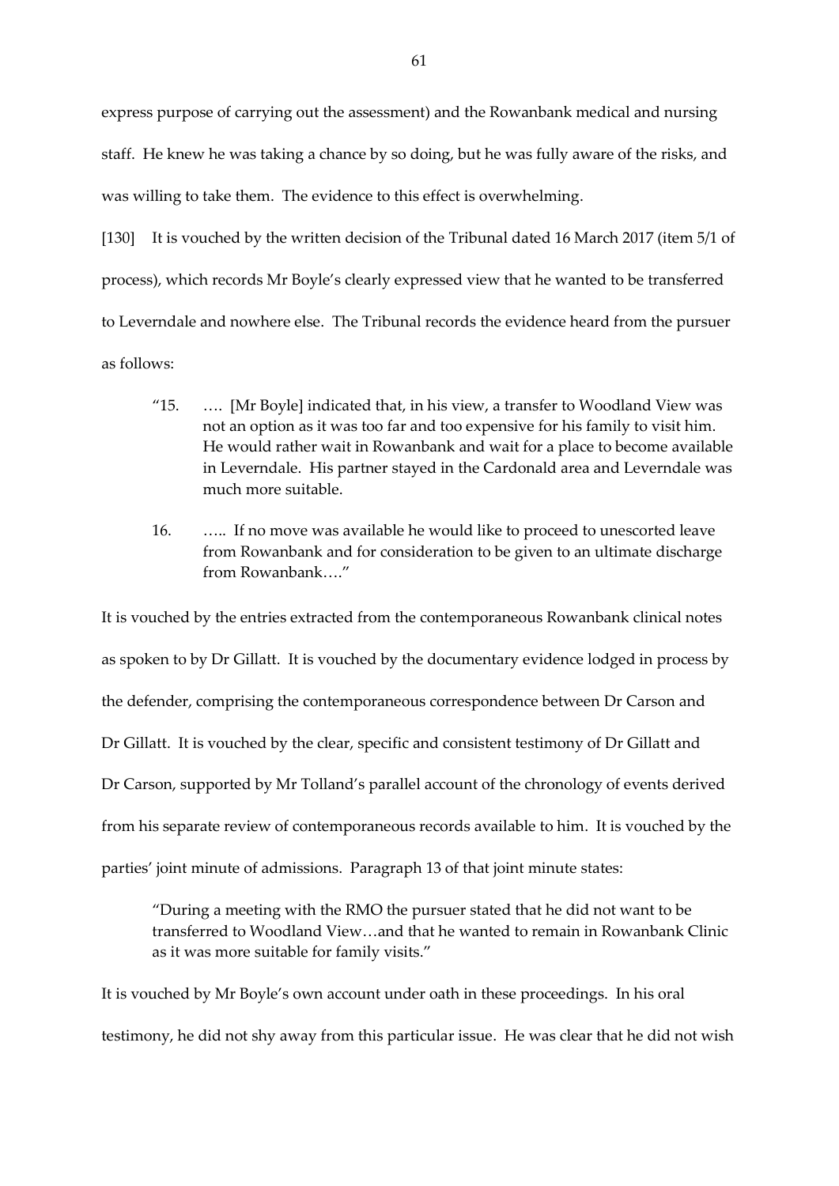express purpose of carrying out the assessment) and the Rowanbank medical and nursing staff. He knew he was taking a chance by so doing, but he was fully aware of the risks, and was willing to take them. The evidence to this effect is overwhelming.

[130] It is vouched by the written decision of the Tribunal dated 16 March 2017 (item 5/1 of process), which records Mr Boyle's clearly expressed view that he wanted to be transferred to Leverndale and nowhere else. The Tribunal records the evidence heard from the pursuer as follows:

> "15. …. [Mr Boyle] indicated that, in his view, a transfer to Woodland View was not an option as it was too far and too expensive for his family to visit him. He would rather wait in Rowanbank and wait for a place to become available in Leverndale. His partner stayed in the Cardonald area and Leverndale was much more suitable.
>
> 16. ….. If no move was available he would like to proceed to unescorted leave from Rowanbank and for consideration to be given to an ultimate discharge from Rowanbank…."

It is vouched by the entries extracted from the contemporaneous Rowanbank clinical notes as spoken to by Dr Gillatt. It is vouched by the documentary evidence lodged in process by the defender, comprising the contemporaneous correspondence between Dr Carson and Dr Gillatt. It is vouched by the clear, specific and consistent testimony of Dr Gillatt and Dr Carson, supported by Mr Tolland's parallel account of the chronology of events derived from his separate review of contemporaneous records available to him. It is vouched by the parties' joint minute of admissions. Paragraph 13 of that joint minute states:

> "During a meeting with the RMO the pursuer stated that he did not want to be transferred to Woodland View…and that he wanted to remain in Rowanbank Clinic as it was more suitable for family visits."

It is vouched by Mr Boyle's own account under oath in these proceedings. In his oral testimony, he did not shy away from this particular issue. He was clear that he did not wish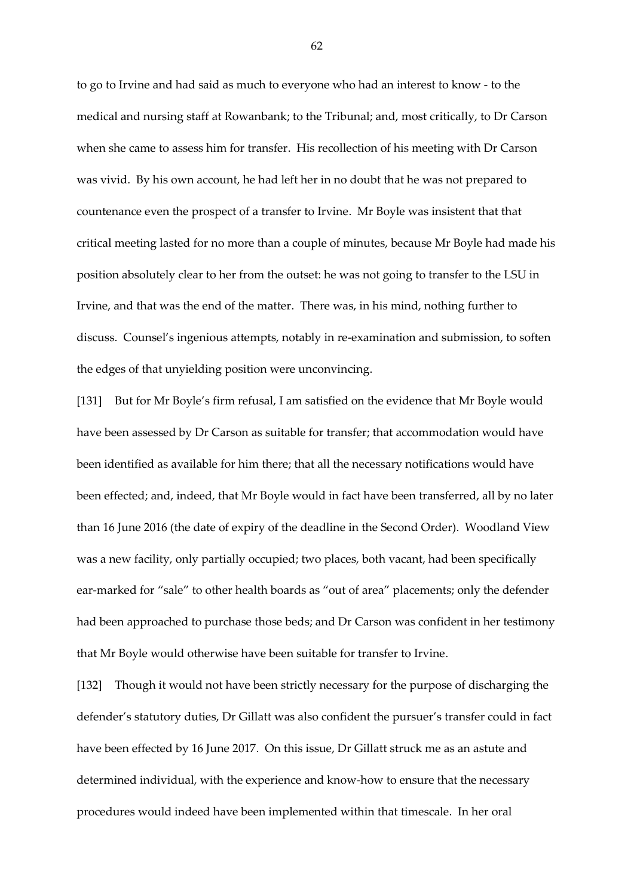to go to Irvine and had said as much to everyone who had an interest to know - to the medical and nursing staff at Rowanbank; to the Tribunal; and, most critically, to Dr Carson when she came to assess him for transfer. His recollection of his meeting with Dr Carson was vivid. By his own account, he had left her in no doubt that he was not prepared to countenance even the prospect of a transfer to Irvine. Mr Boyle was insistent that that critical meeting lasted for no more than a couple of minutes, because Mr Boyle had made his position absolutely clear to her from the outset: he was not going to transfer to the LSU in Irvine, and that was the end of the matter. There was, in his mind, nothing further to discuss. Counsel's ingenious attempts, notably in re-examination and submission, to soften the edges of that unyielding position were unconvincing.

[131] But for Mr Boyle's firm refusal, I am satisfied on the evidence that Mr Boyle would have been assessed by Dr Carson as suitable for transfer; that accommodation would have been identified as available for him there; that all the necessary notifications would have been effected; and, indeed, that Mr Boyle would in fact have been transferred, all by no later than 16 June 2016 (the date of expiry of the deadline in the Second Order). Woodland View was a new facility, only partially occupied; two places, both vacant, had been specifically ear-marked for "sale" to other health boards as "out of area" placements; only the defender had been approached to purchase those beds; and Dr Carson was confident in her testimony that Mr Boyle would otherwise have been suitable for transfer to Irvine.

[132] Though it would not have been strictly necessary for the purpose of discharging the defender's statutory duties, Dr Gillatt was also confident the pursuer's transfer could in fact have been effected by 16 June 2017. On this issue, Dr Gillatt struck me as an astute and determined individual, with the experience and know-how to ensure that the necessary procedures would indeed have been implemented within that timescale. In her oral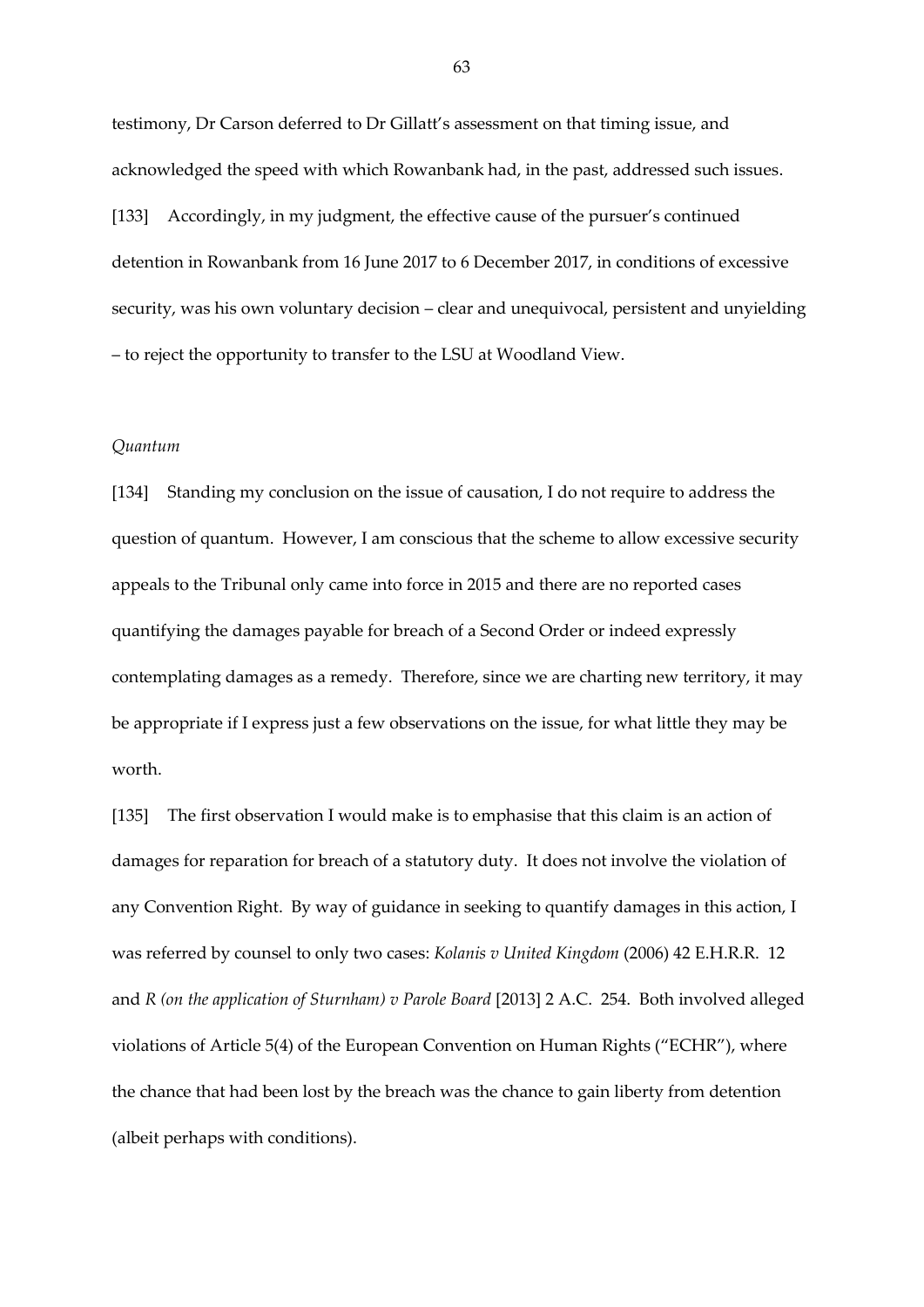testimony, Dr Carson deferred to Dr Gillatt's assessment on that timing issue, and acknowledged the speed with which Rowanbank had, in the past, addressed such issues.

[133] Accordingly, in my judgment, the effective cause of the pursuer's continued detention in Rowanbank from 16 June 2017 to 6 December 2017, in conditions of excessive security, was his own voluntary decision – clear and unequivocal, persistent and unyielding – to reject the opportunity to transfer to the LSU at Woodland View.

*Quantum*

[134] Standing my conclusion on the issue of causation, I do not require to address the question of quantum. However, I am conscious that the scheme to allow excessive security appeals to the Tribunal only came into force in 2015 and there are no reported cases quantifying the damages payable for breach of a Second Order or indeed expressly contemplating damages as a remedy. Therefore, since we are charting new territory, it may be appropriate if I express just a few observations on the issue, for what little they may be worth.

[135] The first observation I would make is to emphasise that this claim is an action of damages for reparation for breach of a statutory duty. It does not involve the violation of any Convention Right. By way of guidance in seeking to quantify damages in this action, I was referred by counsel to only two cases: *Kolanis v United Kingdom* (2006) 42 E.H.R.R. 12 and *R (on the application of Sturnham) v Parole Board* [2013] 2 A.C. 254. Both involved alleged violations of Article 5(4) of the European Convention on Human Rights ("ECHR"), where the chance that had been lost by the breach was the chance to gain liberty from detention (albeit perhaps with conditions).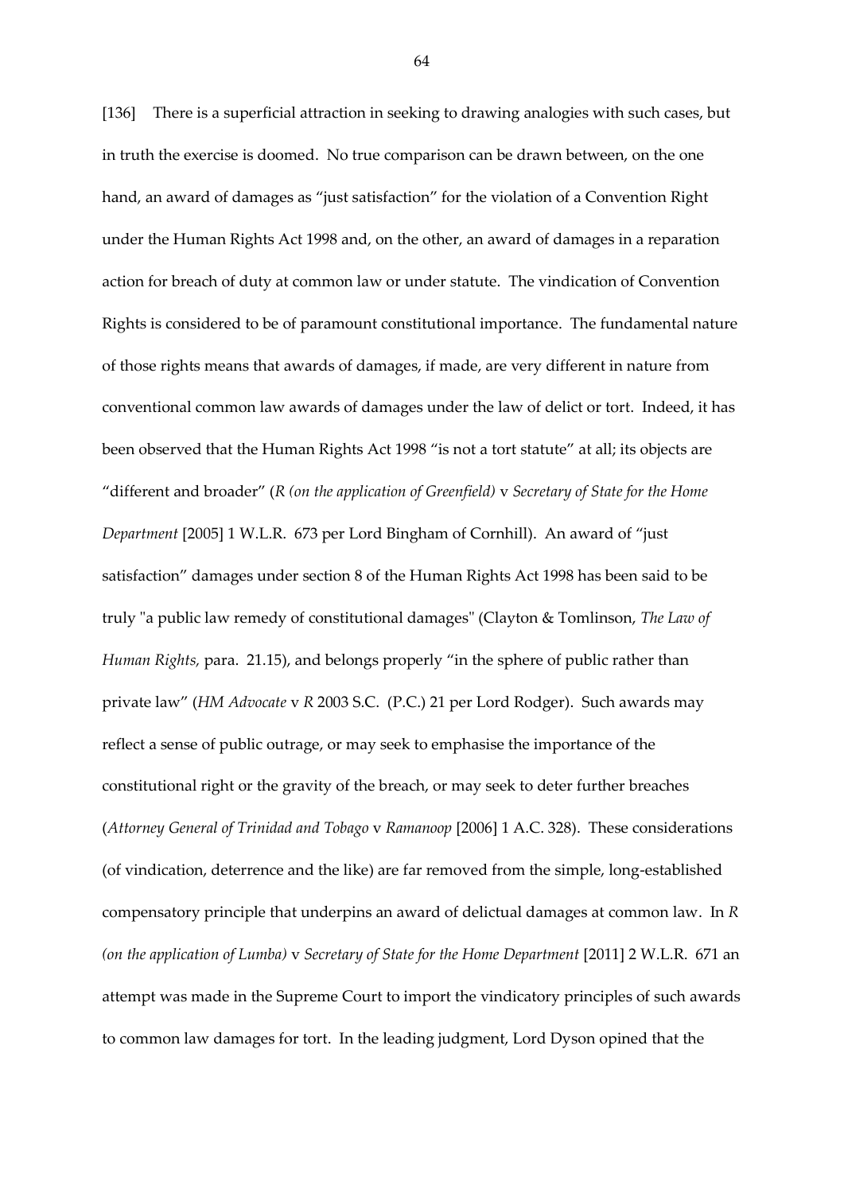[136] There is a superficial attraction in seeking to drawing analogies with such cases, but in truth the exercise is doomed. No true comparison can be drawn between, on the one hand, an award of damages as "just satisfaction" for the violation of a Convention Right under the Human Rights Act 1998 and, on the other, an award of damages in a reparation action for breach of duty at common law or under statute. The vindication of Convention Rights is considered to be of paramount constitutional importance. The fundamental nature of those rights means that awards of damages, if made, are very different in nature from conventional common law awards of damages under the law of delict or tort. Indeed, it has been observed that the Human Rights Act 1998 "is not a tort statute" at all; its objects are "different and broader" (*R (on the application of Greenfield)* v *Secretary of State for the Home Department* [2005] 1 W.L.R. 673 per Lord Bingham of Cornhill). An award of "just satisfaction" damages under section 8 of the Human Rights Act 1998 has been said to be truly "a public law remedy of constitutional damages" (Clayton & Tomlinson, *The Law of Human Rights,* para. 21.15), and belongs properly "in the sphere of public rather than private law" (*HM Advocate* v *R* 2003 S.C. (P.C.) 21 per Lord Rodger). Such awards may reflect a sense of public outrage, or may seek to emphasise the importance of the constitutional right or the gravity of the breach, or may seek to deter further breaches (*Attorney General of Trinidad and Tobago* v *Ramanoop* [2006] 1 A.C. 328). These considerations (of vindication, deterrence and the like) are far removed from the simple, long-established compensatory principle that underpins an award of delictual damages at common law. In *R (on the application of Lumba)* v *Secretary of State for the Home Department* [2011] 2 W.L.R. 671 an attempt was made in the Supreme Court to import the vindicatory principles of such awards to common law damages for tort. In the leading judgment, Lord Dyson opined that the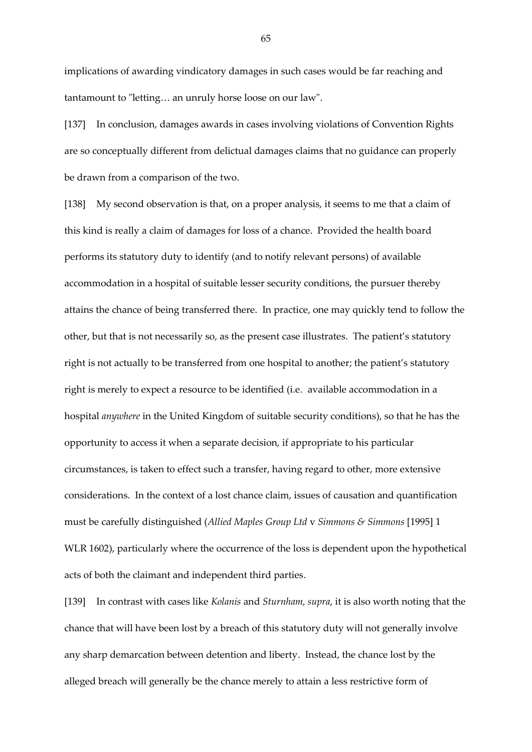implications of awarding vindicatory damages in such cases would be far reaching and tantamount to "letting… an unruly horse loose on our law".

[137] In conclusion, damages awards in cases involving violations of Convention Rights are so conceptually different from delictual damages claims that no guidance can properly be drawn from a comparison of the two.

[138] My second observation is that, on a proper analysis, it seems to me that a claim of this kind is really a claim of damages for loss of a chance. Provided the health board performs its statutory duty to identify (and to notify relevant persons) of available accommodation in a hospital of suitable lesser security conditions, the pursuer thereby attains the chance of being transferred there. In practice, one may quickly tend to follow the other, but that is not necessarily so, as the present case illustrates. The patient's statutory right is not actually to be transferred from one hospital to another; the patient's statutory right is merely to expect a resource to be identified (i.e. available accommodation in a hospital *anywhere* in the United Kingdom of suitable security conditions), so that he has the opportunity to access it when a separate decision, if appropriate to his particular circumstances, is taken to effect such a transfer, having regard to other, more extensive considerations. In the context of a lost chance claim, issues of causation and quantification must be carefully distinguished (*Allied Maples Group Ltd* v *Simmons & Simmons* [1995] 1 WLR 1602), particularly where the occurrence of the loss is dependent upon the hypothetical acts of both the claimant and independent third parties.

[139] In contrast with cases like *Kolanis* and *Sturnham, supra*, it is also worth noting that the chance that will have been lost by a breach of this statutory duty will not generally involve any sharp demarcation between detention and liberty. Instead, the chance lost by the alleged breach will generally be the chance merely to attain a less restrictive form of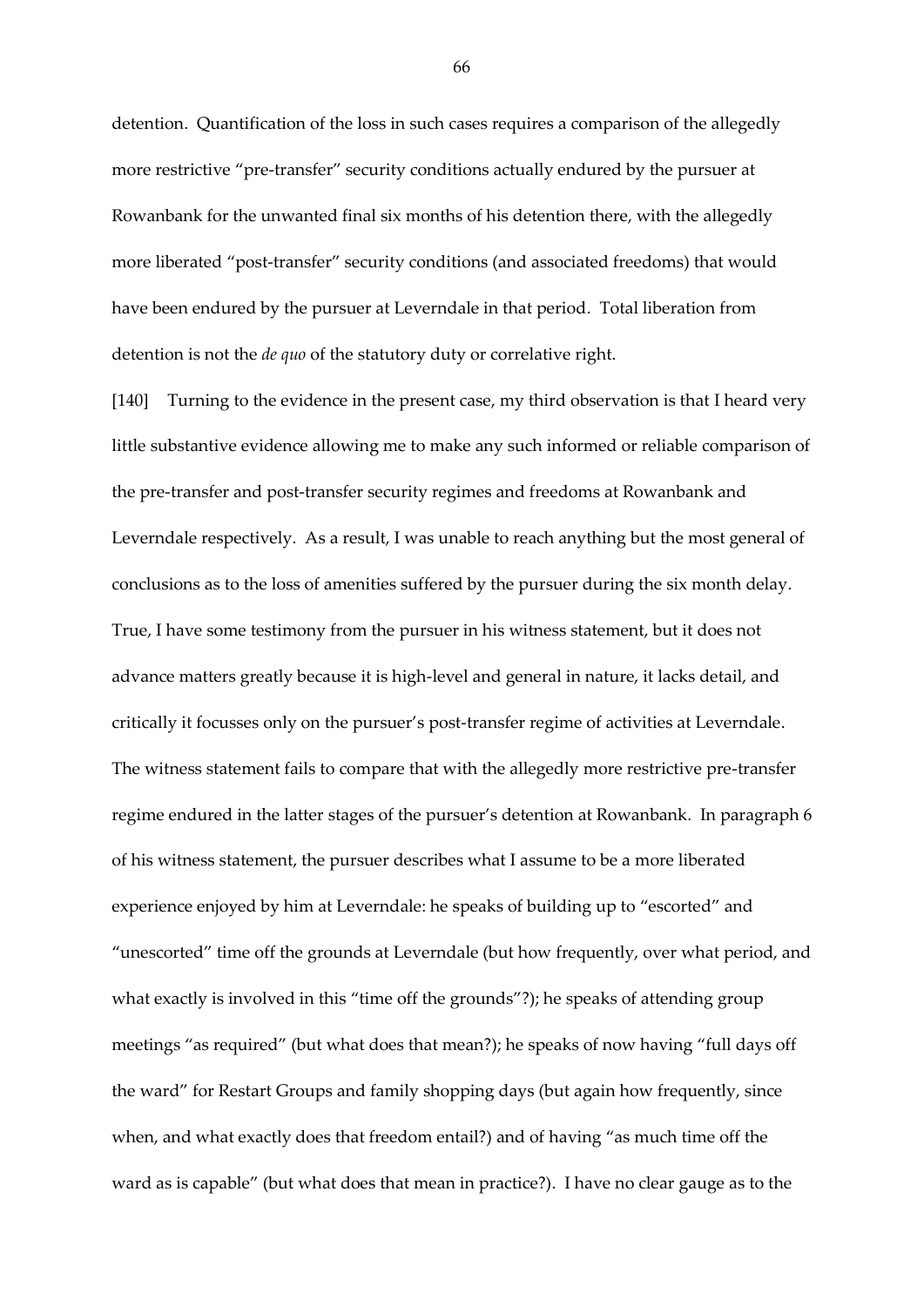detention. Quantification of the loss in such cases requires a comparison of the allegedly more restrictive "pre-transfer" security conditions actually endured by the pursuer at Rowanbank for the unwanted final six months of his detention there, with the allegedly more liberated "post-transfer" security conditions (and associated freedoms) that would have been endured by the pursuer at Leverndale in that period. Total liberation from detention is not the *de quo* of the statutory duty or correlative right.

[140] Turning to the evidence in the present case, my third observation is that I heard very little substantive evidence allowing me to make any such informed or reliable comparison of the pre-transfer and post-transfer security regimes and freedoms at Rowanbank and Leverndale respectively. As a result, I was unable to reach anything but the most general of conclusions as to the loss of amenities suffered by the pursuer during the six month delay. True, I have some testimony from the pursuer in his witness statement, but it does not advance matters greatly because it is high-level and general in nature, it lacks detail, and critically it focusses only on the pursuer's post-transfer regime of activities at Leverndale. The witness statement fails to compare that with the allegedly more restrictive pre-transfer regime endured in the latter stages of the pursuer's detention at Rowanbank. In paragraph 6 of his witness statement, the pursuer describes what I assume to be a more liberated experience enjoyed by him at Leverndale: he speaks of building up to "escorted" and "unescorted" time off the grounds at Leverndale (but how frequently, over what period, and what exactly is involved in this "time off the grounds"?); he speaks of attending group meetings "as required" (but what does that mean?); he speaks of now having "full days off the ward" for Restart Groups and family shopping days (but again how frequently, since when, and what exactly does that freedom entail?) and of having "as much time off the ward as is capable" (but what does that mean in practice?). I have no clear gauge as to the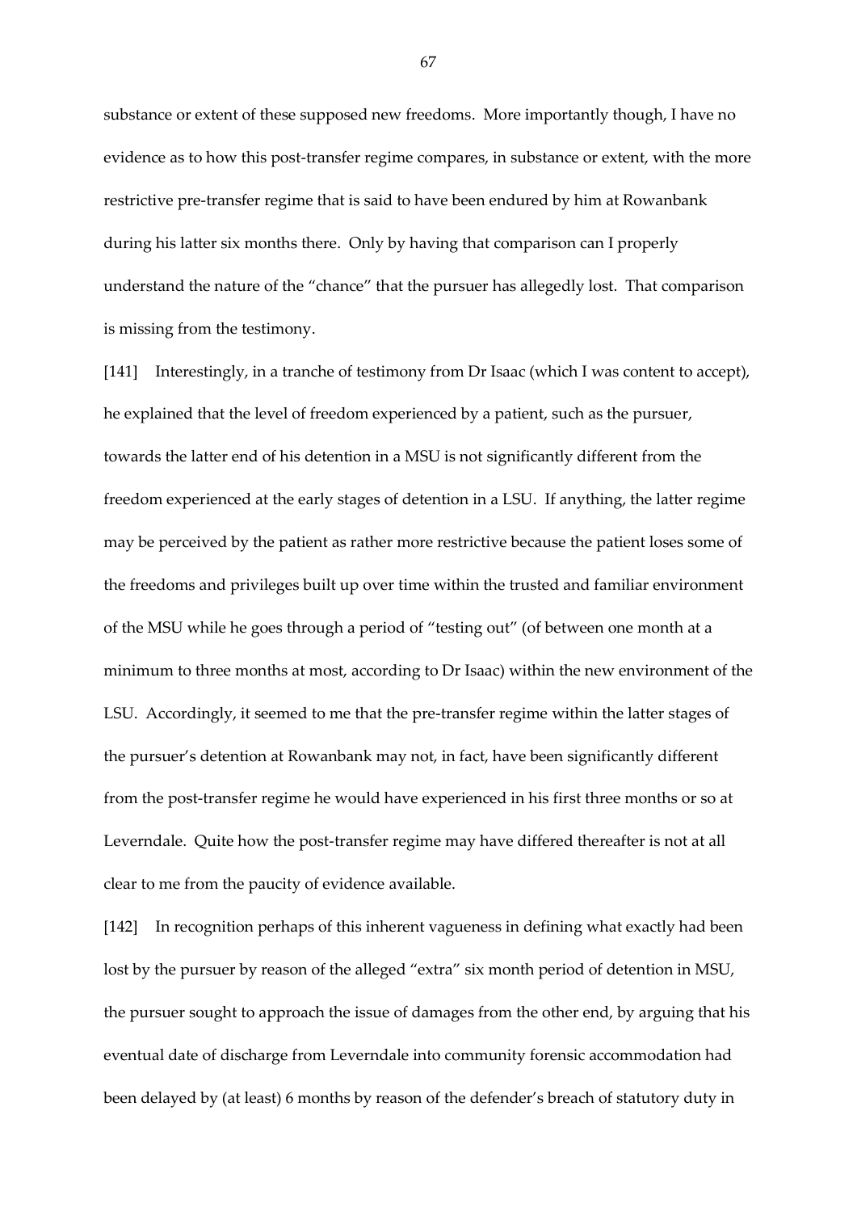substance or extent of these supposed new freedoms. More importantly though, I have no evidence as to how this post-transfer regime compares, in substance or extent, with the more restrictive pre-transfer regime that is said to have been endured by him at Rowanbank during his latter six months there. Only by having that comparison can I properly understand the nature of the "chance" that the pursuer has allegedly lost. That comparison is missing from the testimony.

[141] Interestingly, in a tranche of testimony from Dr Isaac (which I was content to accept), he explained that the level of freedom experienced by a patient, such as the pursuer, towards the latter end of his detention in a MSU is not significantly different from the freedom experienced at the early stages of detention in a LSU. If anything, the latter regime may be perceived by the patient as rather more restrictive because the patient loses some of the freedoms and privileges built up over time within the trusted and familiar environment of the MSU while he goes through a period of "testing out" (of between one month at a minimum to three months at most, according to Dr Isaac) within the new environment of the LSU. Accordingly, it seemed to me that the pre-transfer regime within the latter stages of the pursuer's detention at Rowanbank may not, in fact, have been significantly different from the post-transfer regime he would have experienced in his first three months or so at Leverndale. Quite how the post-transfer regime may have differed thereafter is not at all clear to me from the paucity of evidence available.

[142] In recognition perhaps of this inherent vagueness in defining what exactly had been lost by the pursuer by reason of the alleged "extra" six month period of detention in MSU, the pursuer sought to approach the issue of damages from the other end, by arguing that his eventual date of discharge from Leverndale into community forensic accommodation had been delayed by (at least) 6 months by reason of the defender's breach of statutory duty in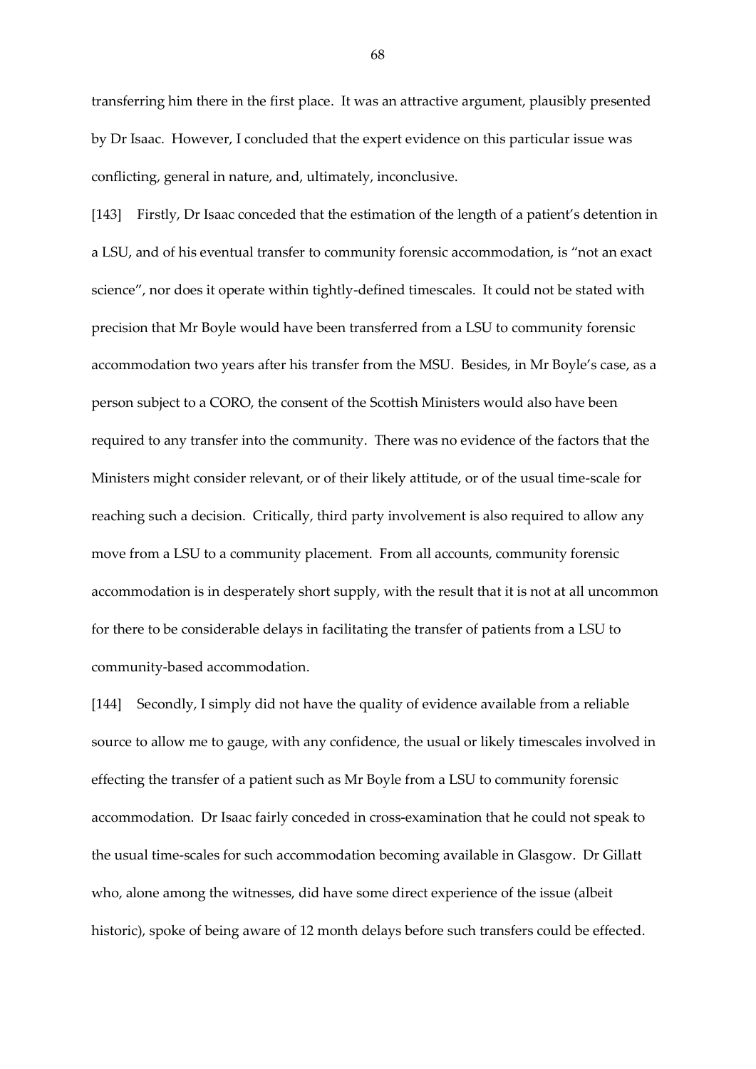transferring him there in the first place. It was an attractive argument, plausibly presented by Dr Isaac. However, I concluded that the expert evidence on this particular issue was conflicting, general in nature, and, ultimately, inconclusive.

[143] Firstly, Dr Isaac conceded that the estimation of the length of a patient's detention in a LSU, and of his eventual transfer to community forensic accommodation, is "not an exact science", nor does it operate within tightly-defined timescales. It could not be stated with precision that Mr Boyle would have been transferred from a LSU to community forensic accommodation two years after his transfer from the MSU. Besides, in Mr Boyle's case, as a person subject to a CORO, the consent of the Scottish Ministers would also have been required to any transfer into the community. There was no evidence of the factors that the Ministers might consider relevant, or of their likely attitude, or of the usual time-scale for reaching such a decision. Critically, third party involvement is also required to allow any move from a LSU to a community placement. From all accounts, community forensic accommodation is in desperately short supply, with the result that it is not at all uncommon for there to be considerable delays in facilitating the transfer of patients from a LSU to community-based accommodation.

[144] Secondly, I simply did not have the quality of evidence available from a reliable source to allow me to gauge, with any confidence, the usual or likely timescales involved in effecting the transfer of a patient such as Mr Boyle from a LSU to community forensic accommodation. Dr Isaac fairly conceded in cross-examination that he could not speak to the usual time-scales for such accommodation becoming available in Glasgow. Dr Gillatt who, alone among the witnesses, did have some direct experience of the issue (albeit historic), spoke of being aware of 12 month delays before such transfers could be effected.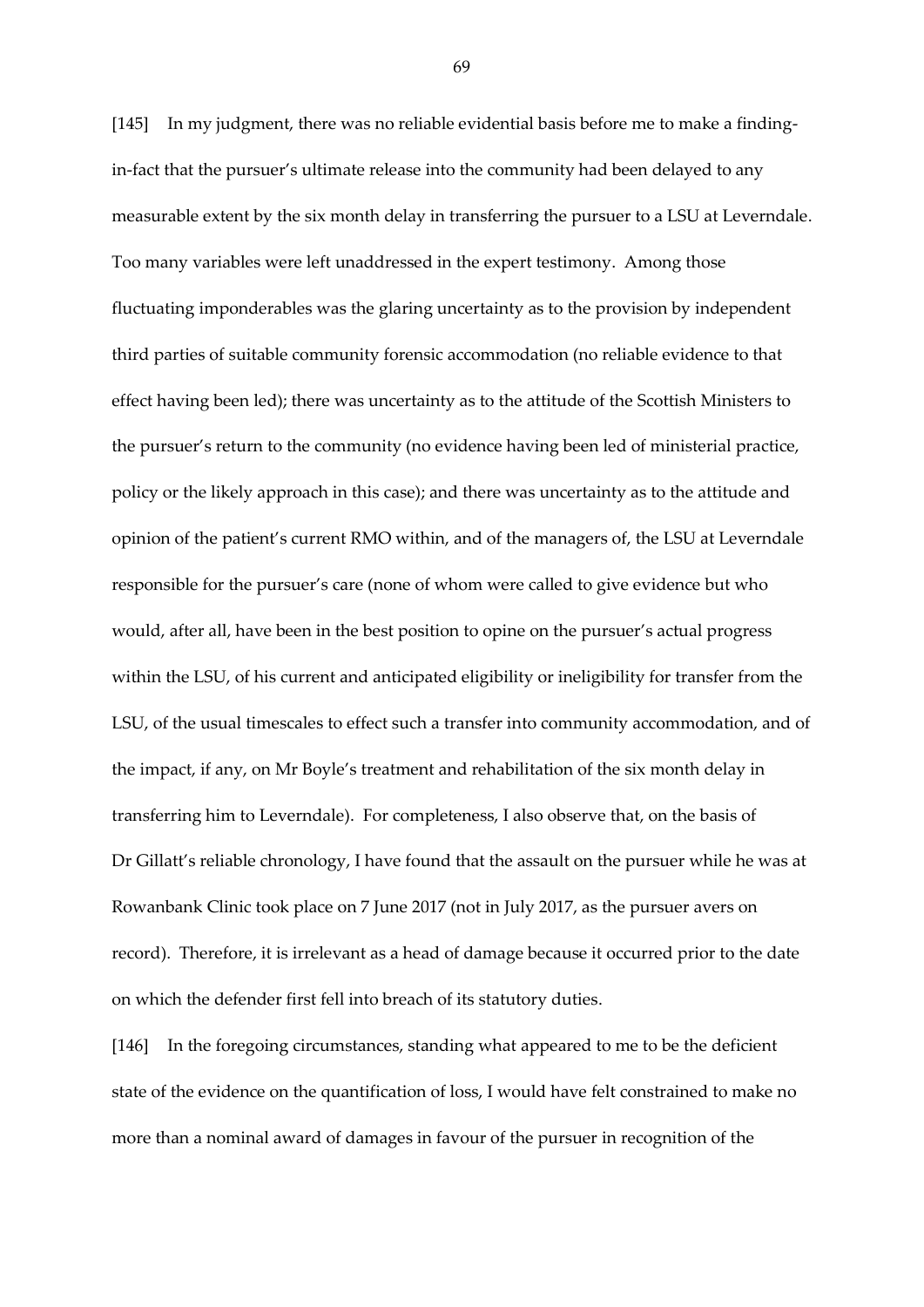[145] In my judgment, there was no reliable evidential basis before me to make a finding-in-fact that the pursuer's ultimate release into the community had been delayed to any measurable extent by the six month delay in transferring the pursuer to a LSU at Leverndale. Too many variables were left unaddressed in the expert testimony. Among those fluctuating imponderables was the glaring uncertainty as to the provision by independent third parties of suitable community forensic accommodation (no reliable evidence to that effect having been led); there was uncertainty as to the attitude of the Scottish Ministers to the pursuer's return to the community (no evidence having been led of ministerial practice, policy or the likely approach in this case); and there was uncertainty as to the attitude and opinion of the patient's current RMO within, and of the managers of, the LSU at Leverndale responsible for the pursuer's care (none of whom were called to give evidence but who would, after all, have been in the best position to opine on the pursuer's actual progress within the LSU, of his current and anticipated eligibility or ineligibility for transfer from the LSU, of the usual timescales to effect such a transfer into community accommodation, and of the impact, if any, on Mr Boyle's treatment and rehabilitation of the six month delay in transferring him to Leverndale). For completeness, I also observe that, on the basis of Dr Gillatt's reliable chronology, I have found that the assault on the pursuer while he was at Rowanbank Clinic took place on 7 June 2017 (not in July 2017, as the pursuer avers on record). Therefore, it is irrelevant as a head of damage because it occurred prior to the date on which the defender first fell into breach of its statutory duties.

[146] In the foregoing circumstances, standing what appeared to me to be the deficient state of the evidence on the quantification of loss, I would have felt constrained to make no more than a nominal award of damages in favour of the pursuer in recognition of the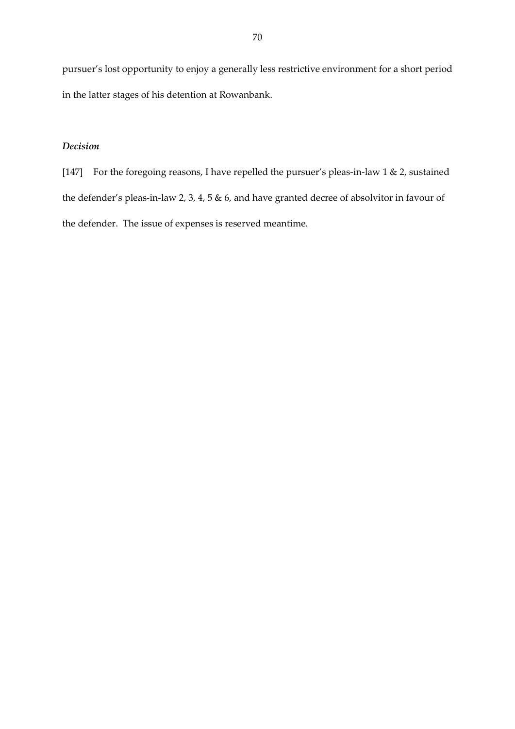pursuer's lost opportunity to enjoy a generally less restrictive environment for a short period in the latter stages of his detention at Rowanbank.

### *Decision*

[147] For the foregoing reasons, I have repelled the pursuer's pleas-in-law 1 & 2, sustained the defender's pleas-in-law 2, 3, 4, 5 & 6, and have granted decree of absolvitor in favour of the defender. The issue of expenses is reserved meantime.